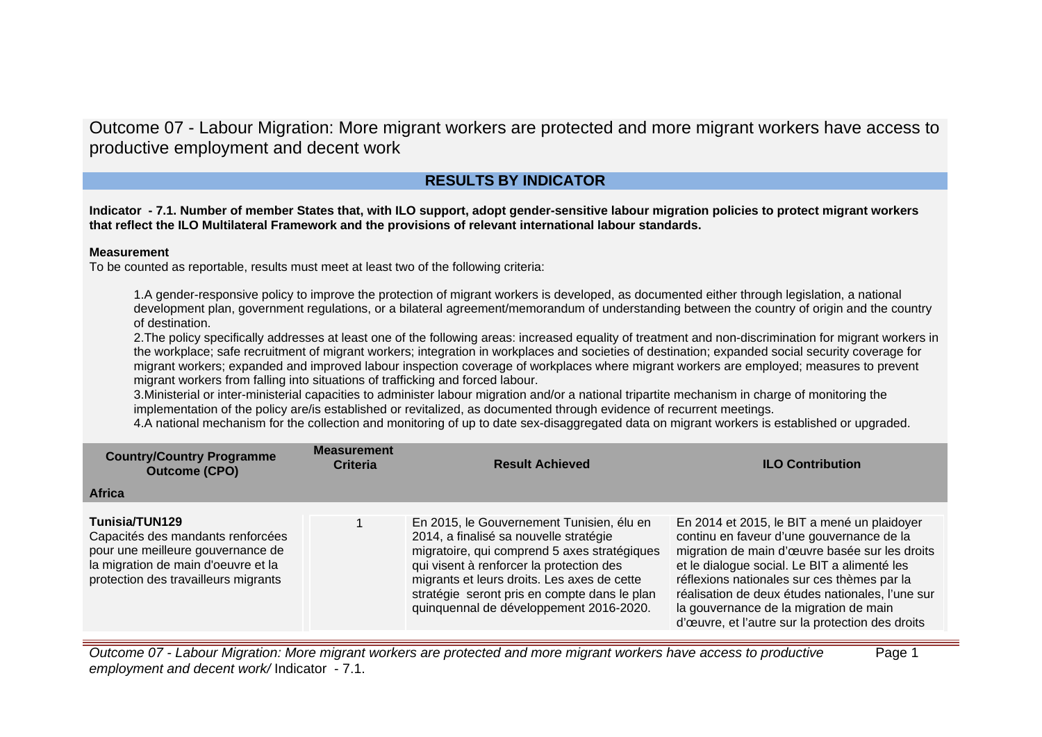# Outcome 07 - Labour Migration: More migrant workers are protected and more migrant workers have access to productive employment and decent work

## RESULTS BY INDICATOR

**Indicator - 7.1. Number of member States that, with ILO support, adopt gender-sensitive labour migration policies to protect migrant workers that reflect the ILO Multilateral Framework and the provisions of relevant international labour standards.**

**Measurement**

To be counted as reportable, results must meet at least two of the following criteria:

1. A gender-responsive policy to improve the protection of migrant workers is developed, as documented either through legislation, a national development plan, government regulations, or a bilateral agreement/memorandum of understanding between the country of origin and the country of destination.
2. The policy specifically addresses at least one of the following areas: increased equality of treatment and non-discrimination for migrant workers in the workplace; safe recruitment of migrant workers; integration in workplaces and societies of destination; expanded social security coverage for migrant workers; expanded and improved labour inspection coverage of workplaces where migrant workers are employed; measures to prevent migrant workers from falling into situations of trafficking and forced labour.
3. Ministerial or inter-ministerial capacities to administer labour migration and/or a national tripartite mechanism in charge of monitoring the implementation of the policy are/is established or revitalized, as documented through evidence of recurrent meetings.
4. A national mechanism for the collection and monitoring of up to date sex-disaggregated data on migrant workers is established or upgraded.

| Country/Country Programme Outcome (CPO) | Measurement Criteria | Result Achieved | ILO Contribution |
|---|---|---|---|
| **Africa** | | | |
| **Tunisia/TUN129**<br>Capacités des mandants renforcées pour une meilleure gouvernance de la migration de main d'oeuvre et la protection des travailleurs migrants | 1 | En 2015, le Gouvernement Tunisien, élu en 2014, a finalisé sa nouvelle stratégie migratoire, qui comprend 5 axes stratégiques qui visent à renforcer la protection des migrants et leurs droits. Les axes de cette stratégie seront pris en compte dans le plan quinquennal de développement 2016-2020. | En 2014 et 2015, le BIT a mené un plaidoyer continu en faveur d'une gouvernance de la migration de main d'œuvre basée sur les droits et le dialogue social. Le BIT a alimenté les réflexions nationales sur ces thèmes par la réalisation de deux études nationales, l'une sur la gouvernance de la migration de main d'œuvre, et l'autre sur la protection des droits |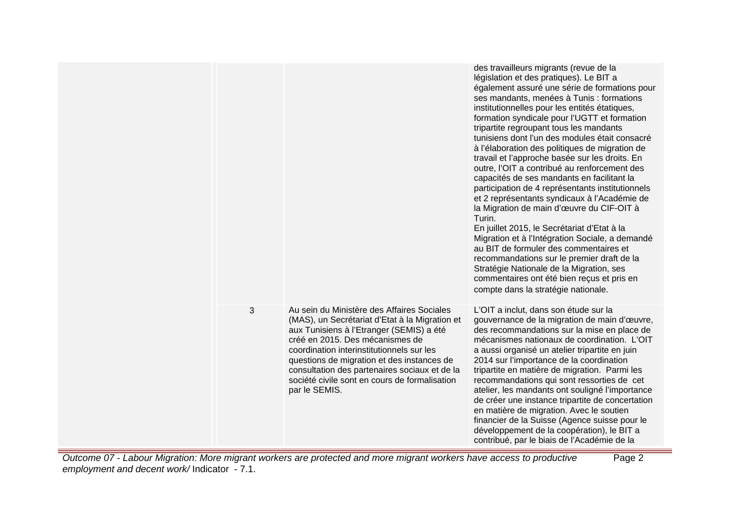| | | | |
|---|---|---|---|
| | | | des travailleurs migrants (revue de la législation et des pratiques). Le BIT a également assuré une série de formations pour ses mandants, menées à Tunis : formations institutionnelles pour les entités étatiques, formation syndicale pour l'UGTT et formation tripartite regroupant tous les mandants tunisiens dont l'un des modules était consacré à l'élaboration des politiques de migration de travail et l'approche basée sur les droits. En outre, l'OIT a contribué au renforcement des capacités de ses mandants en facilitant la participation de 4 représentants institutionnels et 2 représentants syndicaux à l'Académie de la Migration de main d'œuvre du CIF-OIT à Turin.<br>En juillet 2015, le Secrétariat d'Etat à la Migration et à l'Intégration Sociale, a demandé au BIT de formuler des commentaires et recommandations sur le premier draft de la Stratégie Nationale de la Migration, ses commentaires ont été bien reçus et pris en compte dans la stratégie nationale. |
| | 3 | Au sein du Ministère des Affaires Sociales (MAS), un Secrétariat d'Etat à la Migration et aux Tunisiens à l'Etranger (SEMIS) a été créé en 2015. Des mécanismes de coordination interinstitutionnels sur les questions de migration et des instances de consultation des partenaires sociaux et de la société civile sont en cours de formalisation par le SEMIS. | L'OIT a inclut, dans son étude sur la gouvernance de la migration de main d'œuvre, des recommandations sur la mise en place de mécanismes nationaux de coordination. L'OIT a aussi organisé un atelier tripartite en juin 2014 sur l'importance de la coordination tripartite en matière de migration. Parmi les recommandations qui sont ressorties de cet atelier, les mandants ont souligné l'importance de créer une instance tripartite de concertation en matière de migration. Avec le soutien financier de la Suisse (Agence suisse pour le développement de la coopération), le BIT a contribué, par le biais de l'Académie de la |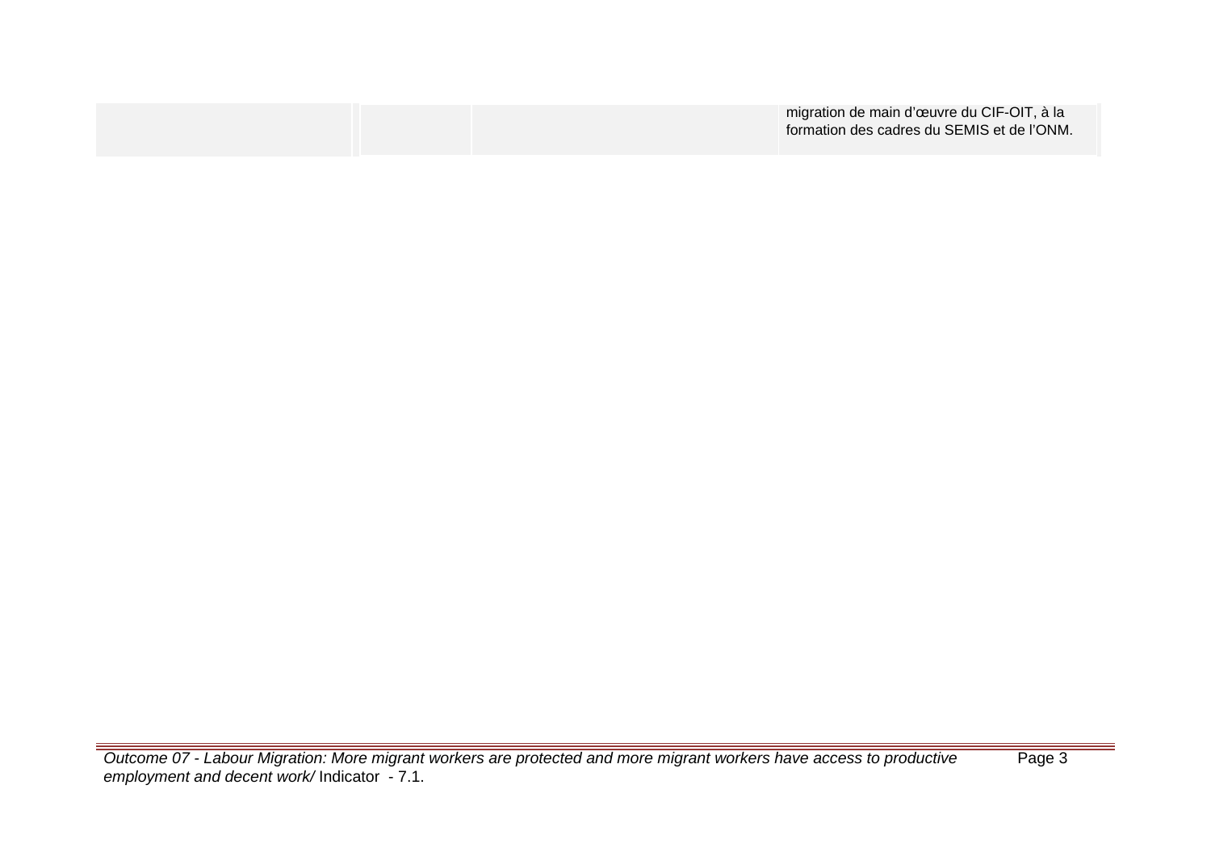| | | | |
|---|---|---|---|
| | | | migration de main d'œuvre du CIF-OIT, à la formation des cadres du SEMIS et de l'ONM. |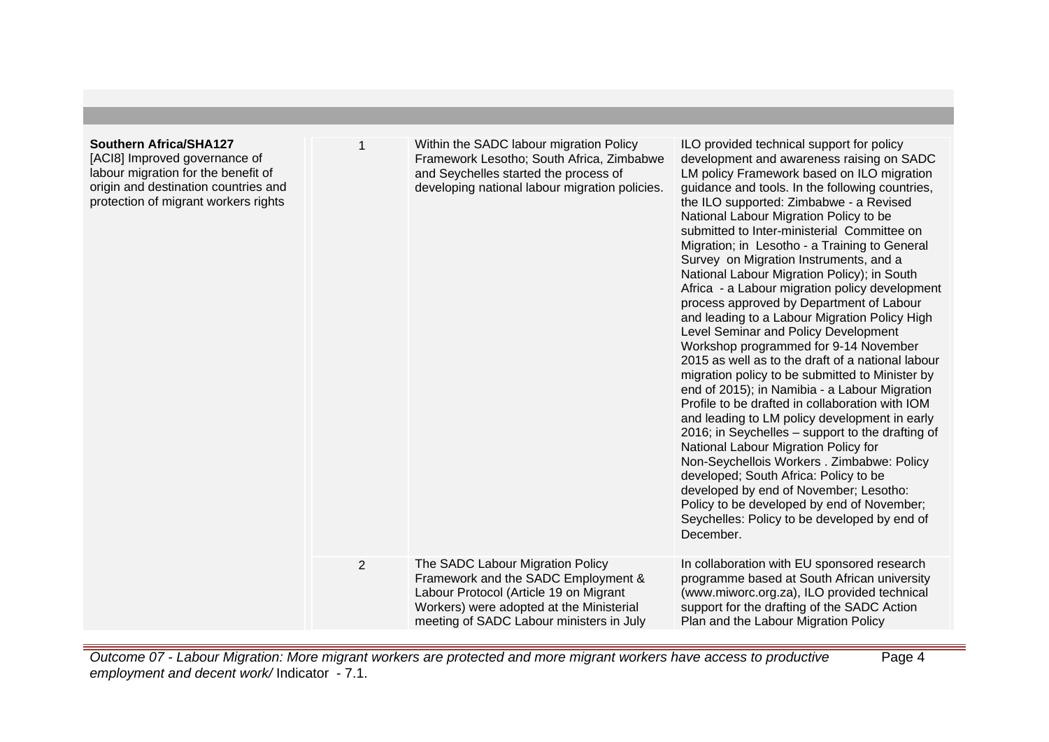| | | | |
|---|---|---|---|
| **Southern Africa/SHA127** [ACI8] Improved governance of labour migration for the benefit of origin and destination countries and protection of migrant workers rights | 1 | Within the SADC labour migration Policy Framework Lesotho; South Africa, Zimbabwe and Seychelles started the process of developing national labour migration policies. | ILO provided technical support for policy development and awareness raising on SADC LM policy Framework based on ILO migration guidance and tools. In the following countries, the ILO supported: Zimbabwe - a Revised National Labour Migration Policy to be submitted to Inter-ministerial Committee on Migration; in Lesotho - a Training to General Survey on Migration Instruments, and a National Labour Migration Policy); in South Africa - a Labour migration policy development process approved by Department of Labour and leading to a Labour Migration Policy High Level Seminar and Policy Development Workshop programmed for 9-14 November 2015 as well as to the draft of a national labour migration policy to be submitted to Minister by end of 2015); in Namibia - a Labour Migration Profile to be drafted in collaboration with IOM and leading to LM policy development in early 2016; in Seychelles – support to the drafting of National Labour Migration Policy for Non-Seychellois Workers . Zimbabwe: Policy developed; South Africa: Policy to be developed by end of November; Lesotho: Policy to be developed by end of November; Seychelles: Policy to be developed by end of December. |
| | 2 | The SADC Labour Migration Policy Framework and the SADC Employment & Labour Protocol (Article 19 on Migrant Workers) were adopted at the Ministerial meeting of SADC Labour ministers in July | In collaboration with EU sponsored research programme based at South African university (www.miworc.org.za), ILO provided technical support for the drafting of the SADC Action Plan and the Labour Migration Policy |

*Outcome 07 - Labour Migration: More migrant workers are protected and more migrant workers have access to productive employment and decent work/* Indicator - 7.1.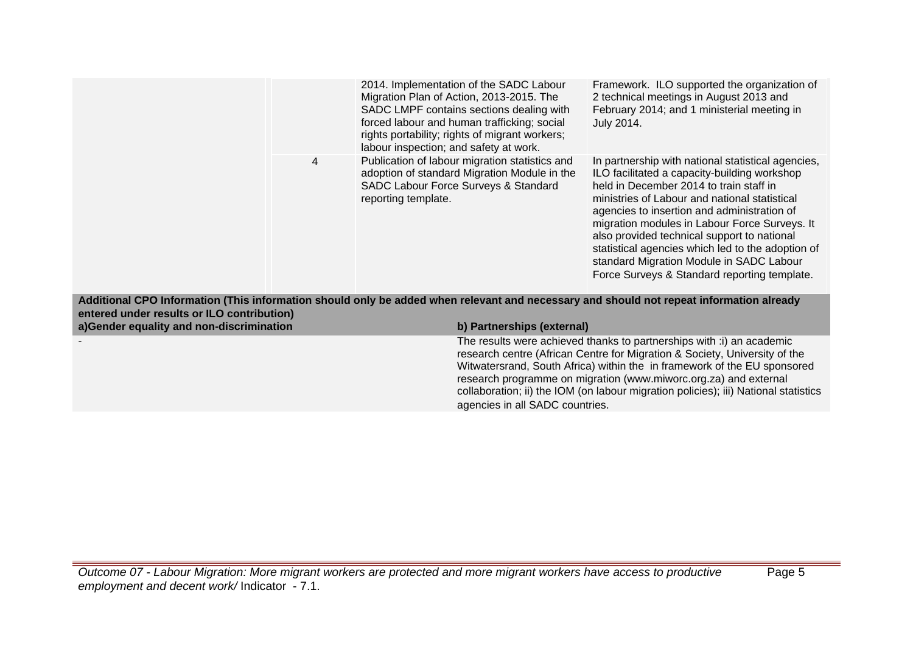| | | | |
|---|---|---|---|
| | | 2014. Implementation of the SADC Labour Migration Plan of Action, 2013-2015. The SADC LMPF contains sections dealing with forced labour and human trafficking; social rights portability; rights of migrant workers; labour inspection; and safety at work. | Framework. ILO supported the organization of 2 technical meetings in August 2013 and February 2014; and 1 ministerial meeting in July 2014. |
| | 4 | Publication of labour migration statistics and adoption of standard Migration Module in the SADC Labour Force Surveys & Standard reporting template. | In partnership with national statistical agencies, ILO facilitated a capacity-building workshop held in December 2014 to train staff in ministries of Labour and national statistical agencies to insertion and administration of migration modules in Labour Force Surveys. It also provided technical support to national statistical agencies which led to the adoption of standard Migration Module in SADC Labour Force Surveys & Standard reporting template. |

**Additional CPO Information (This information should only be added when relevant and necessary and should not repeat information already entered under results or ILO contribution)**

| a)Gender equality and non-discrimination | b) Partnerships (external) |
|---|---|
| - | The results were achieved thanks to partnerships with :i) an academic research centre (African Centre for Migration & Society, University of the Witwatersrand, South Africa) within the in framework of the EU sponsored research programme on migration (www.miworc.org.za) and external collaboration; ii) the IOM (on labour migration policies); iii) National statistics agencies in all SADC countries. |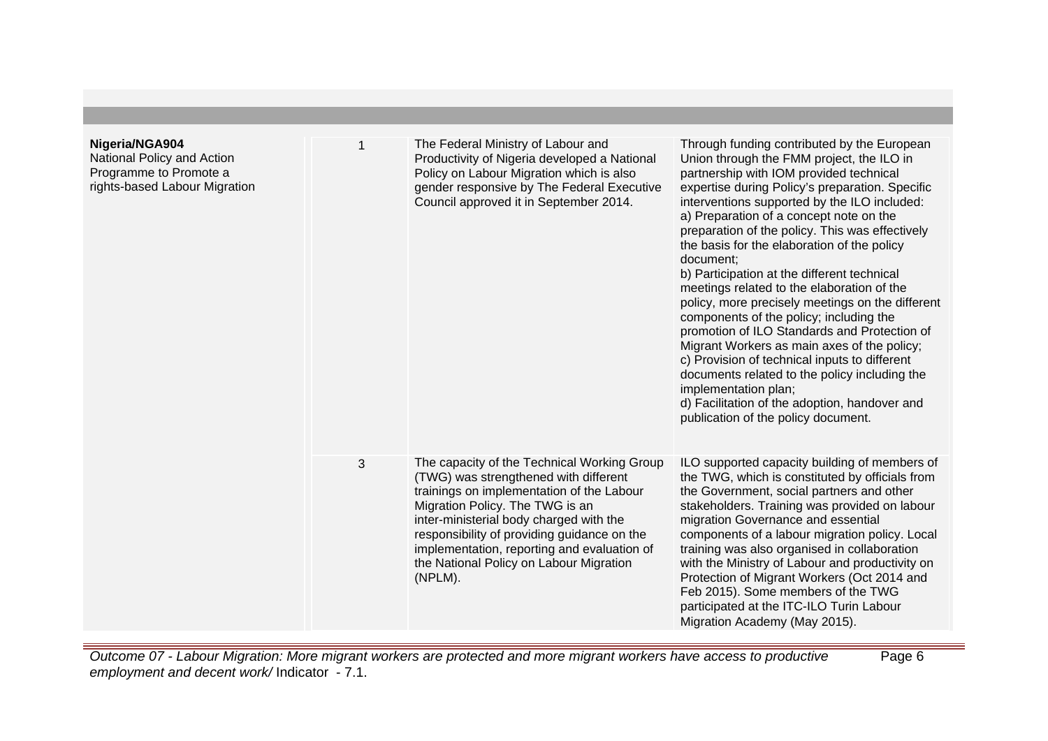| | | | |
|---|---|---|---|
| **Nigeria/NGA904**<br>National Policy and Action Programme to Promote a rights-based Labour Migration | 1 | The Federal Ministry of Labour and Productivity of Nigeria developed a National Policy on Labour Migration which is also gender responsive by The Federal Executive Council approved it in September 2014. | Through funding contributed by the European Union through the FMM project, the ILO in partnership with IOM provided technical expertise during Policy's preparation. Specific interventions supported by the ILO included:<br>a) Preparation of a concept note on the preparation of the policy. This was effectively the basis for the elaboration of the policy document;<br>b) Participation at the different technical meetings related to the elaboration of the policy, more precisely meetings on the different components of the policy; including the promotion of ILO Standards and Protection of Migrant Workers as main axes of the policy;<br>c) Provision of technical inputs to different documents related to the policy including the implementation plan;<br>d) Facilitation of the adoption, handover and publication of the policy document. |
| | 3 | The capacity of the Technical Working Group (TWG) was strengthened with different trainings on implementation of the Labour Migration Policy. The TWG is an inter-ministerial body charged with the responsibility of providing guidance on the implementation, reporting and evaluation of the National Policy on Labour Migration (NPLM). | ILO supported capacity building of members of the TWG, which is constituted by officials from the Government, social partners and other stakeholders. Training was provided on labour migration Governance and essential components of a labour migration policy. Local training was also organised in collaboration with the Ministry of Labour and productivity on Protection of Migrant Workers (Oct 2014 and Feb 2015). Some members of the TWG participated at the ITC-ILO Turin Labour Migration Academy (May 2015). |

*Outcome 07 - Labour Migration: More migrant workers are protected and more migrant workers have access to productive employment and decent work/* Indicator - 7.1.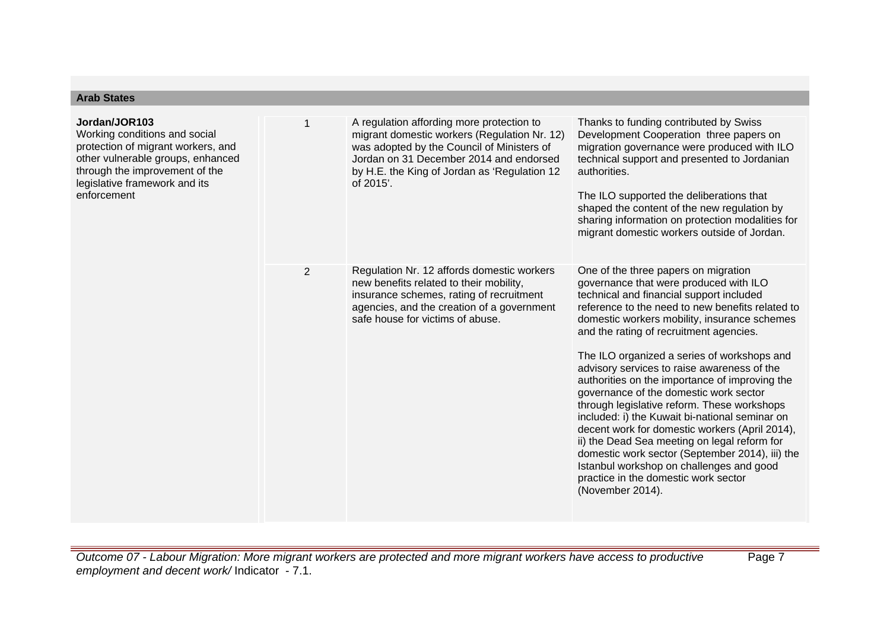## Arab States

| | | | |
|---|---|---|---|
| **Jordan/JOR103**<br>Working conditions and social protection of migrant workers, and other vulnerable groups, enhanced through the improvement of the legislative framework and its enforcement | 1 | A regulation affording more protection to migrant domestic workers (Regulation Nr. 12) was adopted by the Council of Ministers of Jordan on 31 December 2014 and endorsed by H.E. the King of Jordan as 'Regulation 12 of 2015'. | Thanks to funding contributed by Swiss Development Cooperation three papers on migration governance were produced with ILO technical support and presented to Jordanian authorities.<br><br>The ILO supported the deliberations that shaped the content of the new regulation by sharing information on protection modalities for migrant domestic workers outside of Jordan. |
| | 2 | Regulation Nr. 12 affords domestic workers new benefits related to their mobility, insurance schemes, rating of recruitment agencies, and the creation of a government safe house for victims of abuse. | One of the three papers on migration governance that were produced with ILO technical and financial support included reference to the need to new benefits related to domestic workers mobility, insurance schemes and the rating of recruitment agencies.<br><br>The ILO organized a series of workshops and advisory services to raise awareness of the authorities on the importance of improving the governance of the domestic work sector through legislative reform. These workshops included: i) the Kuwait bi-national seminar on decent work for domestic workers (April 2014), ii) the Dead Sea meeting on legal reform for domestic work sector (September 2014), iii) the Istanbul workshop on challenges and good practice in the domestic work sector (November 2014). |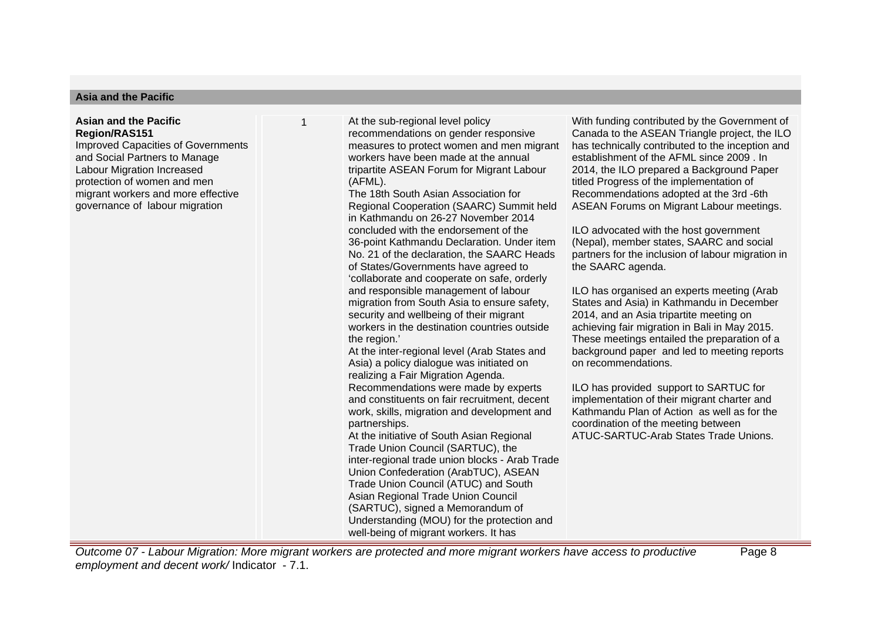| **Asia and the Pacific** | | | |
|---|---|---|---|
| **Asian and the Pacific Region/RAS151**<br>Improved Capacities of Governments and Social Partners to Manage Labour Migration Increased protection of women and men migrant workers and more effective governance of labour migration | 1 | At the sub-regional level policy recommendations on gender responsive measures to protect women and men migrant workers have been made at the annual tripartite ASEAN Forum for Migrant Labour (AFML).<br>The 18th South Asian Association for Regional Cooperation (SAARC) Summit held in Kathmandu on 26-27 November 2014 concluded with the endorsement of the 36-point Kathmandu Declaration. Under item No. 21 of the declaration, the SAARC Heads of States/Governments have agreed to 'collaborate and cooperate on safe, orderly and responsible management of labour migration from South Asia to ensure safety, security and wellbeing of their migrant workers in the destination countries outside the region.'<br>At the inter-regional level (Arab States and Asia) a policy dialogue was initiated on realizing a Fair Migration Agenda. Recommendations were made by experts and constituents on fair recruitment, decent work, skills, migration and development and partnerships.<br>At the initiative of South Asian Regional Trade Union Council (SARTUC), the inter-regional trade union blocks - Arab Trade Union Confederation (ArabTUC), ASEAN Trade Union Council (ATUC) and South Asian Regional Trade Union Council (SARTUC), signed a Memorandum of Understanding (MOU) for the protection and well-being of migrant workers. It has | With funding contributed by the Government of Canada to the ASEAN Triangle project, the ILO has technically contributed to the inception and establishment of the AFML since 2009 . In 2014, the ILO prepared a Background Paper titled Progress of the implementation of Recommendations adopted at the 3rd -6th ASEAN Forums on Migrant Labour meetings.<br><br>ILO advocated with the host government (Nepal), member states, SAARC and social partners for the inclusion of labour migration in the SAARC agenda.<br><br>ILO has organised an experts meeting (Arab States and Asia) in Kathmandu in December 2014, and an Asia tripartite meeting on achieving fair migration in Bali in May 2015. These meetings entailed the preparation of a background paper and led to meeting reports on recommendations.<br><br>ILO has provided support to SARTUC for implementation of their migrant charter and Kathmandu Plan of Action as well as for the coordination of the meeting between ATUC-SARTUC-Arab States Trade Unions. |

*Outcome 07 - Labour Migration: More migrant workers are protected and more migrant workers have access to productive employment and decent work/* Indicator - 7.1.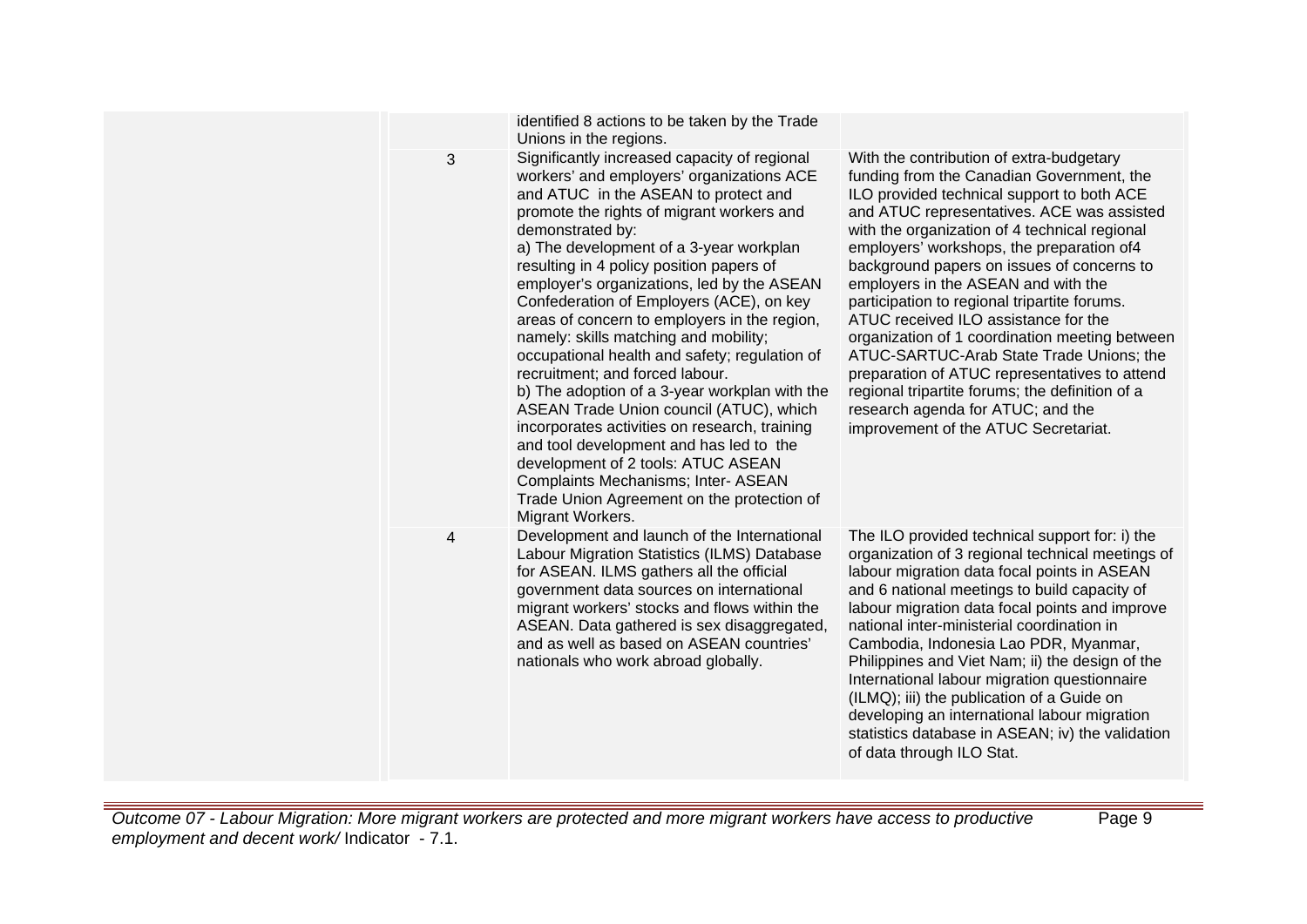| | | | |
|---|---|---|---|
| | | identified 8 actions to be taken by the Trade Unions in the regions. | |
| | 3 | Significantly increased capacity of regional workers' and employers' organizations ACE and ATUC in the ASEAN to protect and promote the rights of migrant workers and demonstrated by:<br>a) The development of a 3-year workplan resulting in 4 policy position papers of employer's organizations, led by the ASEAN Confederation of Employers (ACE), on key areas of concern to employers in the region, namely: skills matching and mobility; occupational health and safety; regulation of recruitment; and forced labour.<br>b) The adoption of a 3-year workplan with the ASEAN Trade Union council (ATUC), which incorporates activities on research, training and tool development and has led to the development of 2 tools: ATUC ASEAN Complaints Mechanisms; Inter- ASEAN Trade Union Agreement on the protection of Migrant Workers. | With the contribution of extra-budgetary funding from the Canadian Government, the ILO provided technical support to both ACE and ATUC representatives. ACE was assisted with the organization of 4 technical regional employers' workshops, the preparation of4 background papers on issues of concerns to employers in the ASEAN and with the participation to regional tripartite forums. ATUC received ILO assistance for the organization of 1 coordination meeting between ATUC-SARTUC-Arab State Trade Unions; the preparation of ATUC representatives to attend regional tripartite forums; the definition of a research agenda for ATUC; and the improvement of the ATUC Secretariat. |
| | 4 | Development and launch of the International Labour Migration Statistics (ILMS) Database for ASEAN. ILMS gathers all the official government data sources on international migrant workers' stocks and flows within the ASEAN. Data gathered is sex disaggregated, and as well as based on ASEAN countries' nationals who work abroad globally. | The ILO provided technical support for: i) the organization of 3 regional technical meetings of labour migration data focal points in ASEAN and 6 national meetings to build capacity of labour migration data focal points and improve national inter-ministerial coordination in Cambodia, Indonesia Lao PDR, Myanmar, Philippines and Viet Nam; ii) the design of the International labour migration questionnaire (ILMQ); iii) the publication of a Guide on developing an international labour migration statistics database in ASEAN; iv) the validation of data through ILO Stat. |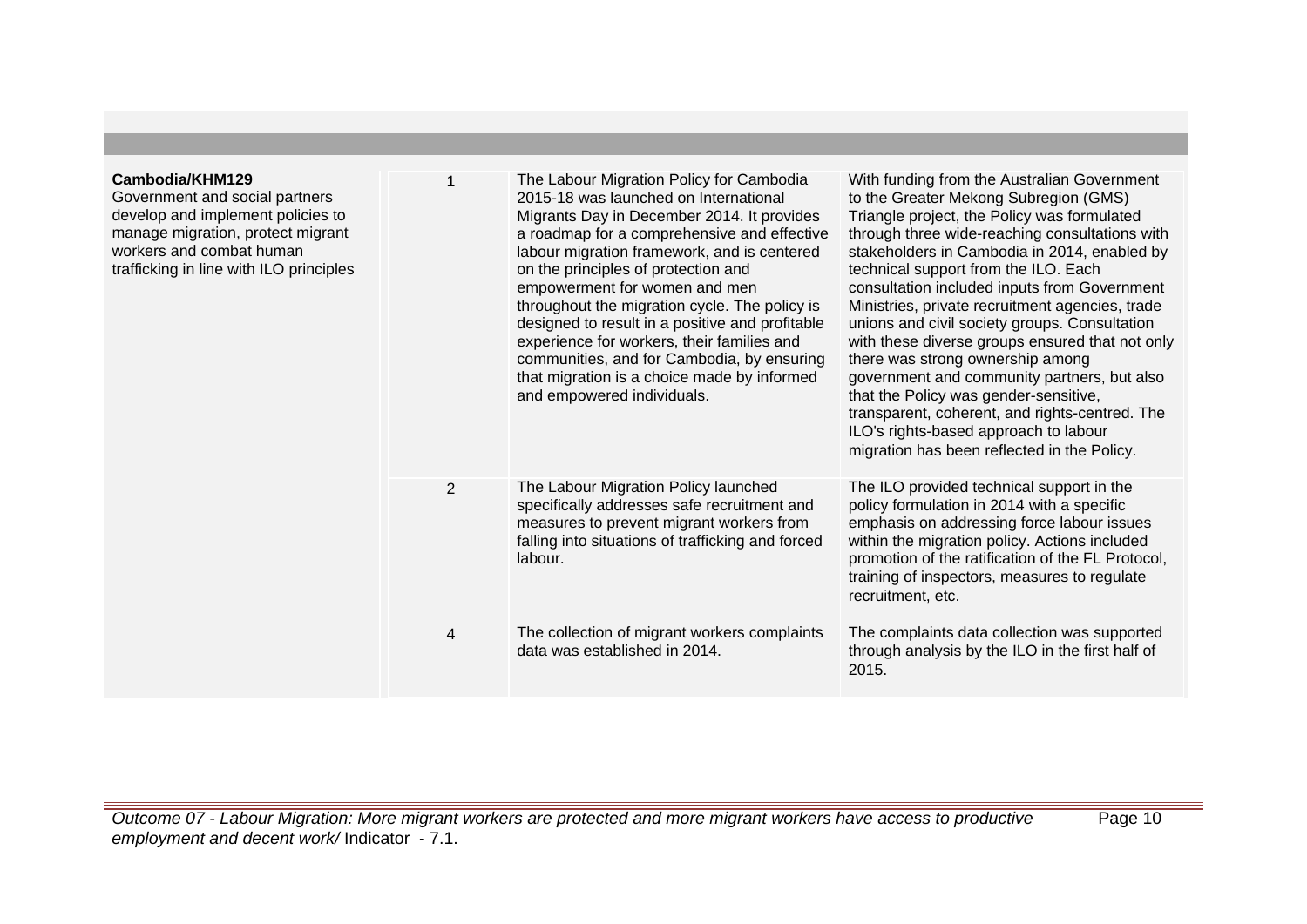| | | | |
|---|---|---|---|
| **Cambodia/KHM129**<br>Government and social partners develop and implement policies to manage migration, protect migrant workers and combat human trafficking in line with ILO principles | 1 | The Labour Migration Policy for Cambodia 2015-18 was launched on International Migrants Day in December 2014. It provides a roadmap for a comprehensive and effective labour migration framework, and is centered on the principles of protection and empowerment for women and men throughout the migration cycle. The policy is designed to result in a positive and profitable experience for workers, their families and communities, and for Cambodia, by ensuring that migration is a choice made by informed and empowered individuals. | With funding from the Australian Government to the Greater Mekong Subregion (GMS) Triangle project, the Policy was formulated through three wide-reaching consultations with stakeholders in Cambodia in 2014, enabled by technical support from the ILO. Each consultation included inputs from Government Ministries, private recruitment agencies, trade unions and civil society groups. Consultation with these diverse groups ensured that not only there was strong ownership among government and community partners, but also that the Policy was gender-sensitive, transparent, coherent, and rights-centred. The ILO's rights-based approach to labour migration has been reflected in the Policy. |
| | 2 | The Labour Migration Policy launched specifically addresses safe recruitment and measures to prevent migrant workers from falling into situations of trafficking and forced labour. | The ILO provided technical support in the policy formulation in 2014 with a specific emphasis on addressing force labour issues within the migration policy. Actions included promotion of the ratification of the FL Protocol, training of inspectors, measures to regulate recruitment, etc. |
| | 4 | The collection of migrant workers complaints data was established in 2014. | The complaints data collection was supported through analysis by the ILO in the first half of 2015. |

*Outcome 07 - Labour Migration: More migrant workers are protected and more migrant workers have access to productive employment and decent work/* Indicator - 7.1.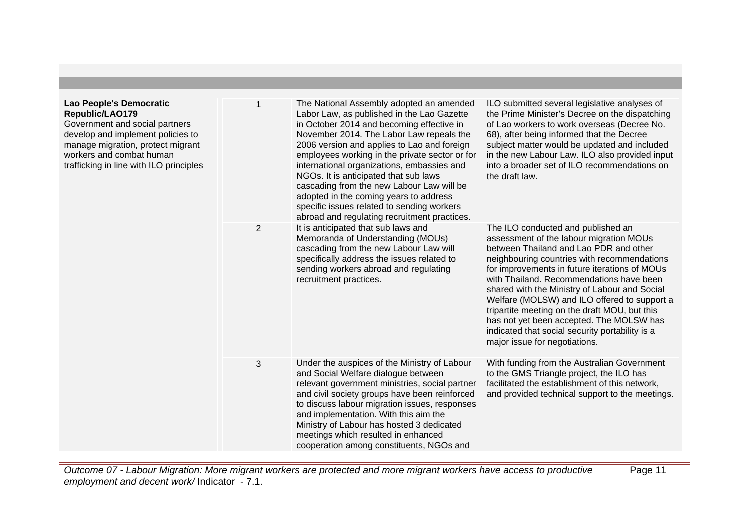| | | | |
|---|---|---|---|
| **Lao People's Democratic Republic/LAO179**<br>Government and social partners develop and implement policies to manage migration, protect migrant workers and combat human trafficking in line with ILO principles | 1 | The National Assembly adopted an amended Labor Law, as published in the Lao Gazette in October 2014 and becoming effective in November 2014. The Labor Law repeals the 2006 version and applies to Lao and foreign employees working in the private sector or for international organizations, embassies and NGOs. It is anticipated that sub laws cascading from the new Labour Law will be adopted in the coming years to address specific issues related to sending workers abroad and regulating recruitment practices. | ILO submitted several legislative analyses of the Prime Minister's Decree on the dispatching of Lao workers to work overseas (Decree No. 68), after being informed that the Decree subject matter would be updated and included in the new Labour Law. ILO also provided input into a broader set of ILO recommendations on the draft law. |
| | 2 | It is anticipated that sub laws and Memoranda of Understanding (MOUs) cascading from the new Labour Law will specifically address the issues related to sending workers abroad and regulating recruitment practices. | The ILO conducted and published an assessment of the labour migration MOUs between Thailand and Lao PDR and other neighbouring countries with recommendations for improvements in future iterations of MOUs with Thailand. Recommendations have been shared with the Ministry of Labour and Social Welfare (MOLSW) and ILO offered to support a tripartite meeting on the draft MOU, but this has not yet been accepted. The MOLSW has indicated that social security portability is a major issue for negotiations. |
| | 3 | Under the auspices of the Ministry of Labour and Social Welfare dialogue between relevant government ministries, social partner and civil society groups have been reinforced to discuss labour migration issues, responses and implementation. With this aim the Ministry of Labour has hosted 3 dedicated meetings which resulted in enhanced cooperation among constituents, NGOs and | With funding from the Australian Government to the GMS Triangle project, the ILO has facilitated the establishment of this network, and provided technical support to the meetings. |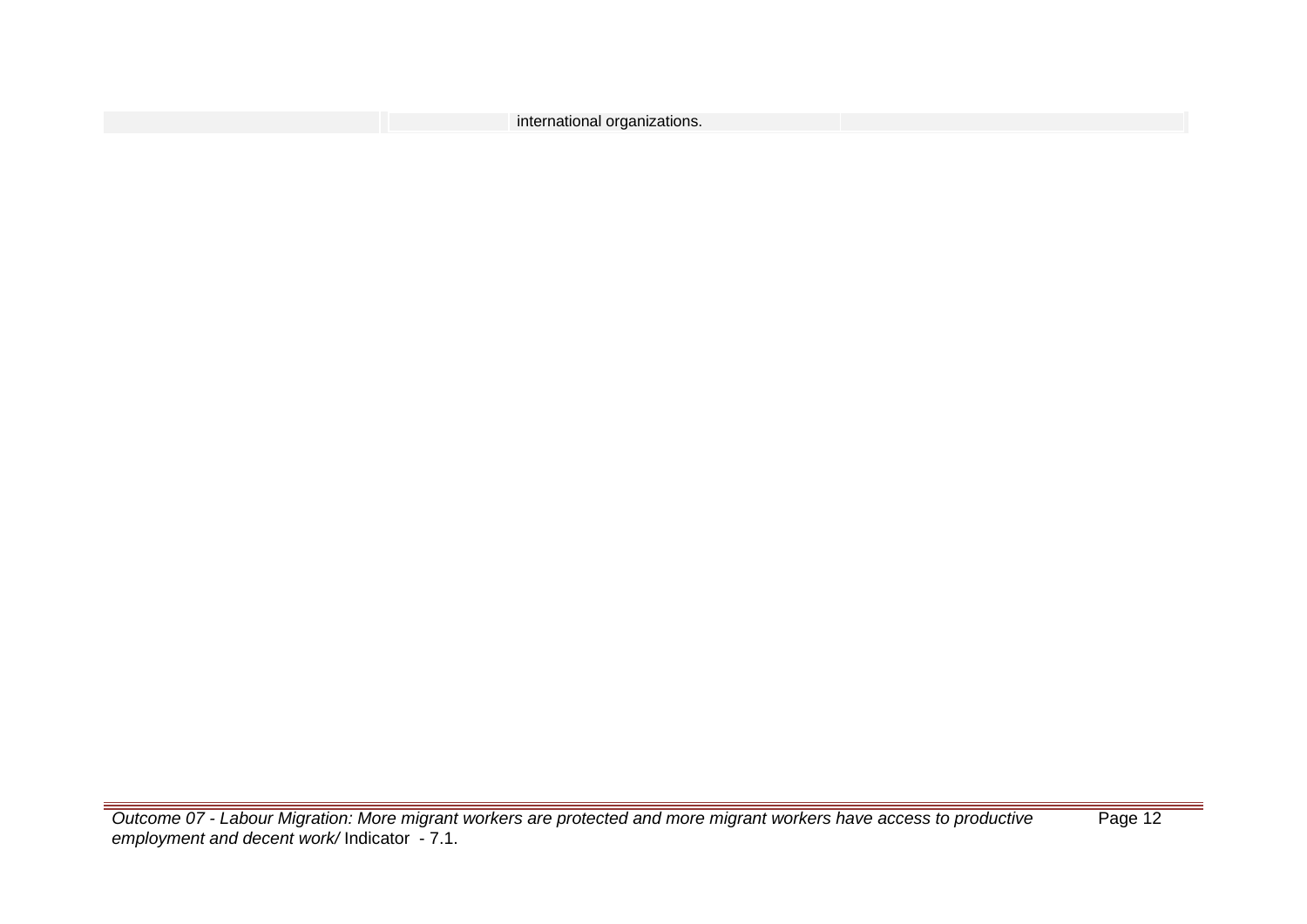| | | | | |
|---|---|---|---|---|
| | | | international organizations. | |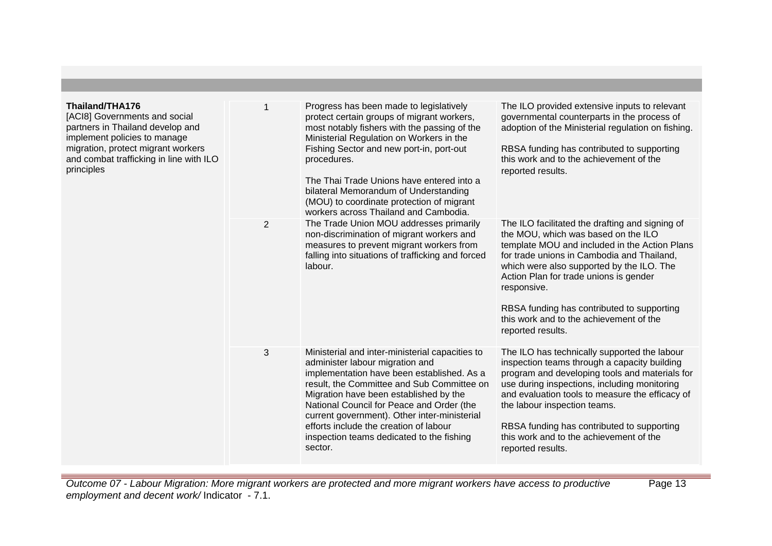| | | | |
|---|---|---|---|
| **Thailand/THA176**<br>[ACI8] Governments and social partners in Thailand develop and implement policies to manage migration, protect migrant workers and combat trafficking in line with ILO principles | 1 | Progress has been made to legislatively protect certain groups of migrant workers, most notably fishers with the passing of the Ministerial Regulation on Workers in the Fishing Sector and new port-in, port-out procedures.<br><br>The Thai Trade Unions have entered into a bilateral Memorandum of Understanding (MOU) to coordinate protection of migrant workers across Thailand and Cambodia. | The ILO provided extensive inputs to relevant governmental counterparts in the process of adoption of the Ministerial regulation on fishing.<br><br>RBSA funding has contributed to supporting this work and to the achievement of the reported results. |
| | 2 | The Trade Union MOU addresses primarily non-discrimination of migrant workers and measures to prevent migrant workers from falling into situations of trafficking and forced labour. | The ILO facilitated the drafting and signing of the MOU, which was based on the ILO template MOU and included in the Action Plans for trade unions in Cambodia and Thailand, which were also supported by the ILO. The Action Plan for trade unions is gender responsive.<br><br>RBSA funding has contributed to supporting this work and to the achievement of the reported results. |
| | 3 | Ministerial and inter-ministerial capacities to administer labour migration and implementation have been established. As a result, the Committee and Sub Committee on Migration have been established by the National Council for Peace and Order (the current government). Other inter-ministerial efforts include the creation of labour inspection teams dedicated to the fishing sector. | The ILO has technically supported the labour inspection teams through a capacity building program and developing tools and materials for use during inspections, including monitoring and evaluation tools to measure the efficacy of the labour inspection teams.<br><br>RBSA funding has contributed to supporting this work and to the achievement of the reported results. |

*Outcome 07 - Labour Migration: More migrant workers are protected and more migrant workers have access to productive employment and decent work/* Indicator - 7.1.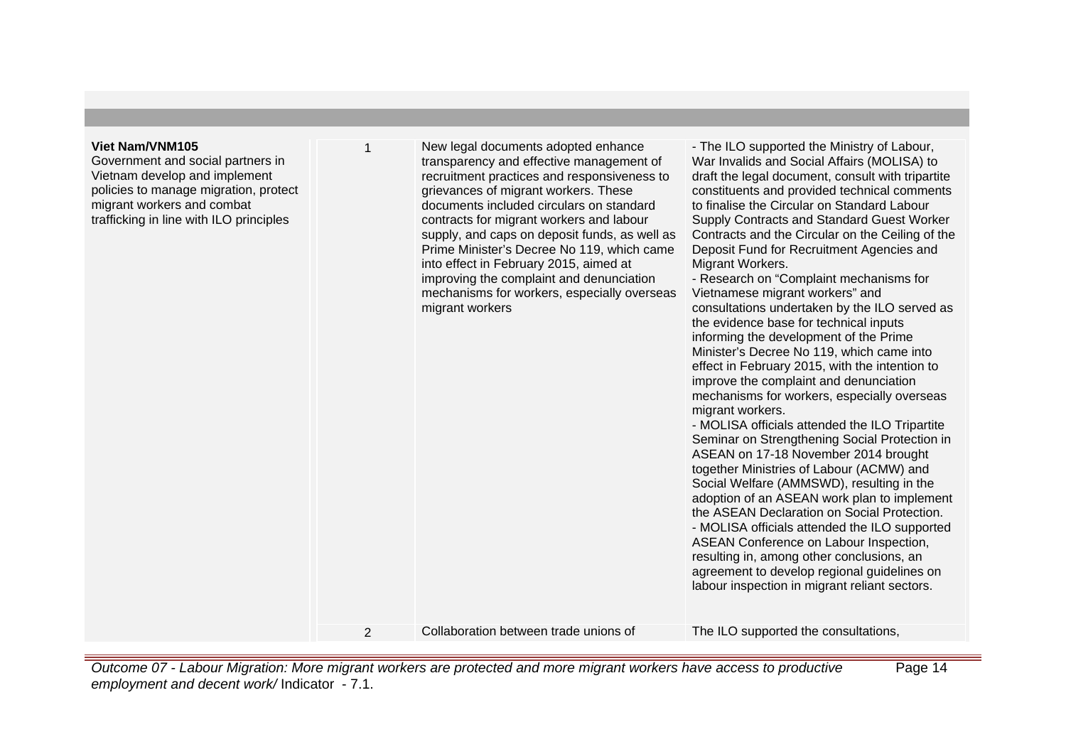| | | | |
|---|---|---|---|
| **Viet Nam/VNM105**<br>Government and social partners in Vietnam develop and implement policies to manage migration, protect migrant workers and combat trafficking in line with ILO principles | 1 | New legal documents adopted enhance transparency and effective management of recruitment practices and responsiveness to grievances of migrant workers. These documents included circulars on standard contracts for migrant workers and labour supply, and caps on deposit funds, as well as Prime Minister's Decree No 119, which came into effect in February 2015, aimed at improving the complaint and denunciation mechanisms for workers, especially overseas migrant workers | - The ILO supported the Ministry of Labour, War Invalids and Social Affairs (MOLISA) to draft the legal document, consult with tripartite constituents and provided technical comments to finalise the Circular on Standard Labour Supply Contracts and Standard Guest Worker Contracts and the Circular on the Ceiling of the Deposit Fund for Recruitment Agencies and Migrant Workers.<br>- Research on "Complaint mechanisms for Vietnamese migrant workers" and consultations undertaken by the ILO served as the evidence base for technical inputs informing the development of the Prime Minister's Decree No 119, which came into effect in February 2015, with the intention to improve the complaint and denunciation mechanisms for workers, especially overseas migrant workers.<br>- MOLISA officials attended the ILO Tripartite Seminar on Strengthening Social Protection in ASEAN on 17-18 November 2014 brought together Ministries of Labour (ACMW) and Social Welfare (AMMSWD), resulting in the adoption of an ASEAN work plan to implement the ASEAN Declaration on Social Protection.<br>- MOLISA officials attended the ILO supported ASEAN Conference on Labour Inspection, resulting in, among other conclusions, an agreement to develop regional guidelines on labour inspection in migrant reliant sectors. |
| | 2 | Collaboration between trade unions of | The ILO supported the consultations, |

*Outcome 07 - Labour Migration: More migrant workers are protected and more migrant workers have access to productive employment and decent work/* Indicator - 7.1.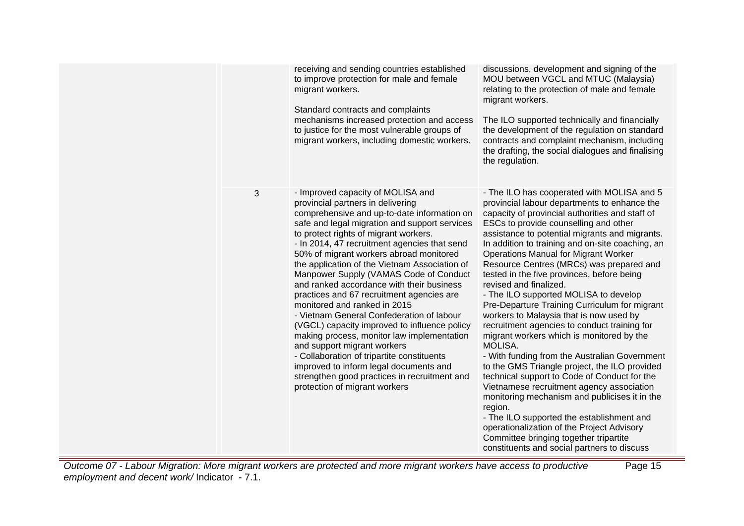| | | | |
|---|---|---|---|
| | | receiving and sending countries established to improve protection for male and female migrant workers.<br><br>Standard contracts and complaints mechanisms increased protection and access to justice for the most vulnerable groups of migrant workers, including domestic workers. | discussions, development and signing of the MOU between VGCL and MTUC (Malaysia) relating to the protection of male and female migrant workers.<br><br>The ILO supported technically and financially the development of the regulation on standard contracts and complaint mechanism, including the drafting, the social dialogues and finalising the regulation. |
| | 3 | - Improved capacity of MOLISA and provincial partners in delivering comprehensive and up-to-date information on safe and legal migration and support services to protect rights of migrant workers.<br>- In 2014, 47 recruitment agencies that send 50% of migrant workers abroad monitored the application of the Vietnam Association of Manpower Supply (VAMAS Code of Conduct and ranked accordance with their business practices and 67 recruitment agencies are monitored and ranked in 2015<br>- Vietnam General Confederation of labour (VGCL) capacity improved to influence policy making process, monitor law implementation and support migrant workers<br>- Collaboration of tripartite constituents improved to inform legal documents and strengthen good practices in recruitment and protection of migrant workers | - The ILO has cooperated with MOLISA and 5 provincial labour departments to enhance the capacity of provincial authorities and staff of ESCs to provide counselling and other assistance to potential migrants and migrants. In addition to training and on-site coaching, an Operations Manual for Migrant Worker Resource Centres (MRCs) was prepared and tested in the five provinces, before being revised and finalized.<br>- The ILO supported MOLISA to develop Pre-Departure Training Curriculum for migrant workers to Malaysia that is now used by recruitment agencies to conduct training for migrant workers which is monitored by the MOLISA.<br>- With funding from the Australian Government to the GMS Triangle project, the ILO provided technical support to Code of Conduct for the Vietnamese recruitment agency association monitoring mechanism and publicises it in the region.<br>- The ILO supported the establishment and operationalization of the Project Advisory Committee bringing together tripartite constituents and social partners to discuss |

*Outcome 07 - Labour Migration: More migrant workers are protected and more migrant workers have access to productive employment and decent work/* Indicator - 7.1.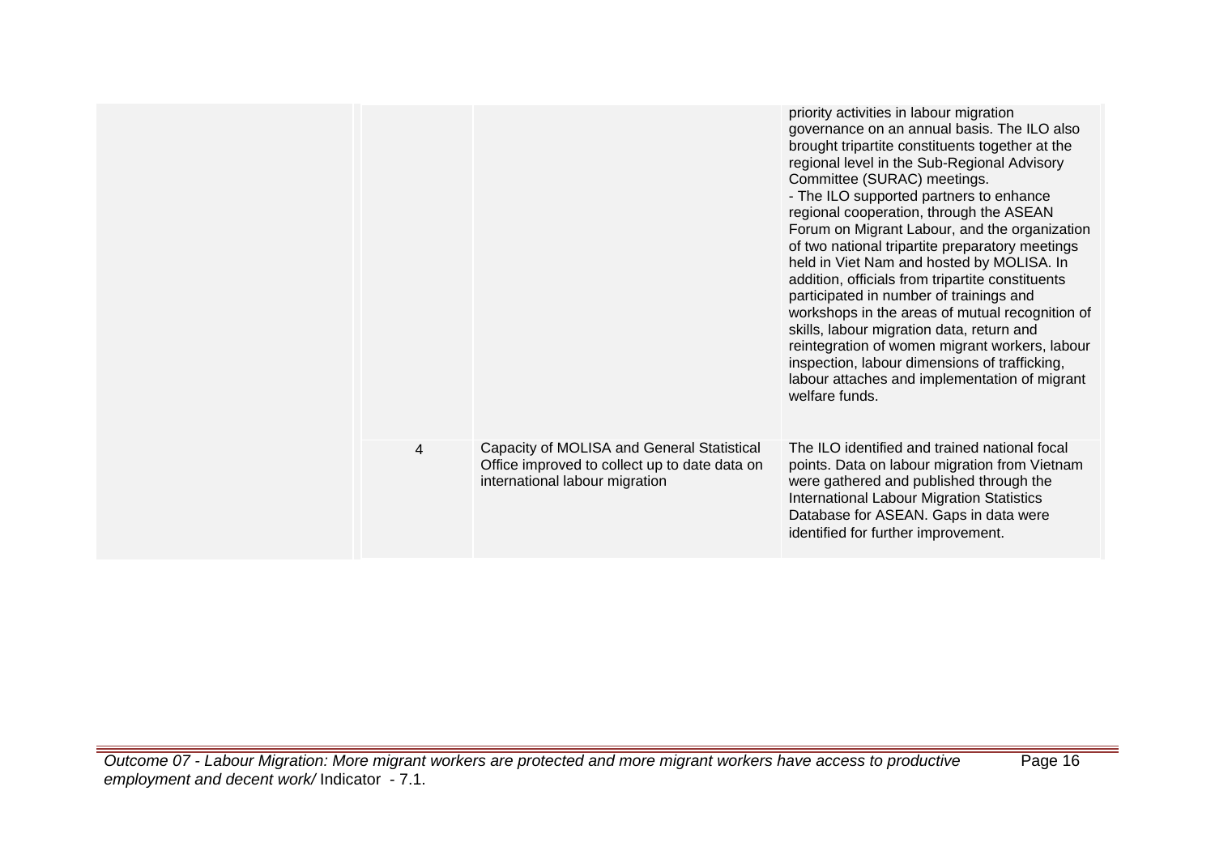| | | | |
|---|---|---|---|
| | | | priority activities in labour migration governance on an annual basis. The ILO also brought tripartite constituents together at the regional level in the Sub-Regional Advisory Committee (SURAC) meetings.<br>- The ILO supported partners to enhance regional cooperation, through the ASEAN Forum on Migrant Labour, and the organization of two national tripartite preparatory meetings held in Viet Nam and hosted by MOLISA. In addition, officials from tripartite constituents participated in number of trainings and workshops in the areas of mutual recognition of skills, labour migration data, return and reintegration of women migrant workers, labour inspection, labour dimensions of trafficking, labour attaches and implementation of migrant welfare funds. |
| | 4 | Capacity of MOLISA and General Statistical Office improved to collect up to date data on international labour migration | The ILO identified and trained national focal points. Data on labour migration from Vietnam were gathered and published through the International Labour Migration Statistics Database for ASEAN. Gaps in data were identified for further improvement. |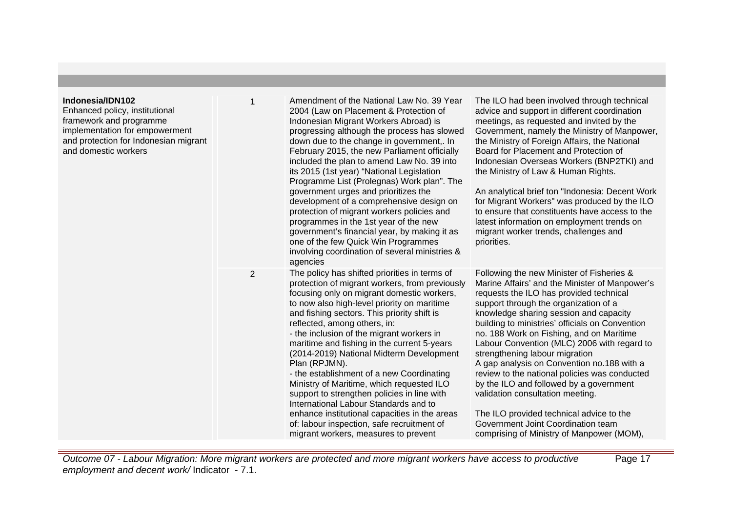| | | | |
|---|---|---|---|
| **Indonesia/IDN102**<br>Enhanced policy, institutional framework and programme implementation for empowerment and protection for Indonesian migrant and domestic workers | 1 | Amendment of the National Law No. 39 Year 2004 (Law on Placement & Protection of Indonesian Migrant Workers Abroad) is progressing although the process has slowed down due to the change in government,. In February 2015, the new Parliament officially included the plan to amend Law No. 39 into its 2015 (1st year) "National Legislation Programme List (Prolegnas) Work plan". The government urges and prioritizes the development of a comprehensive design on protection of migrant workers policies and programmes in the 1st year of the new government's financial year, by making it as one of the few Quick Win Programmes involving coordination of several ministries & agencies | The ILO had been involved through technical advice and support in different coordination meetings, as requested and invited by the Government, namely the Ministry of Manpower, the Ministry of Foreign Affairs, the National Board for Placement and Protection of Indonesian Overseas Workers (BNP2TKI) and the Ministry of Law & Human Rights.<br><br>An analytical brief ton "Indonesia: Decent Work for Migrant Workers" was produced by the ILO to ensure that constituents have access to the latest information on employment trends on migrant worker trends, challenges and priorities. |
| | 2 | The policy has shifted priorities in terms of protection of migrant workers, from previously focusing only on migrant domestic workers, to now also high-level priority on maritime and fishing sectors. This priority shift is reflected, among others, in:<br>- the inclusion of the migrant workers in maritime and fishing in the current 5-years (2014-2019) National Midterm Development Plan (RPJMN).<br>- the establishment of a new Coordinating Ministry of Maritime, which requested ILO support to strengthen policies in line with International Labour Standards and to enhance institutional capacities in the areas of: labour inspection, safe recruitment of migrant workers, measures to prevent | Following the new Minister of Fisheries & Marine Affairs' and the Minister of Manpower's requests the ILO has provided technical support through the organization of a knowledge sharing session and capacity building to ministries' officials on Convention no. 188 Work on Fishing, and on Maritime Labour Convention (MLC) 2006 with regard to strengthening labour migration<br>A gap analysis on Convention no.188 with a review to the national policies was conducted by the ILO and followed by a government validation consultation meeting.<br><br>The ILO provided technical advice to the Government Joint Coordination team comprising of Ministry of Manpower (MOM), |

*Outcome 07 - Labour Migration: More migrant workers are protected and more migrant workers have access to productive employment and decent work/* Indicator - 7.1.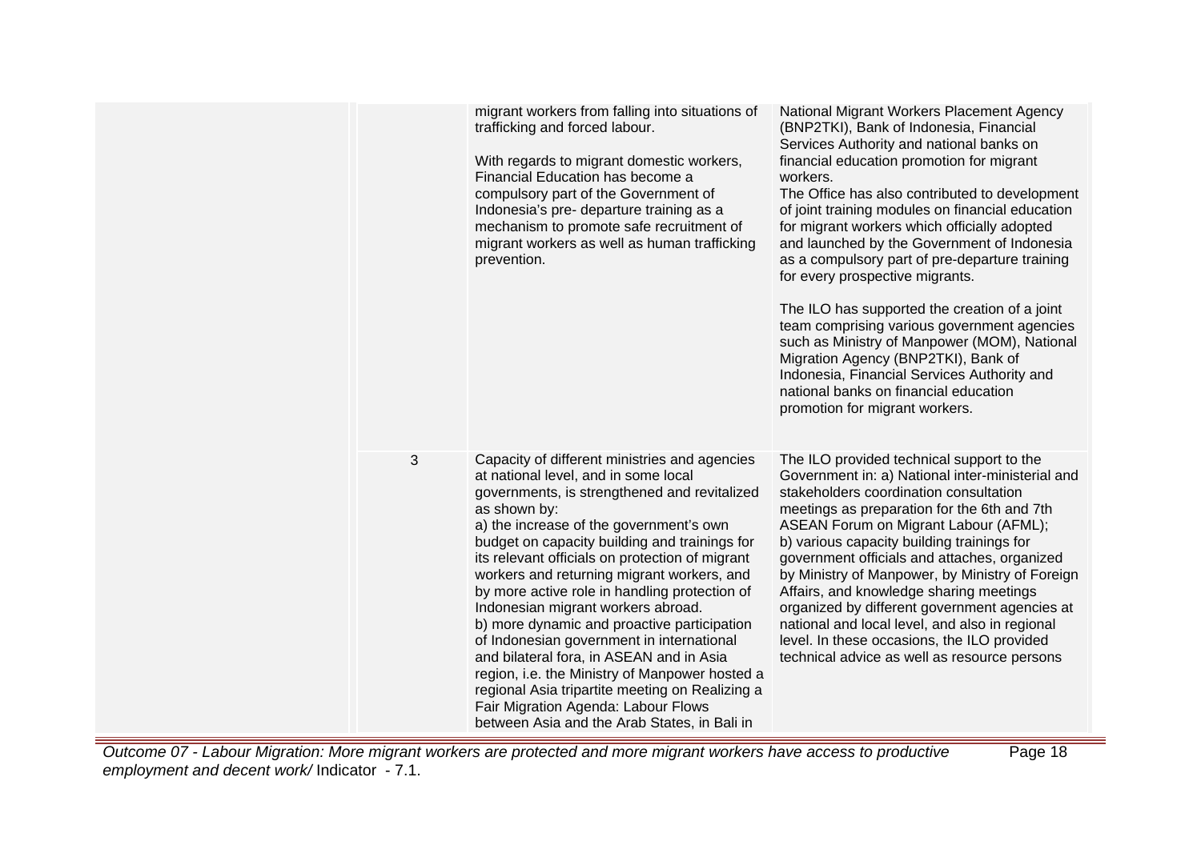| | | | |
|---|---|---|---|
| | | migrant workers from falling into situations of trafficking and forced labour.<br><br>With regards to migrant domestic workers, Financial Education has become a compulsory part of the Government of Indonesia's pre- departure training as a mechanism to promote safe recruitment of migrant workers as well as human trafficking prevention. | National Migrant Workers Placement Agency (BNP2TKI), Bank of Indonesia, Financial Services Authority and national banks on financial education promotion for migrant workers.<br>The Office has also contributed to development of joint training modules on financial education for migrant workers which officially adopted and launched by the Government of Indonesia as a compulsory part of pre-departure training for every prospective migrants.<br><br>The ILO has supported the creation of a joint team comprising various government agencies such as Ministry of Manpower (MOM), National Migration Agency (BNP2TKI), Bank of Indonesia, Financial Services Authority and national banks on financial education promotion for migrant workers. |
| | 3 | Capacity of different ministries and agencies at national level, and in some local governments, is strengthened and revitalized as shown by:<br>a) the increase of the government's own budget on capacity building and trainings for its relevant officials on protection of migrant workers and returning migrant workers, and by more active role in handling protection of Indonesian migrant workers abroad.<br>b) more dynamic and proactive participation of Indonesian government in international and bilateral fora, in ASEAN and in Asia region, i.e. the Ministry of Manpower hosted a regional Asia tripartite meeting on Realizing a Fair Migration Agenda: Labour Flows between Asia and the Arab States, in Bali in | The ILO provided technical support to the Government in: a) National inter-ministerial and stakeholders coordination consultation meetings as preparation for the 6th and 7th ASEAN Forum on Migrant Labour (AFML);<br>b) various capacity building trainings for government officials and attaches, organized by Ministry of Manpower, by Ministry of Foreign Affairs, and knowledge sharing meetings organized by different government agencies at national and local level, and also in regional level. In these occasions, the ILO provided technical advice as well as resource persons |

*Outcome 07 - Labour Migration: More migrant workers are protected and more migrant workers have access to productive employment and decent work/* Indicator - 7.1.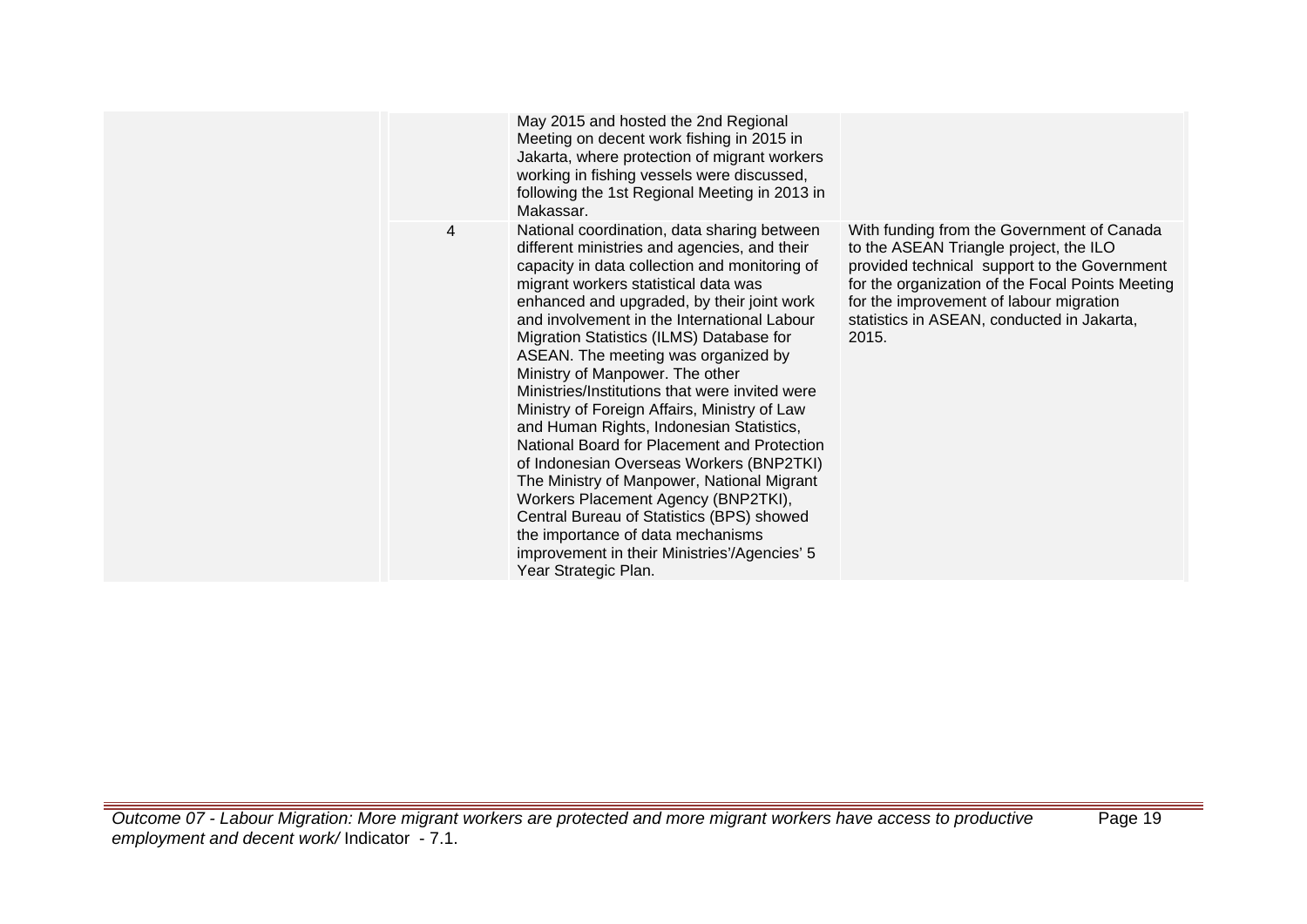| | | | |
|---|---|---|---|
| | | May 2015 and hosted the 2nd Regional Meeting on decent work fishing in 2015 in Jakarta, where protection of migrant workers working in fishing vessels were discussed, following the 1st Regional Meeting in 2013 in Makassar. | |
| | 4 | National coordination, data sharing between different ministries and agencies, and their capacity in data collection and monitoring of migrant workers statistical data was enhanced and upgraded, by their joint work and involvement in the International Labour Migration Statistics (ILMS) Database for ASEAN. The meeting was organized by Ministry of Manpower. The other Ministries/Institutions that were invited were Ministry of Foreign Affairs, Ministry of Law and Human Rights, Indonesian Statistics, National Board for Placement and Protection of Indonesian Overseas Workers (BNP2TKI) The Ministry of Manpower, National Migrant Workers Placement Agency (BNP2TKI), Central Bureau of Statistics (BPS) showed the importance of data mechanisms improvement in their Ministries'/Agencies' 5 Year Strategic Plan. | With funding from the Government of Canada to the ASEAN Triangle project, the ILO provided technical support to the Government for the organization of the Focal Points Meeting for the improvement of labour migration statistics in ASEAN, conducted in Jakarta, 2015. |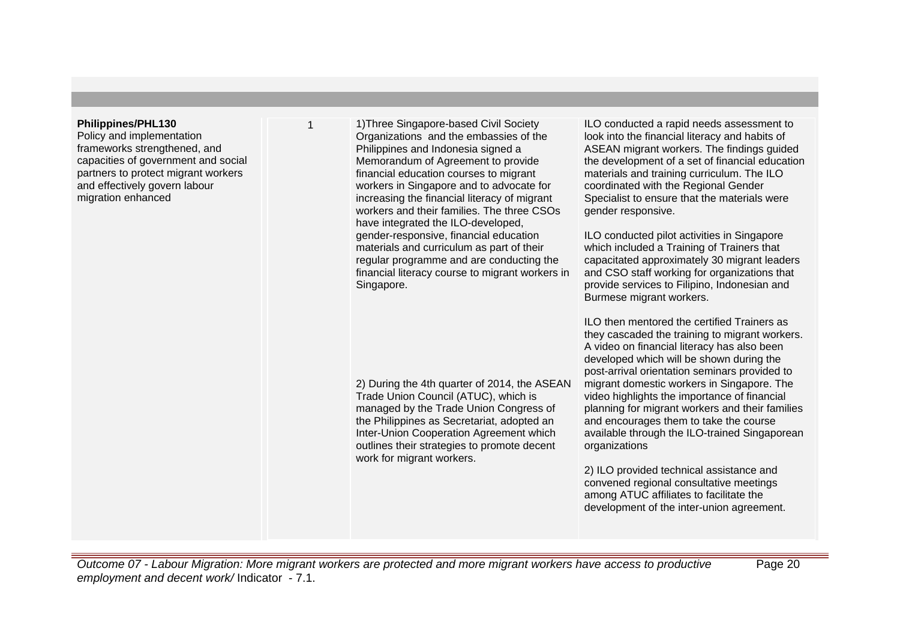| | | | |
|---|---|---|---|
| **Philippines/PHL130**<br>Policy and implementation frameworks strengthened, and capacities of government and social partners to protect migrant workers and effectively govern labour migration enhanced | 1 | 1)Three Singapore-based Civil Society Organizations and the embassies of the Philippines and Indonesia signed a Memorandum of Agreement to provide financial education courses to migrant workers in Singapore and to advocate for increasing the financial literacy of migrant workers and their families. The three CSOs have integrated the ILO-developed, gender-responsive, financial education materials and curriculum as part of their regular programme and are conducting the financial literacy course to migrant workers in Singapore.<br><br>2) During the 4th quarter of 2014, the ASEAN Trade Union Council (ATUC), which is managed by the Trade Union Congress of the Philippines as Secretariat, adopted an Inter-Union Cooperation Agreement which outlines their strategies to promote decent work for migrant workers. | ILO conducted a rapid needs assessment to look into the financial literacy and habits of ASEAN migrant workers. The findings guided the development of a set of financial education materials and training curriculum. The ILO coordinated with the Regional Gender Specialist to ensure that the materials were gender responsive.<br><br>ILO conducted pilot activities in Singapore which included a Training of Trainers that capacitated approximately 30 migrant leaders and CSO staff working for organizations that provide services to Filipino, Indonesian and Burmese migrant workers.<br><br>ILO then mentored the certified Trainers as they cascaded the training to migrant workers. A video on financial literacy has also been developed which will be shown during the post-arrival orientation seminars provided to migrant domestic workers in Singapore. The video highlights the importance of financial planning for migrant workers and their families and encourages them to take the course available through the ILO-trained Singaporean organizations<br><br>2) ILO provided technical assistance and convened regional consultative meetings among ATUC affiliates to facilitate the development of the inter-union agreement. |

*Outcome 07 - Labour Migration: More migrant workers are protected and more migrant workers have access to productive employment and decent work/* Indicator - 7.1.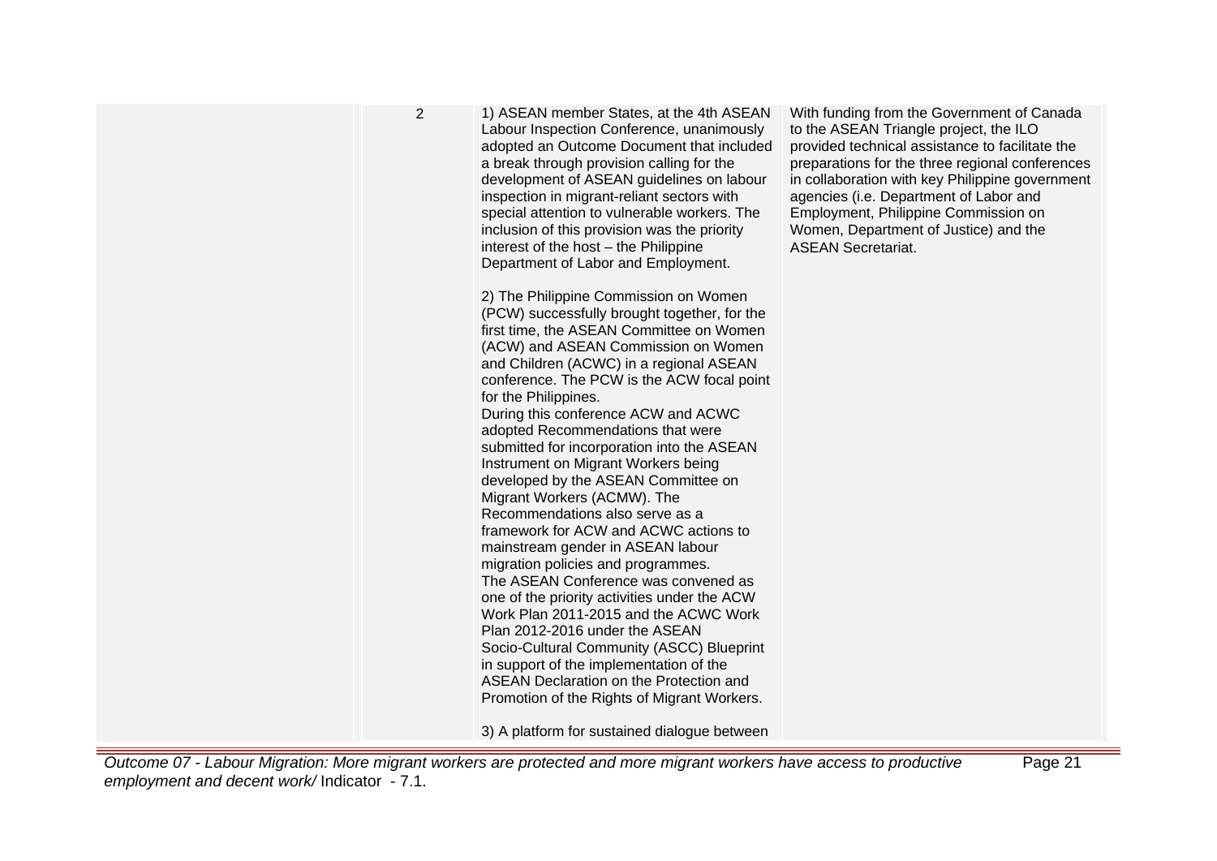|  | 2 | 1) ASEAN member States, at the 4th ASEAN Labour Inspection Conference, unanimously adopted an Outcome Document that included a break through provision calling for the development of ASEAN guidelines on labour inspection in migrant-reliant sectors with special attention to vulnerable workers. The inclusion of this provision was the priority interest of the host – the Philippine Department of Labor and Employment.<br><br>2) The Philippine Commission on Women (PCW) successfully brought together, for the first time, the ASEAN Committee on Women (ACW) and ASEAN Commission on Women and Children (ACWC) in a regional ASEAN conference. The PCW is the ACW focal point for the Philippines.<br>During this conference ACW and ACWC adopted Recommendations that were submitted for incorporation into the ASEAN Instrument on Migrant Workers being developed by the ASEAN Committee on Migrant Workers (ACMW). The Recommendations also serve as a framework for ACW and ACWC actions to mainstream gender in ASEAN labour migration policies and programmes.<br>The ASEAN Conference was convened as one of the priority activities under the ACW Work Plan 2011-2015 and the ACWC Work Plan 2012-2016 under the ASEAN Socio-Cultural Community (ASCC) Blueprint in support of the implementation of the ASEAN Declaration on the Protection and Promotion of the Rights of Migrant Workers.<br><br>3) A platform for sustained dialogue between | With funding from the Government of Canada to the ASEAN Triangle project, the ILO provided technical assistance to facilitate the preparations for the three regional conferences in collaboration with key Philippine government agencies (i.e. Department of Labor and Employment, Philippine Commission on Women, Department of Justice) and the ASEAN Secretariat. |
|---|---|---|---|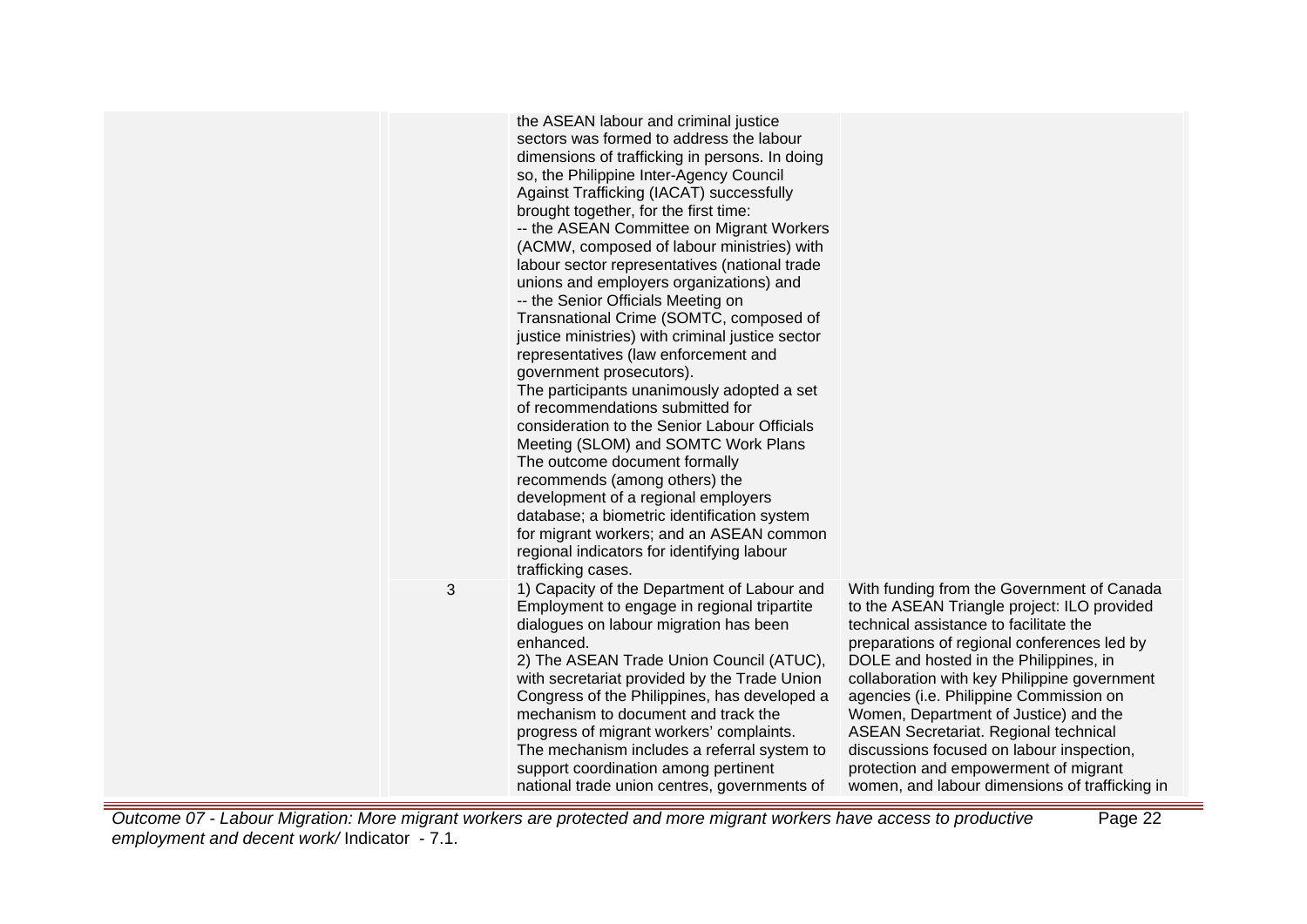| | | | |
|---|---|---|---|
| | | the ASEAN labour and criminal justice sectors was formed to address the labour dimensions of trafficking in persons. In doing so, the Philippine Inter-Agency Council Against Trafficking (IACAT) successfully brought together, for the first time:<br>-- the ASEAN Committee on Migrant Workers (ACMW, composed of labour ministries) with labour sector representatives (national trade unions and employers organizations) and<br>-- the Senior Officials Meeting on Transnational Crime (SOMTC, composed of justice ministries) with criminal justice sector representatives (law enforcement and government prosecutors).<br>The participants unanimously adopted a set of recommendations submitted for consideration to the Senior Labour Officials Meeting (SLOM) and SOMTC Work Plans The outcome document formally recommends (among others) the development of a regional employers database; a biometric identification system for migrant workers; and an ASEAN common regional indicators for identifying labour trafficking cases. | |
| | 3 | 1) Capacity of the Department of Labour and Employment to engage in regional tripartite dialogues on labour migration has been enhanced.<br>2) The ASEAN Trade Union Council (ATUC), with secretariat provided by the Trade Union Congress of the Philippines, has developed a mechanism to document and track the progress of migrant workers' complaints. The mechanism includes a referral system to support coordination among pertinent national trade union centres, governments of | With funding from the Government of Canada to the ASEAN Triangle project: ILO provided technical assistance to facilitate the preparations of regional conferences led by DOLE and hosted in the Philippines, in collaboration with key Philippine government agencies (i.e. Philippine Commission on Women, Department of Justice) and the ASEAN Secretariat. Regional technical discussions focused on labour inspection, protection and empowerment of migrant women, and labour dimensions of trafficking in |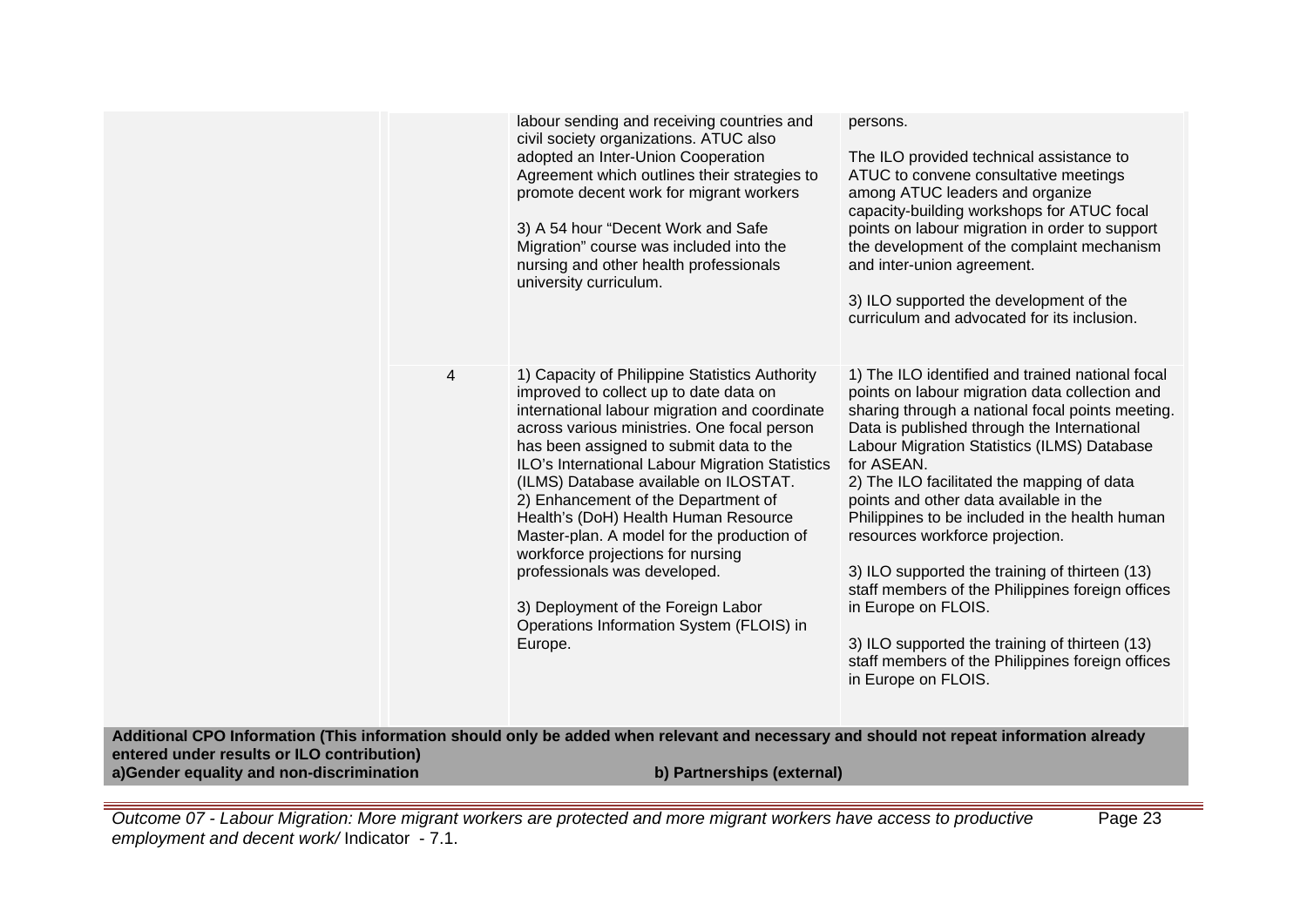| | | | |
|---|---|---|---|
| | | labour sending and receiving countries and civil society organizations. ATUC also adopted an Inter-Union Cooperation Agreement which outlines their strategies to promote decent work for migrant workers<br><br>3) A 54 hour "Decent Work and Safe Migration" course was included into the nursing and other health professionals university curriculum. | persons.<br><br>The ILO provided technical assistance to ATUC to convene consultative meetings among ATUC leaders and organize capacity-building workshops for ATUC focal points on labour migration in order to support the development of the complaint mechanism and inter-union agreement.<br><br>3) ILO supported the development of the curriculum and advocated for its inclusion. |
| | 4 | 1) Capacity of Philippine Statistics Authority improved to collect up to date data on international labour migration and coordinate across various ministries. One focal person has been assigned to submit data to the ILO's International Labour Migration Statistics (ILMS) Database available on ILOSTAT.<br>2) Enhancement of the Department of Health's (DoH) Health Human Resource Master-plan. A model for the production of workforce projections for nursing professionals was developed.<br><br>3) Deployment of the Foreign Labor Operations Information System (FLOIS) in Europe. | 1) The ILO identified and trained national focal points on labour migration data collection and sharing through a national focal points meeting. Data is published through the International Labour Migration Statistics (ILMS) Database for ASEAN.<br>2) The ILO facilitated the mapping of data points and other data available in the Philippines to be included in the health human resources workforce projection.<br><br>3) ILO supported the training of thirteen (13) staff members of the Philippines foreign offices in Europe on FLOIS.<br><br>3) ILO supported the training of thirteen (13) staff members of the Philippines foreign offices in Europe on FLOIS. |

**Additional CPO Information (This information should only be added when relevant and necessary and should not repeat information already entered under results or ILO contribution)**

**a)Gender equality and non-discrimination**

**b) Partnerships (external)**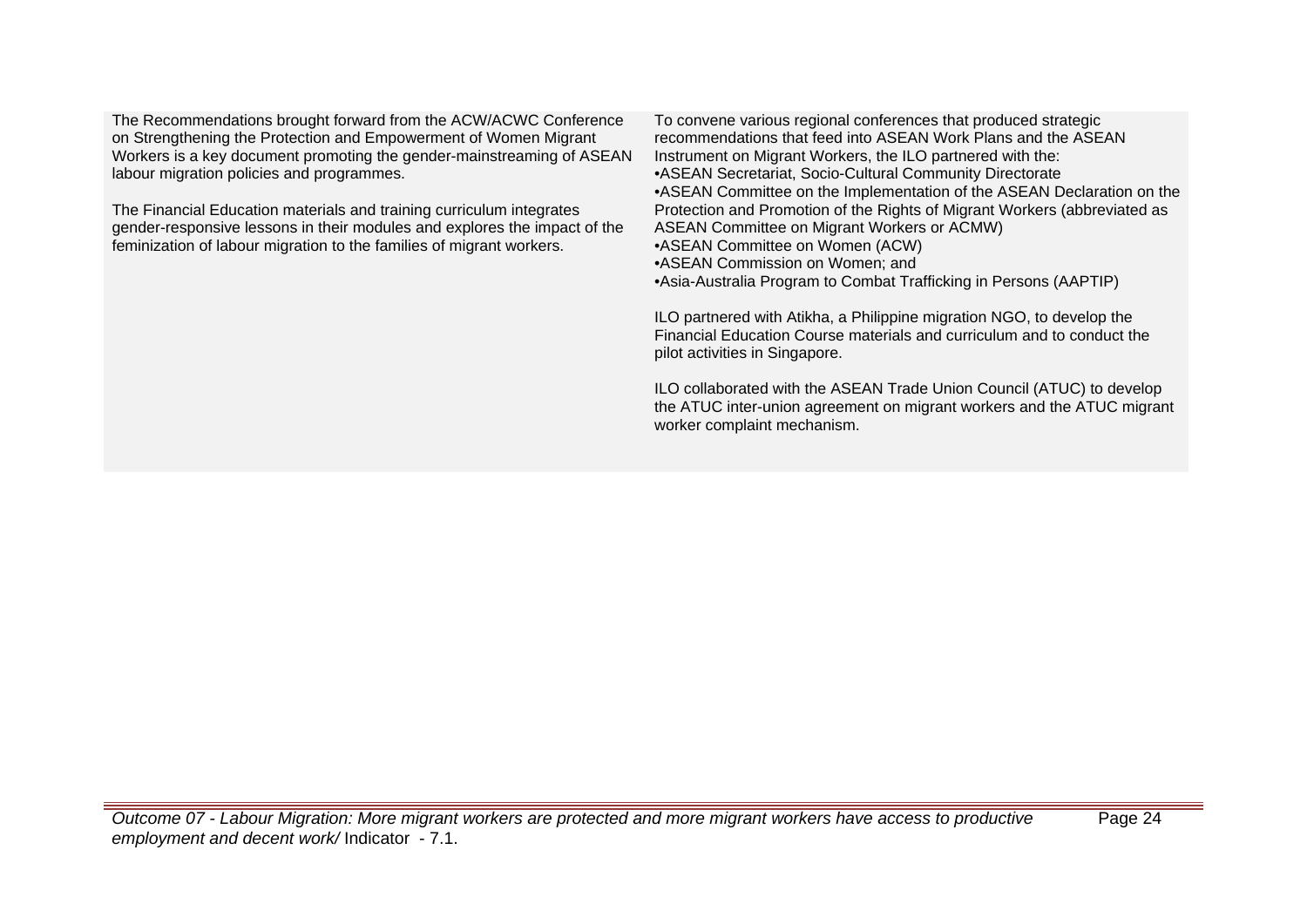| | |
|---|---|
| The Recommendations brought forward from the ACW/ACWC Conference on Strengthening the Protection and Empowerment of Women Migrant Workers is a key document promoting the gender-mainstreaming of ASEAN labour migration policies and programmes.<br><br>The Financial Education materials and training curriculum integrates gender-responsive lessons in their modules and explores the impact of the feminization of labour migration to the families of migrant workers. | To convene various regional conferences that produced strategic recommendations that feed into ASEAN Work Plans and the ASEAN Instrument on Migrant Workers, the ILO partnered with the:<br>•ASEAN Secretariat, Socio-Cultural Community Directorate<br>•ASEAN Committee on the Implementation of the ASEAN Declaration on the Protection and Promotion of the Rights of Migrant Workers (abbreviated as ASEAN Committee on Migrant Workers or ACMW)<br>•ASEAN Committee on Women (ACW)<br>•ASEAN Commission on Women; and<br>•Asia-Australia Program to Combat Trafficking in Persons (AAPTIP)<br><br>ILO partnered with Atikha, a Philippine migration NGO, to develop the Financial Education Course materials and curriculum and to conduct the pilot activities in Singapore.<br><br>ILO collaborated with the ASEAN Trade Union Council (ATUC) to develop the ATUC inter-union agreement on migrant workers and the ATUC migrant worker complaint mechanism. |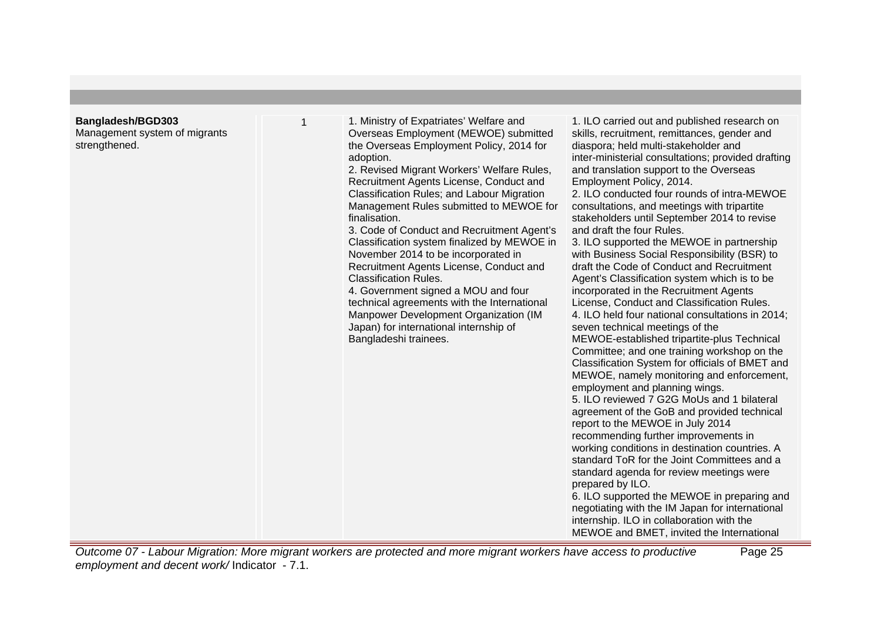| | | | |
|---|---|---|---|
| **Bangladesh/BGD303**<br>Management system of migrants strengthened. | 1 | 1. Ministry of Expatriates' Welfare and Overseas Employment (MEWOE) submitted the Overseas Employment Policy, 2014 for adoption.<br>2. Revised Migrant Workers' Welfare Rules, Recruitment Agents License, Conduct and Classification Rules; and Labour Migration Management Rules submitted to MEWOE for finalisation.<br>3. Code of Conduct and Recruitment Agent's Classification system finalized by MEWOE in November 2014 to be incorporated in Recruitment Agents License, Conduct and Classification Rules.<br>4. Government signed a MOU and four technical agreements with the International Manpower Development Organization (IM Japan) for international internship of Bangladeshi trainees. | 1. ILO carried out and published research on skills, recruitment, remittances, gender and diaspora; held multi-stakeholder and inter-ministerial consultations; provided drafting and translation support to the Overseas Employment Policy, 2014.<br>2. ILO conducted four rounds of intra-MEWOE consultations, and meetings with tripartite stakeholders until September 2014 to revise and draft the four Rules.<br>3. ILO supported the MEWOE in partnership with Business Social Responsibility (BSR) to draft the Code of Conduct and Recruitment Agent's Classification system which is to be incorporated in the Recruitment Agents License, Conduct and Classification Rules.<br>4. ILO held four national consultations in 2014; seven technical meetings of the MEWOE-established tripartite-plus Technical Committee; and one training workshop on the Classification System for officials of BMET and MEWOE, namely monitoring and enforcement, employment and planning wings.<br>5. ILO reviewed 7 G2G MoUs and 1 bilateral agreement of the GoB and provided technical report to the MEWOE in July 2014 recommending further improvements in working conditions in destination countries. A standard ToR for the Joint Committees and a standard agenda for review meetings were prepared by ILO.<br>6. ILO supported the MEWOE in preparing and negotiating with the IM Japan for international internship. ILO in collaboration with the MEWOE and BMET, invited the International |

*Outcome 07 - Labour Migration: More migrant workers are protected and more migrant workers have access to productive employment and decent work/* Indicator - 7.1.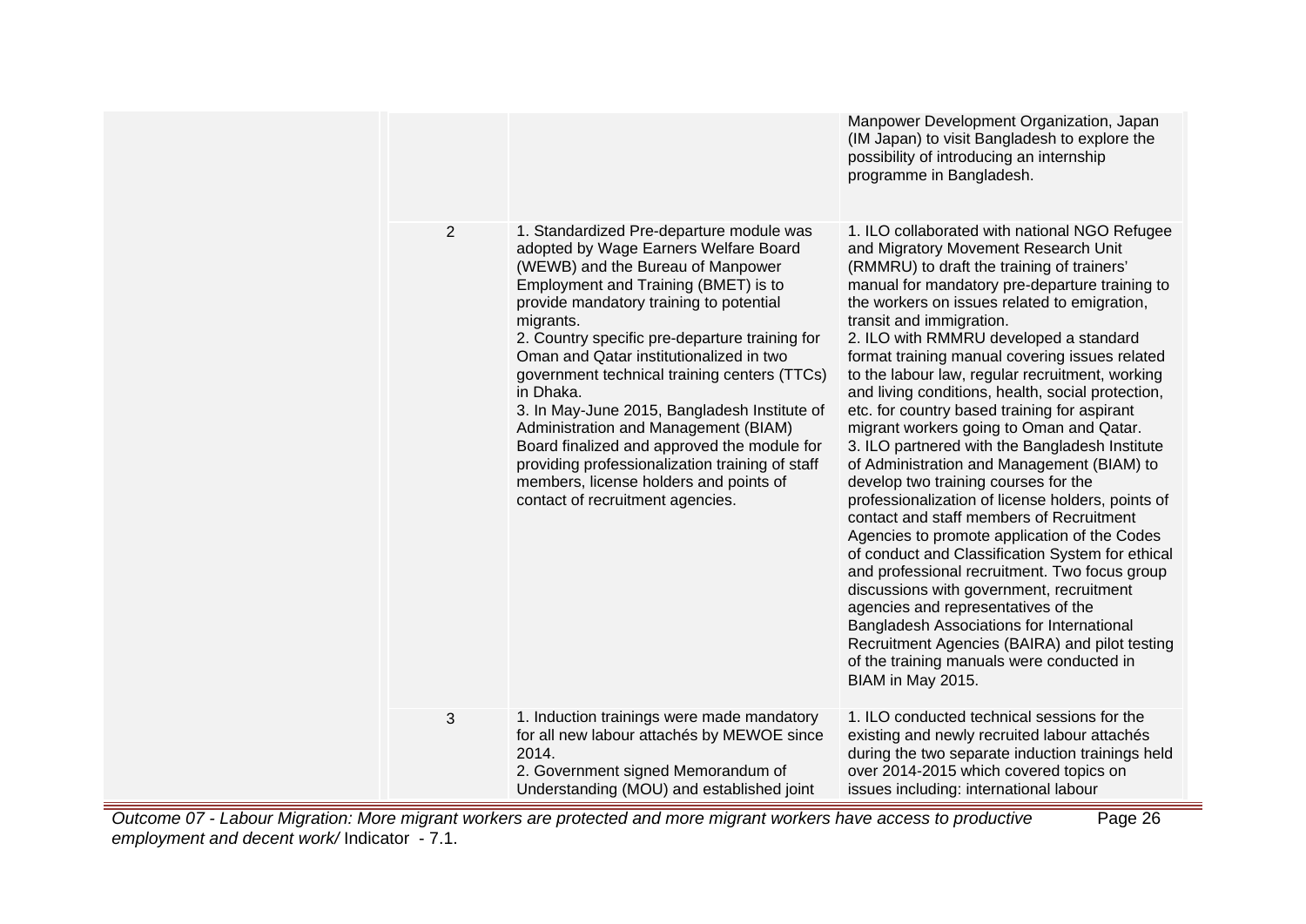| | | | |
|---|---|---|---|
| | | | Manpower Development Organization, Japan (IM Japan) to visit Bangladesh to explore the possibility of introducing an internship programme in Bangladesh. |
| | 2 | 1. Standardized Pre-departure module was adopted by Wage Earners Welfare Board (WEWB) and the Bureau of Manpower Employment and Training (BMET) is to provide mandatory training to potential migrants.<br>2. Country specific pre-departure training for Oman and Qatar institutionalized in two government technical training centers (TTCs) in Dhaka.<br>3. In May-June 2015, Bangladesh Institute of Administration and Management (BIAM) Board finalized and approved the module for providing professionalization training of staff members, license holders and points of contact of recruitment agencies. | 1. ILO collaborated with national NGO Refugee and Migratory Movement Research Unit (RMMRU) to draft the training of trainers' manual for mandatory pre-departure training to the workers on issues related to emigration, transit and immigration.<br>2. ILO with RMMRU developed a standard format training manual covering issues related to the labour law, regular recruitment, working and living conditions, health, social protection, etc. for country based training for aspirant migrant workers going to Oman and Qatar.<br>3. ILO partnered with the Bangladesh Institute of Administration and Management (BIAM) to develop two training courses for the professionalization of license holders, points of contact and staff members of Recruitment Agencies to promote application of the Codes of conduct and Classification System for ethical and professional recruitment. Two focus group discussions with government, recruitment agencies and representatives of the Bangladesh Associations for International Recruitment Agencies (BAIRA) and pilot testing of the training manuals were conducted in BIAM in May 2015. |
| | 3 | 1. Induction trainings were made mandatory for all new labour attachés by MEWOE since 2014.<br>2. Government signed Memorandum of Understanding (MOU) and established joint | 1. ILO conducted technical sessions for the existing and newly recruited labour attachés during the two separate induction trainings held over 2014-2015 which covered topics on issues including: international labour |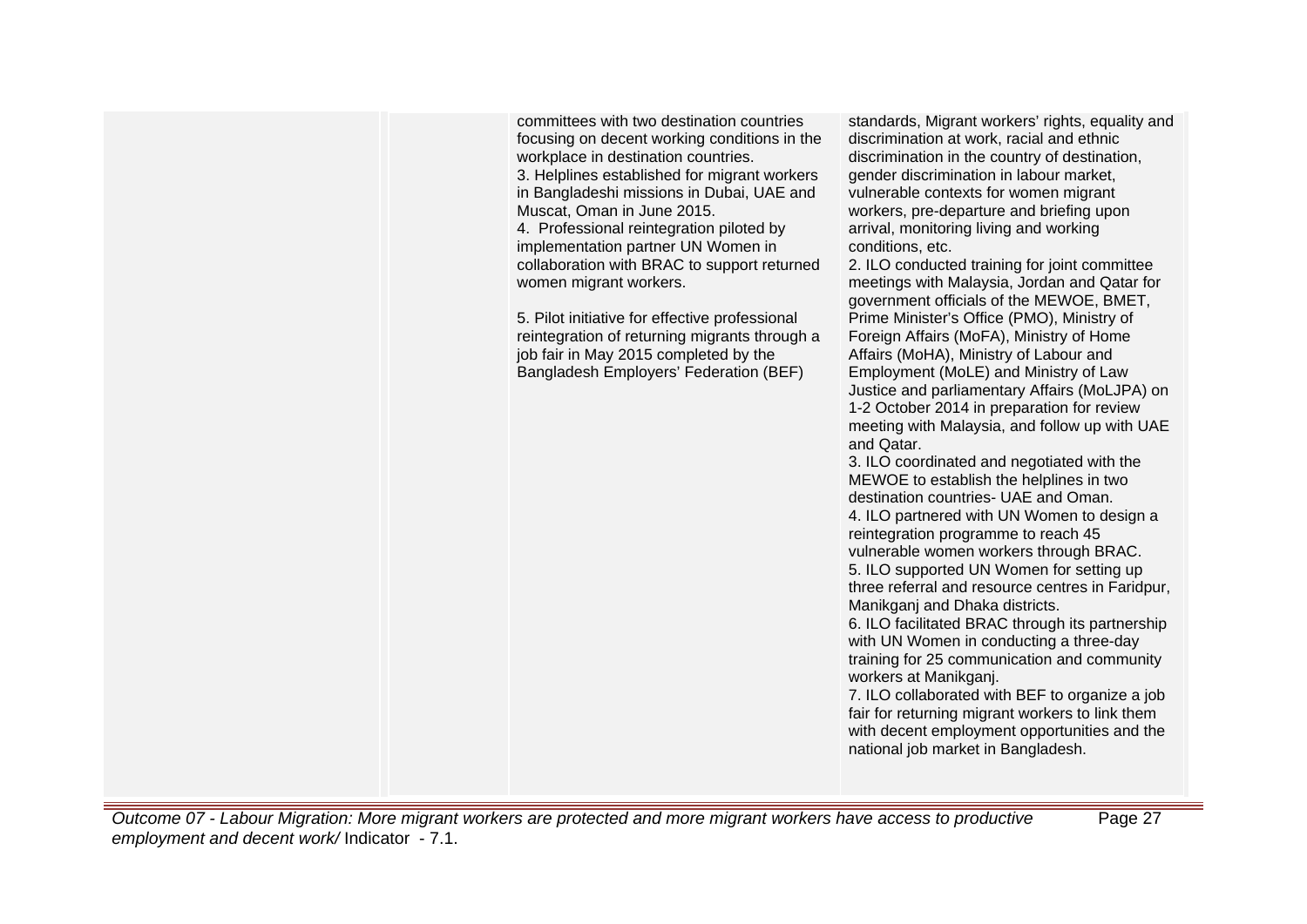| | | | |
|---|---|---|---|
| | | committees with two destination countries focusing on decent working conditions in the workplace in destination countries.<br>3. Helplines established for migrant workers in Bangladeshi missions in Dubai, UAE and Muscat, Oman in June 2015.<br>4. Professional reintegration piloted by implementation partner UN Women in collaboration with BRAC to support returned women migrant workers.<br><br>5. Pilot initiative for effective professional reintegration of returning migrants through a job fair in May 2015 completed by the Bangladesh Employers' Federation (BEF) | standards, Migrant workers' rights, equality and discrimination at work, racial and ethnic discrimination in the country of destination, gender discrimination in labour market, vulnerable contexts for women migrant workers, pre-departure and briefing upon arrival, monitoring living and working conditions, etc.<br>2. ILO conducted training for joint committee meetings with Malaysia, Jordan and Qatar for government officials of the MEWOE, BMET, Prime Minister's Office (PMO), Ministry of Foreign Affairs (MoFA), Ministry of Home Affairs (MoHA), Ministry of Labour and Employment (MoLE) and Ministry of Law Justice and parliamentary Affairs (MoLJPA) on 1-2 October 2014 in preparation for review meeting with Malaysia, and follow up with UAE and Qatar.<br>3. ILO coordinated and negotiated with the MEWOE to establish the helplines in two destination countries- UAE and Oman.<br>4. ILO partnered with UN Women to design a reintegration programme to reach 45 vulnerable women workers through BRAC.<br>5. ILO supported UN Women for setting up three referral and resource centres in Faridpur, Manikganj and Dhaka districts.<br>6. ILO facilitated BRAC through its partnership with UN Women in conducting a three-day training for 25 communication and community workers at Manikganj.<br>7. ILO collaborated with BEF to organize a job fair for returning migrant workers to link them with decent employment opportunities and the national job market in Bangladesh. |

*Outcome 07 - Labour Migration: More migrant workers are protected and more migrant workers have access to productive employment and decent work/* Indicator - 7.1.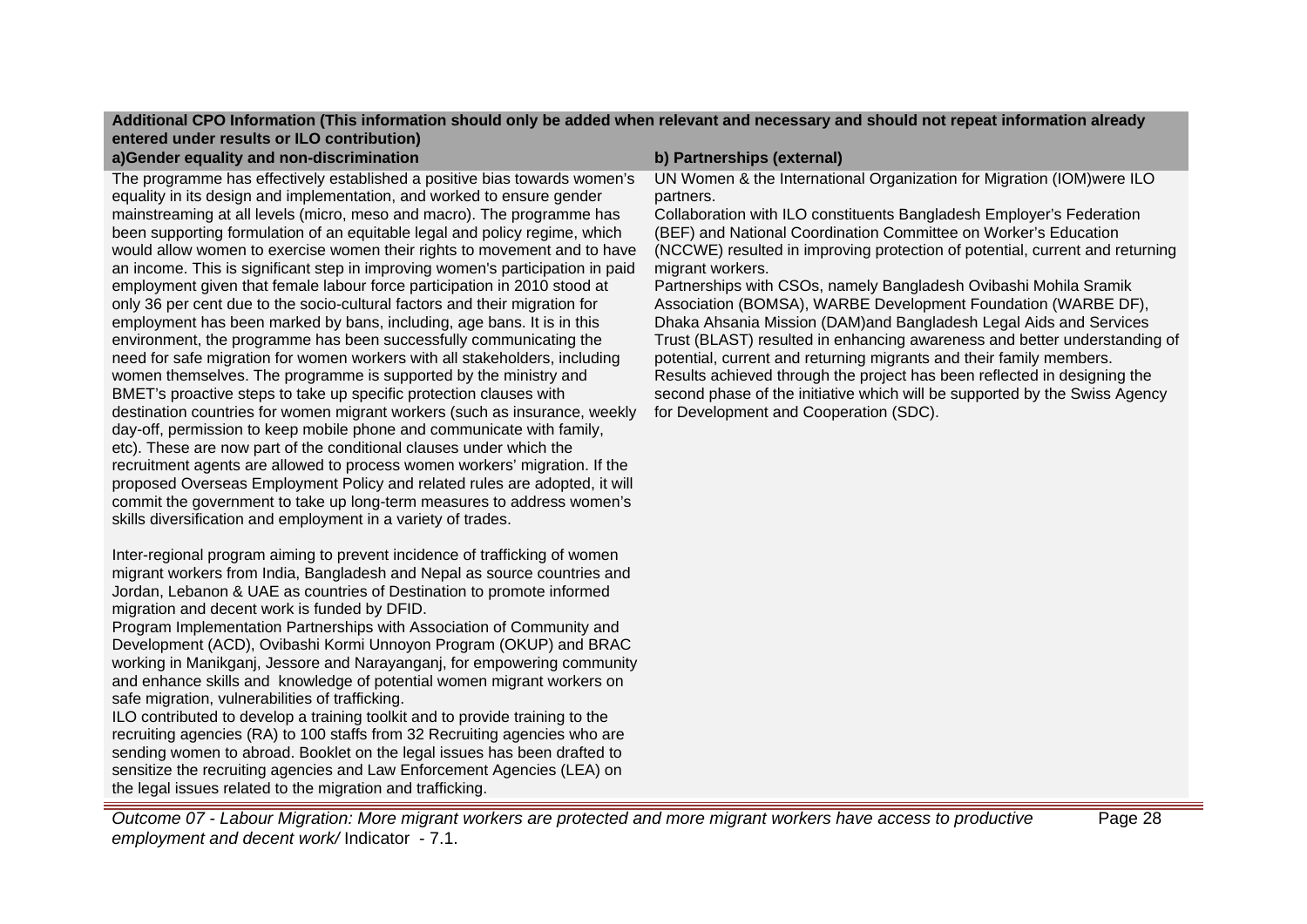**Additional CPO Information (This information should only be added when relevant and necessary and should not repeat information already entered under results or ILO contribution)**

**a)Gender equality and non-discrimination**

The programme has effectively established a positive bias towards women's equality in its design and implementation, and worked to ensure gender mainstreaming at all levels (micro, meso and macro). The programme has been supporting formulation of an equitable legal and policy regime, which would allow women to exercise women their rights to movement and to have an income. This is significant step in improving women's participation in paid employment given that female labour force participation in 2010 stood at only 36 per cent due to the socio-cultural factors and their migration for employment has been marked by bans, including, age bans. It is in this environment, the programme has been successfully communicating the need for safe migration for women workers with all stakeholders, including women themselves. The programme is supported by the ministry and BMET's proactive steps to take up specific protection clauses with destination countries for women migrant workers (such as insurance, weekly day-off, permission to keep mobile phone and communicate with family, etc). These are now part of the conditional clauses under which the recruitment agents are allowed to process women workers' migration. If the proposed Overseas Employment Policy and related rules are adopted, it will commit the government to take up long-term measures to address women's skills diversification and employment in a variety of trades.

Inter-regional program aiming to prevent incidence of trafficking of women migrant workers from India, Bangladesh and Nepal as source countries and Jordan, Lebanon & UAE as countries of Destination to promote informed migration and decent work is funded by DFID.

Program Implementation Partnerships with Association of Community and Development (ACD), Ovibashi Kormi Unnoyon Program (OKUP) and BRAC working in Manikganj, Jessore and Narayanganj, for empowering community and enhance skills and knowledge of potential women migrant workers on safe migration, vulnerabilities of trafficking.

ILO contributed to develop a training toolkit and to provide training to the recruiting agencies (RA) to 100 staffs from 32 Recruiting agencies who are sending women to abroad. Booklet on the legal issues has been drafted to sensitize the recruiting agencies and Law Enforcement Agencies (LEA) on the legal issues related to the migration and trafficking.

**b) Partnerships (external)**

UN Women & the International Organization for Migration (IOM)were ILO partners.

Collaboration with ILO constituents Bangladesh Employer's Federation (BEF) and National Coordination Committee on Worker's Education (NCCWE) resulted in improving protection of potential, current and returning migrant workers.

Partnerships with CSOs, namely Bangladesh Ovibashi Mohila Sramik Association (BOMSA), WARBE Development Foundation (WARBE DF), Dhaka Ahsania Mission (DAM)and Bangladesh Legal Aids and Services Trust (BLAST) resulted in enhancing awareness and better understanding of potential, current and returning migrants and their family members.

Results achieved through the project has been reflected in designing the second phase of the initiative which will be supported by the Swiss Agency for Development and Cooperation (SDC).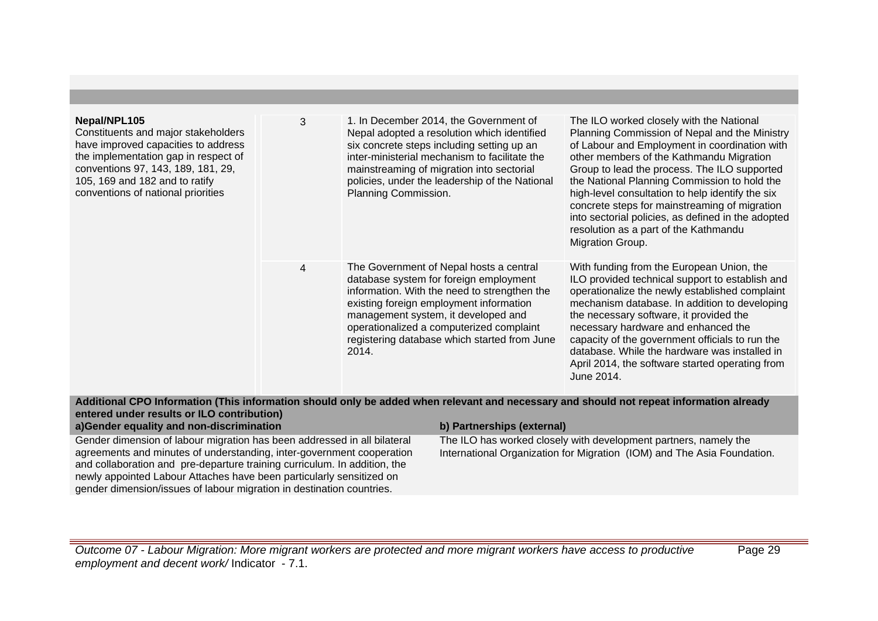| | | | |
|---|---|---|---|
| **Nepal/NPL105**<br>Constituents and major stakeholders have improved capacities to address the implementation gap in respect of conventions 97, 143, 189, 181, 29, 105, 169 and 182 and to ratify conventions of national priorities | 3 | 1. In December 2014, the Government of Nepal adopted a resolution which identified six concrete steps including setting up an inter-ministerial mechanism to facilitate the mainstreaming of migration into sectorial policies, under the leadership of the National Planning Commission. | The ILO worked closely with the National Planning Commission of Nepal and the Ministry of Labour and Employment in coordination with other members of the Kathmandu Migration Group to lead the process. The ILO supported the National Planning Commission to hold the high-level consultation to help identify the six concrete steps for mainstreaming of migration into sectorial policies, as defined in the adopted resolution as a part of the Kathmandu Migration Group. |
| | 4 | The Government of Nepal hosts a central database system for foreign employment information. With the need to strengthen the existing foreign employment information management system, it developed and operationalized a computerized complaint registering database which started from June 2014. | With funding from the European Union, the ILO provided technical support to establish and operationalize the newly established complaint mechanism database. In addition to developing the necessary software, it provided the necessary hardware and enhanced the capacity of the government officials to run the database. While the hardware was installed in April 2014, the software started operating from June 2014. |

**Additional CPO Information (This information should only be added when relevant and necessary and should not repeat information already entered under results or ILO contribution)**

| a)Gender equality and non-discrimination | b) Partnerships (external) |
|---|---|
| Gender dimension of labour migration has been addressed in all bilateral agreements and minutes of understanding, inter-government cooperation and collaboration and pre-departure training curriculum. In addition, the newly appointed Labour Attaches have been particularly sensitized on gender dimension/issues of labour migration in destination countries. | The ILO has worked closely with development partners, namely the International Organization for Migration (IOM) and The Asia Foundation. |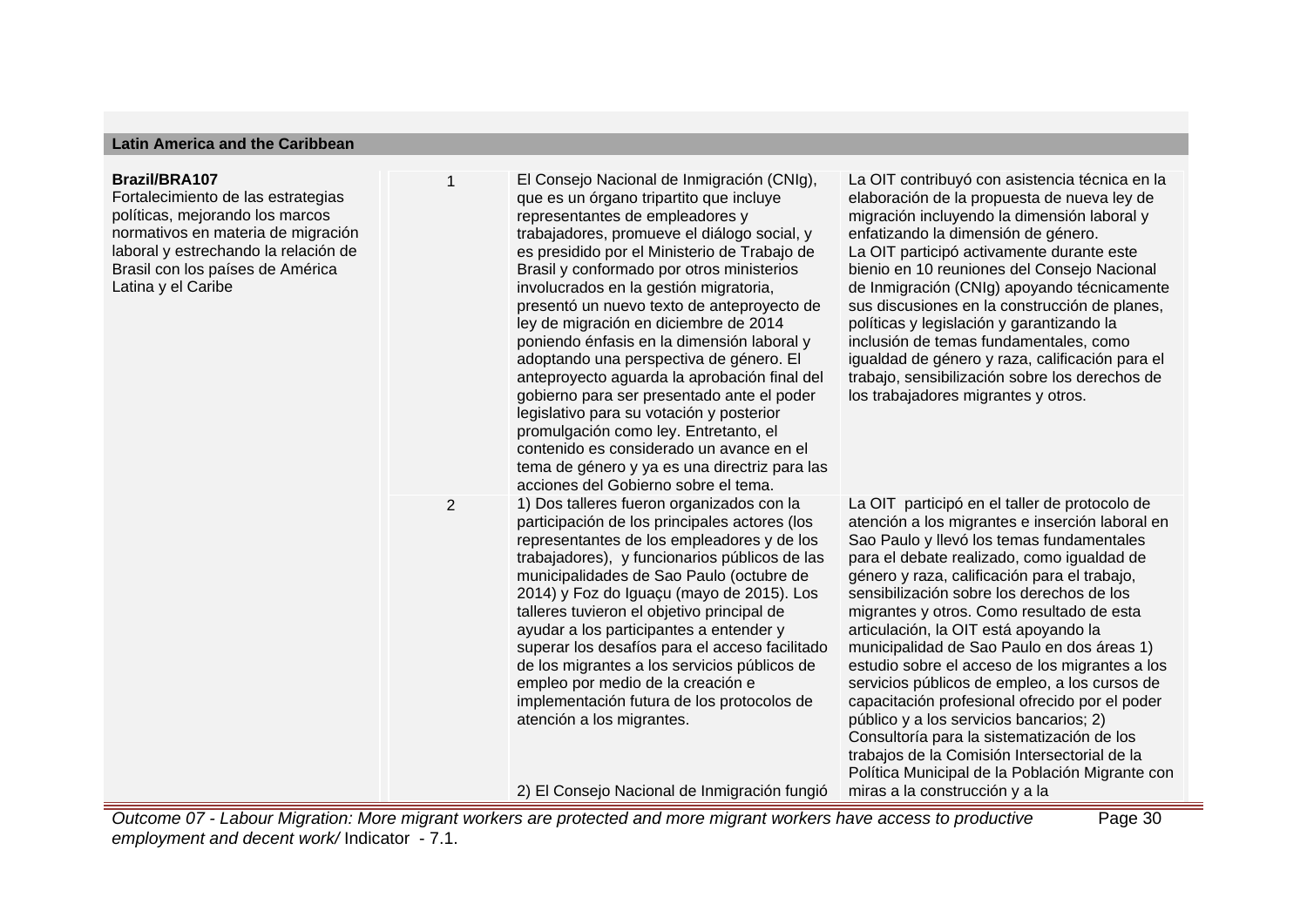## Latin America and the Caribbean

| | | | |
|---|---|---|---|
| **Brazil/BRA107**<br>Fortalecimiento de las estrategias políticas, mejorando los marcos normativos en materia de migración laboral y estrechando la relación de Brasil con los países de América Latina y el Caribe | 1 | El Consejo Nacional de Inmigración (CNIg), que es un órgano tripartito que incluye representantes de empleadores y trabajadores, promueve el diálogo social, y es presidido por el Ministerio de Trabajo de Brasil y conformado por otros ministerios involucrados en la gestión migratoria, presentó un nuevo texto de anteproyecto de ley de migración en diciembre de 2014 poniendo énfasis en la dimensión laboral y adoptando una perspectiva de género. El anteproyecto aguarda la aprobación final del gobierno para ser presentado ante el poder legislativo para su votación y posterior promulgación como ley. Entretanto, el contenido es considerado un avance en el tema de género y ya es una directriz para las acciones del Gobierno sobre el tema. | La OIT contribuyó con asistencia técnica en la elaboración de la propuesta de nueva ley de migración incluyendo la dimensión laboral y enfatizando la dimensión de género.<br>La OIT participó activamente durante este bienio en 10 reuniones del Consejo Nacional de Inmigración (CNIg) apoyando técnicamente sus discusiones en la construcción de planes, políticas y legislación y garantizando la inclusión de temas fundamentales, como igualdad de género y raza, calificación para el trabajo, sensibilización sobre los derechos de los trabajadores migrantes y otros. |
| | 2 | 1) Dos talleres fueron organizados con la participación de los principales actores (los representantes de los empleadores y de los trabajadores), y funcionarios públicos de las municipalidades de Sao Paulo (octubre de 2014) y Foz do Iguaçu (mayo de 2015). Los talleres tuvieron el objetivo principal de ayudar a los participantes a entender y superar los desafíos para el acceso facilitado de los migrantes a los servicios públicos de empleo por medio de la creación e implementación futura de los protocolos de atención a los migrantes.<br><br>2) El Consejo Nacional de Inmigración fungió | La OIT participó en el taller de protocolo de atención a los migrantes e inserción laboral en Sao Paulo y llevó los temas fundamentales para el debate realizado, como igualdad de género y raza, calificación para el trabajo, sensibilización sobre los derechos de los migrantes y otros. Como resultado de esta articulación, la OIT está apoyando la municipalidad de Sao Paulo en dos áreas 1) estudio sobre el acceso de los migrantes a los servicios públicos de empleo, a los cursos de capacitación profesional ofrecido por el poder público y a los servicios bancarios; 2) Consultoría para la sistematización de los trabajos de la Comisión Intersectorial de la Política Municipal de la Población Migrante con miras a la construcción y a la |

*Outcome 07 - Labour Migration: More migrant workers are protected and more migrant workers have access to productive employment and decent work/* Indicator - 7.1.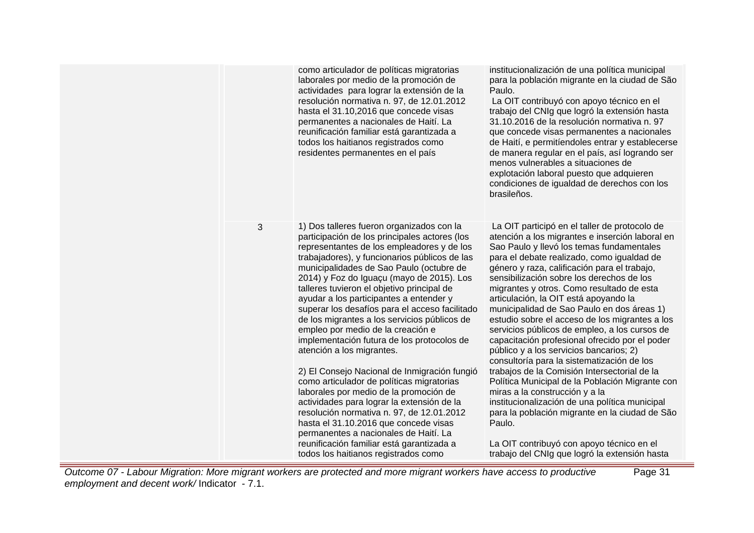| | | | |
|---|---|---|---|
| | | como articulador de políticas migratorias laborales por medio de la promoción de actividades para lograr la extensión de la resolución normativa n. 97, de 12.01.2012 hasta el 31.10,2016 que concede visas permanentes a nacionales de Haití. La reunificación familiar está garantizada a todos los haitianos registrados como residentes permanentes en el país | institucionalización de una política municipal para la población migrante en la ciudad de São Paulo.<br>La OIT contribuyó con apoyo técnico en el trabajo del CNIg que logró la extensión hasta 31.10.2016 de la resolución normativa n. 97 que concede visas permanentes a nacionales de Haití, e permitíendoles entrar y establecerse de manera regular en el país, así logrando ser menos vulnerables a situaciones de explotación laboral puesto que adquieren condiciones de igualdad de derechos con los brasileños. |
| | 3 | 1) Dos talleres fueron organizados con la participación de los principales actores (los representantes de los empleadores y de los trabajadores), y funcionarios públicos de las municipalidades de Sao Paulo (octubre de 2014) y Foz do Iguaçu (mayo de 2015). Los talleres tuvieron el objetivo principal de ayudar a los participantes a entender y superar los desafíos para el acceso facilitado de los migrantes a los servicios públicos de empleo por medio de la creación e implementación futura de los protocolos de atención a los migrantes.<br><br>2) El Consejo Nacional de Inmigración fungió como articulador de políticas migratorias laborales por medio de la promoción de actividades para lograr la extensión de la resolución normativa n. 97, de 12.01.2012 hasta el 31.10.2016 que concede visas permanentes a nacionales de Haití. La reunificación familiar está garantizada a todos los haitianos registrados como | La OIT participó en el taller de protocolo de atención a los migrantes e inserción laboral en Sao Paulo y llevó los temas fundamentales para el debate realizado, como igualdad de género y raza, calificación para el trabajo, sensibilización sobre los derechos de los migrantes y otros. Como resultado de esta articulación, la OIT está apoyando la municipalidad de Sao Paulo en dos áreas 1) estudio sobre el acceso de los migrantes a los servicios públicos de empleo, a los cursos de capacitación profesional ofrecido por el poder público y a los servicios bancarios; 2) consultoría para la sistematización de los trabajos de la Comisión Intersectorial de la Política Municipal de la Población Migrante con miras a la construcción y a la institucionalización de una política municipal para la población migrante en la ciudad de São Paulo.<br><br>La OIT contribuyó con apoyo técnico en el trabajo del CNIg que logró la extensión hasta |

*Outcome 07 - Labour Migration: More migrant workers are protected and more migrant workers have access to productive employment and decent work/* Indicator - 7.1.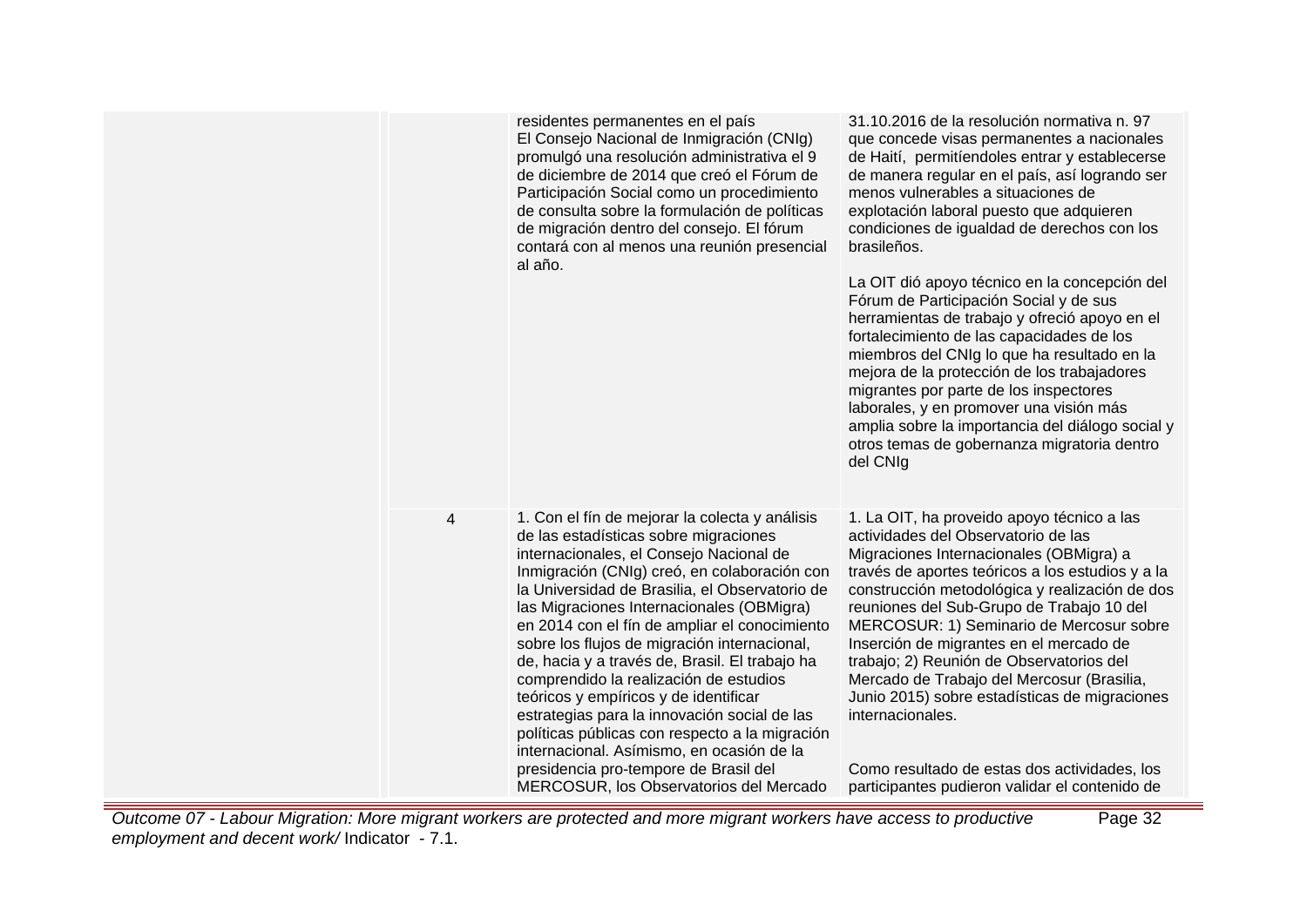| | | | |
|---|---|---|---|
| | | residentes permanentes en el país<br>El Consejo Nacional de Inmigración (CNIg) promulgó una resolución administrativa el 9 de diciembre de 2014 que creó el Fórum de Participación Social como un procedimiento de consulta sobre la formulación de políticas de migración dentro del consejo. El fórum contará con al menos una reunión presencial al año. | 31.10.2016 de la resolución normativa n. 97 que concede visas permanentes a nacionales de Haití, permitíendoles entrar y establecerse de manera regular en el país, así logrando ser menos vulnerables a situaciones de explotación laboral puesto que adquieren condiciones de igualdad de derechos con los brasileños.<br><br>La OIT dió apoyo técnico en la concepción del Fórum de Participación Social y de sus herramientas de trabajo y ofreció apoyo en el fortalecimiento de las capacidades de los miembros del CNIg lo que ha resultado en la mejora de la protección de los trabajadores migrantes por parte de los inspectores laborales, y en promover una visión más amplia sobre la importancia del diálogo social y otros temas de gobernanza migratoria dentro del CNIg |
| | 4 | 1. Con el fín de mejorar la colecta y análisis de las estadísticas sobre migraciones internacionales, el Consejo Nacional de Inmigración (CNIg) creó, en colaboración con la Universidad de Brasilia, el Observatorio de las Migraciones Internacionales (OBMigra) en 2014 con el fín de ampliar el conocimiento sobre los flujos de migración internacional, de, hacia y a través de, Brasil. El trabajo ha comprendido la realización de estudios teóricos y empíricos y de identificar estrategias para la innovación social de las políticas públicas con respecto a la migración internacional. Asímismo, en ocasión de la presidencia pro-tempore de Brasil del MERCOSUR, los Observatorios del Mercado | 1. La OIT, ha proveido apoyo técnico a las actividades del Observatorio de las Migraciones Internacionales (OBMigra) a través de aportes teóricos a los estudios y a la construcción metodológica y realización de dos reuniones del Sub-Grupo de Trabajo 10 del MERCOSUR: 1) Seminario de Mercosur sobre Inserción de migrantes en el mercado de trabajo; 2) Reunión de Observatorios del Mercado de Trabajo del Mercosur (Brasilia, Junio 2015) sobre estadísticas de migraciones internacionales.<br><br>Como resultado de estas dos actividades, los participantes pudieron validar el contenido de |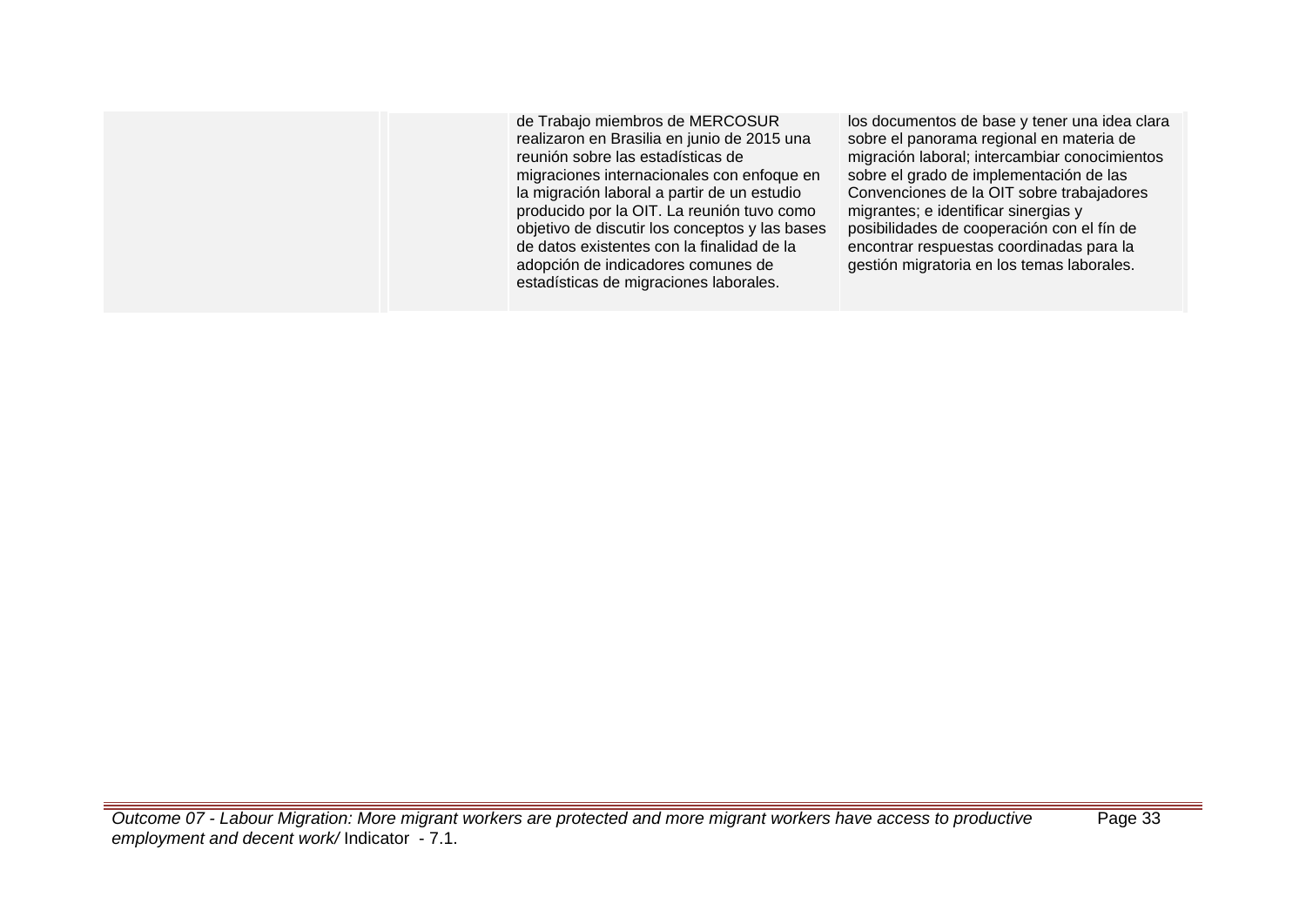| | | | |
|---|---|---|---|
| | | de Trabajo miembros de MERCOSUR realizaron en Brasilia en junio de 2015 una reunión sobre las estadísticas de migraciones internacionales con enfoque en la migración laboral a partir de un estudio producido por la OIT. La reunión tuvo como objetivo de discutir los conceptos y las bases de datos existentes con la finalidad de la adopción de indicadores comunes de estadísticas de migraciones laborales. | los documentos de base y tener una idea clara sobre el panorama regional en materia de migración laboral; intercambiar conocimientos sobre el grado de implementación de las Convenciones de la OIT sobre trabajadores migrantes; e identificar sinergias y posibilidades de cooperación con el fín de encontrar respuestas coordinadas para la gestión migratoria en los temas laborales. |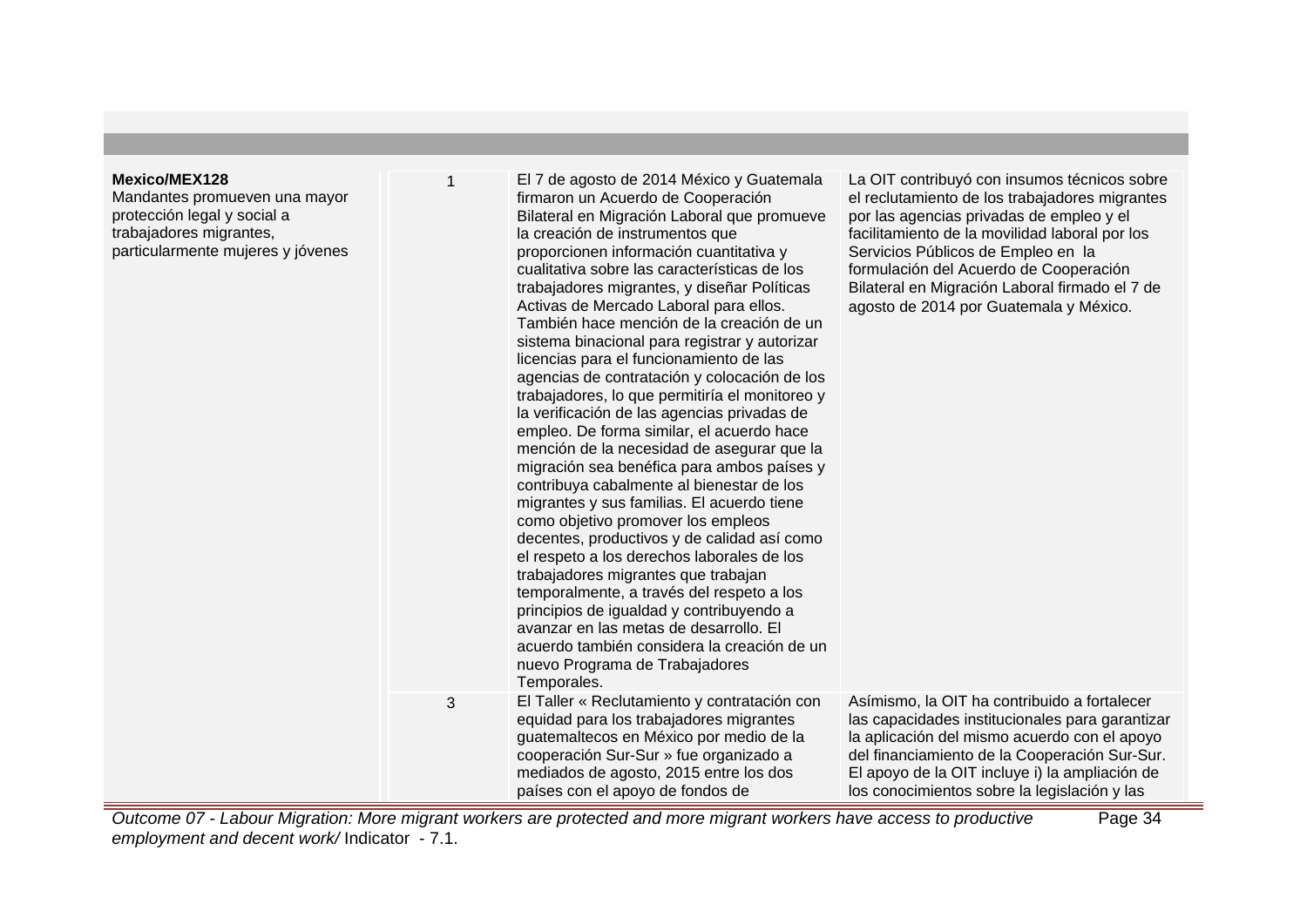| | | | |
|---|---|---|---|
| **Mexico/MEX128**<br>Mandantes promueven una mayor protección legal y social a trabajadores migrantes, particularmente mujeres y jóvenes | 1 | El 7 de agosto de 2014 México y Guatemala firmaron un Acuerdo de Cooperación Bilateral en Migración Laboral que promueve la creación de instrumentos que proporcionen información cuantitativa y cualitativa sobre las características de los trabajadores migrantes, y diseñar Políticas Activas de Mercado Laboral para ellos. También hace mención de la creación de un sistema binacional para registrar y autorizar licencias para el funcionamiento de las agencias de contratación y colocación de los trabajadores, lo que permitiría el monitoreo y la verificación de las agencias privadas de empleo. De forma similar, el acuerdo hace mención de la necesidad de asegurar que la migración sea benéfica para ambos países y contribuya cabalmente al bienestar de los migrantes y sus familias. El acuerdo tiene como objetivo promover los empleos decentes, productivos y de calidad así como el respeto a los derechos laborales de los trabajadores migrantes que trabajan temporalmente, a través del respeto a los principios de igualdad y contribuyendo a avanzar en las metas de desarrollo. El acuerdo también considera la creación de un nuevo Programa de Trabajadores Temporales. | La OIT contribuyó con insumos técnicos sobre el reclutamiento de los trabajadores migrantes por las agencias privadas de empleo y el facilitamiento de la movilidad laboral por los Servicios Públicos de Empleo en la formulación del Acuerdo de Cooperación Bilateral en Migración Laboral firmado el 7 de agosto de 2014 por Guatemala y México. |
| | 3 | El Taller « Reclutamiento y contratación con equidad para los trabajadores migrantes guatemaltecos en México por medio de la cooperación Sur-Sur » fue organizado a mediados de agosto, 2015 entre los dos países con el apoyo de fondos de | Asímismo, la OIT ha contribuido a fortalecer las capacidades institucionales para garantizar la aplicación del mismo acuerdo con el apoyo del financiamiento de la Cooperación Sur-Sur. El apoyo de la OIT incluye i) la ampliación de los conocimientos sobre la legislación y las |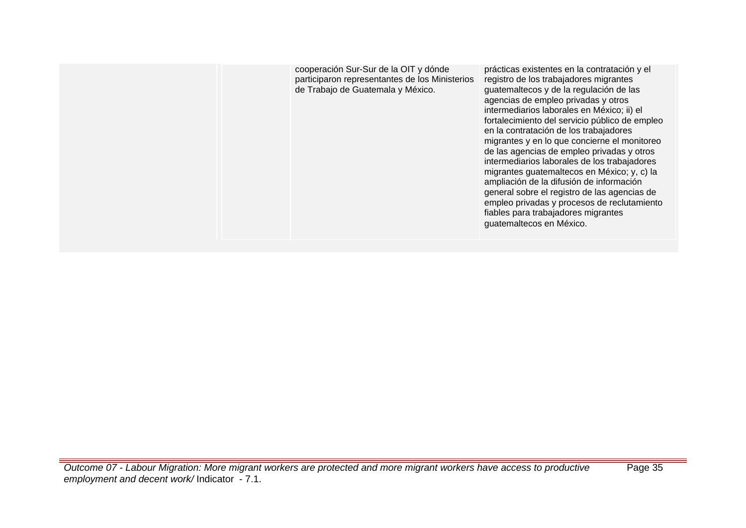| | | | |
|---|---|---|---|
| | | cooperación Sur-Sur de la OIT y dónde participaron representantes de los Ministerios de Trabajo de Guatemala y México. | prácticas existentes en la contratación y el registro de los trabajadores migrantes guatemaltecos y de la regulación de las agencias de empleo privadas y otros intermediarios laborales en México; ii) el fortalecimiento del servicio público de empleo en la contratación de los trabajadores migrantes y en lo que concierne el monitoreo de las agencias de empleo privadas y otros intermediarios laborales de los trabajadores migrantes guatemaltecos en México; y, c) la ampliación de la difusión de información general sobre el registro de las agencias de empleo privadas y procesos de reclutamiento fiables para trabajadores migrantes guatemaltecos en México. |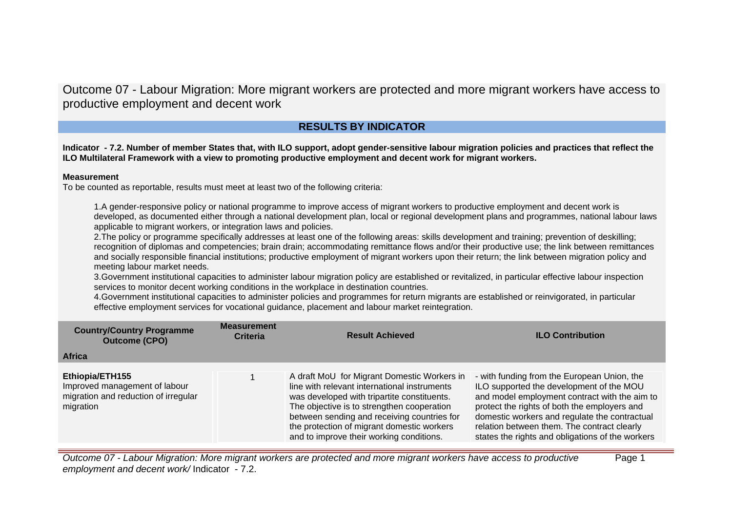# Outcome 07 - Labour Migration: More migrant workers are protected and more migrant workers have access to productive employment and decent work

## RESULTS BY INDICATOR

**Indicator - 7.2. Number of member States that, with ILO support, adopt gender-sensitive labour migration policies and practices that reflect the ILO Multilateral Framework with a view to promoting productive employment and decent work for migrant workers.**

**Measurement**

To be counted as reportable, results must meet at least two of the following criteria:

1. A gender-responsive policy or national programme to improve access of migrant workers to productive employment and decent work is developed, as documented either through a national development plan, local or regional development plans and programmes, national labour laws applicable to migrant workers, or integration laws and policies.
2. The policy or programme specifically addresses at least one of the following areas: skills development and training; prevention of deskilling; recognition of diplomas and competencies; brain drain; accommodating remittance flows and/or their productive use; the link between remittances and socially responsible financial institutions; productive employment of migrant workers upon their return; the link between migration policy and meeting labour market needs.
3. Government institutional capacities to administer labour migration policy are established or revitalized, in particular effective labour inspection services to monitor decent working conditions in the workplace in destination countries.
4. Government institutional capacities to administer policies and programmes for return migrants are established or reinvigorated, in particular effective employment services for vocational guidance, placement and labour market reintegration.

| Country/Country Programme Outcome (CPO) | Measurement Criteria | Result Achieved | ILO Contribution |
|---|---|---|---|
| **Africa** | | | |
| **Ethiopia/ETH155**<br>Improved management of labour migration and reduction of irregular migration | 1 | A draft MoU for Migrant Domestic Workers in line with relevant international instruments was developed with tripartite constituents. The objective is to strengthen cooperation between sending and receiving countries for the protection of migrant domestic workers and to improve their working conditions. | - with funding from the European Union, the ILO supported the development of the MOU and model employment contract with the aim to protect the rights of both the employers and domestic workers and regulate the contractual relation between them. The contract clearly states the rights and obligations of the workers |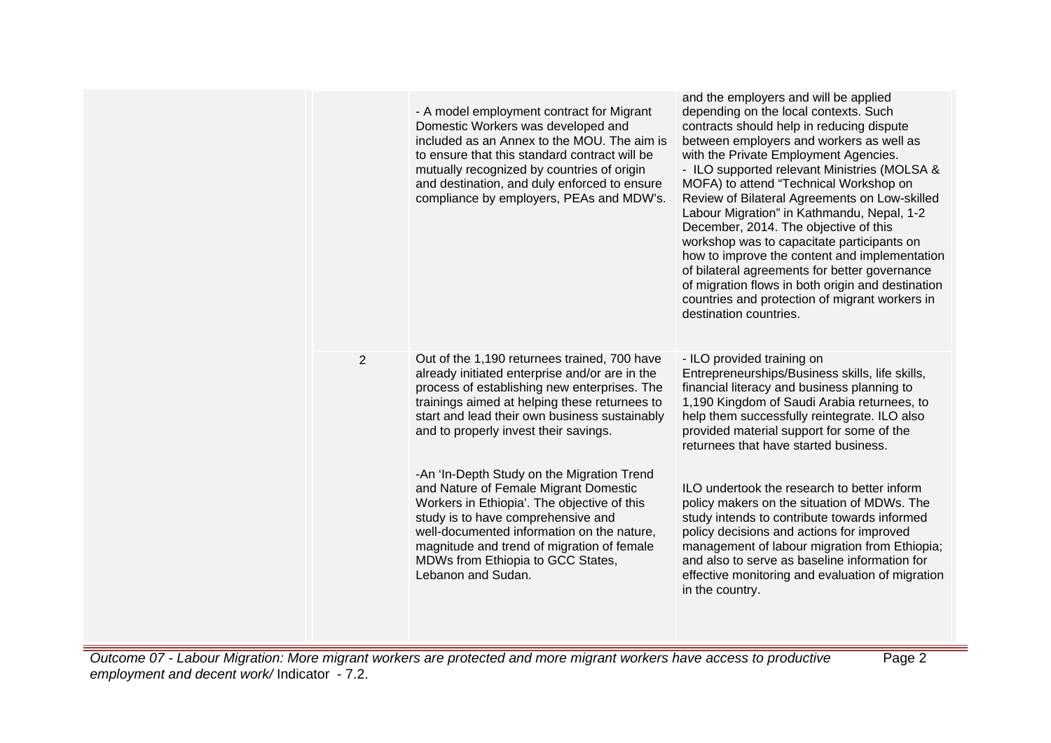| | | | |
|---|---|---|---|
| | | - A model employment contract for Migrant Domestic Workers was developed and included as an Annex to the MOU. The aim is to ensure that this standard contract will be mutually recognized by countries of origin and destination, and duly enforced to ensure compliance by employers, PEAs and MDW's. | and the employers and will be applied depending on the local contexts. Such contracts should help in reducing dispute between employers and workers as well as with the Private Employment Agencies.<br>- ILO supported relevant Ministries (MOLSA & MOFA) to attend "Technical Workshop on Review of Bilateral Agreements on Low-skilled Labour Migration" in Kathmandu, Nepal, 1-2 December, 2014. The objective of this workshop was to capacitate participants on how to improve the content and implementation of bilateral agreements for better governance of migration flows in both origin and destination countries and protection of migrant workers in destination countries. |
| | 2 | Out of the 1,190 returnees trained, 700 have already initiated enterprise and/or are in the process of establishing new enterprises. The trainings aimed at helping these returnees to start and lead their own business sustainably and to properly invest their savings.<br><br>-An 'In-Depth Study on the Migration Trend and Nature of Female Migrant Domestic Workers in Ethiopia'. The objective of this study is to have comprehensive and well-documented information on the nature, magnitude and trend of migration of female MDWs from Ethiopia to GCC States, Lebanon and Sudan. | - ILO provided training on Entrepreneurships/Business skills, life skills, financial literacy and business planning to 1,190 Kingdom of Saudi Arabia returnees, to help them successfully reintegrate. ILO also provided material support for some of the returnees that have started business.<br><br>ILO undertook the research to better inform policy makers on the situation of MDWs. The study intends to contribute towards informed policy decisions and actions for improved management of labour migration from Ethiopia; and also to serve as baseline information for effective monitoring and evaluation of migration in the country. |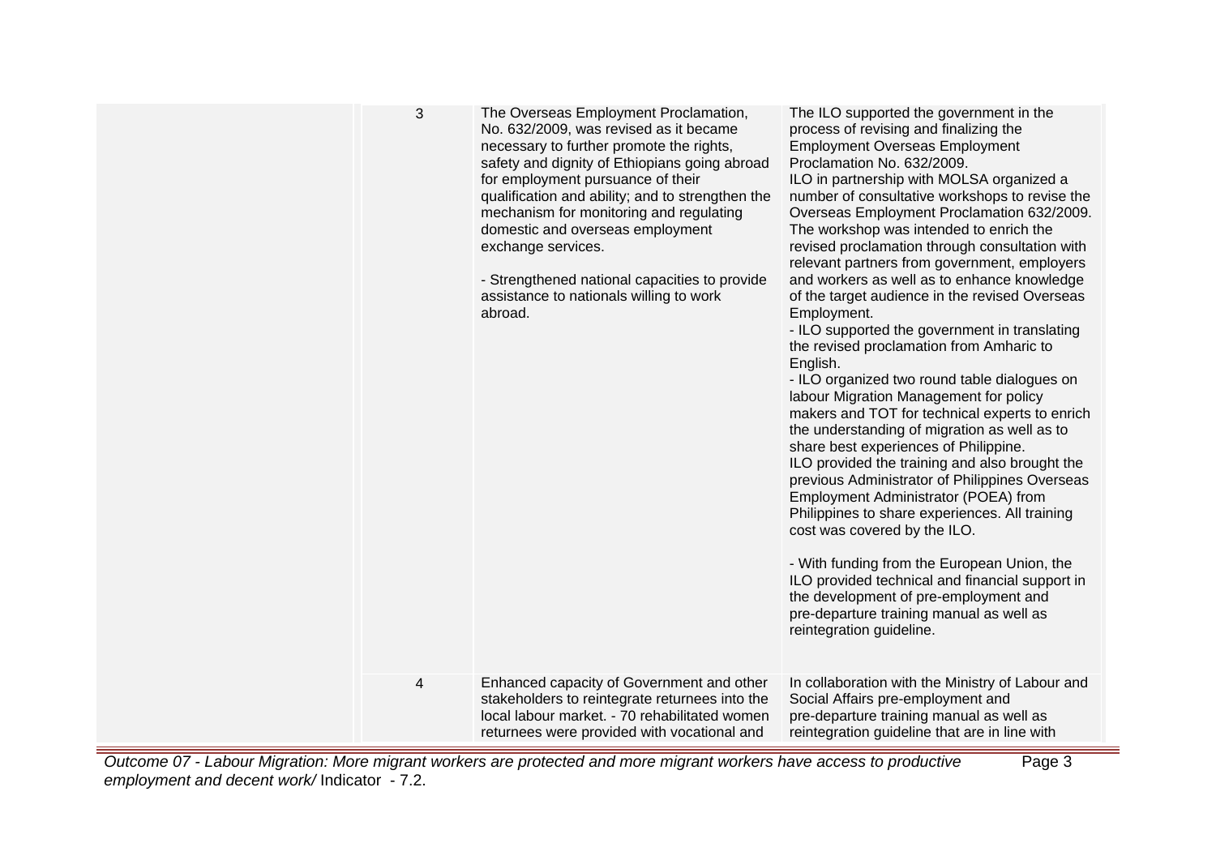| | | | |
|---|---|---|---|
| | 3 | The Overseas Employment Proclamation, No. 632/2009, was revised as it became necessary to further promote the rights, safety and dignity of Ethiopians going abroad for employment pursuance of their qualification and ability; and to strengthen the mechanism for monitoring and regulating domestic and overseas employment exchange services.<br><br>- Strengthened national capacities to provide assistance to nationals willing to work abroad. | The ILO supported the government in the process of revising and finalizing the Employment Overseas Employment Proclamation No. 632/2009.<br>ILO in partnership with MOLSA organized a number of consultative workshops to revise the Overseas Employment Proclamation 632/2009. The workshop was intended to enrich the revised proclamation through consultation with relevant partners from government, employers and workers as well as to enhance knowledge of the target audience in the revised Overseas Employment.<br>- ILO supported the government in translating the revised proclamation from Amharic to English.<br>- ILO organized two round table dialogues on labour Migration Management for policy makers and TOT for technical experts to enrich the understanding of migration as well as to share best experiences of Philippine.<br>ILO provided the training and also brought the previous Administrator of Philippines Overseas Employment Administrator (POEA) from Philippines to share experiences. All training cost was covered by the ILO.<br><br>- With funding from the European Union, the ILO provided technical and financial support in the development of pre-employment and pre-departure training manual as well as reintegration guideline. |
| | 4 | Enhanced capacity of Government and other stakeholders to reintegrate returnees into the local labour market. - 70 rehabilitated women returnees were provided with vocational and | In collaboration with the Ministry of Labour and Social Affairs pre-employment and pre-departure training manual as well as reintegration guideline that are in line with |

*Outcome 07 - Labour Migration: More migrant workers are protected and more migrant workers have access to productive employment and decent work/* Indicator - 7.2.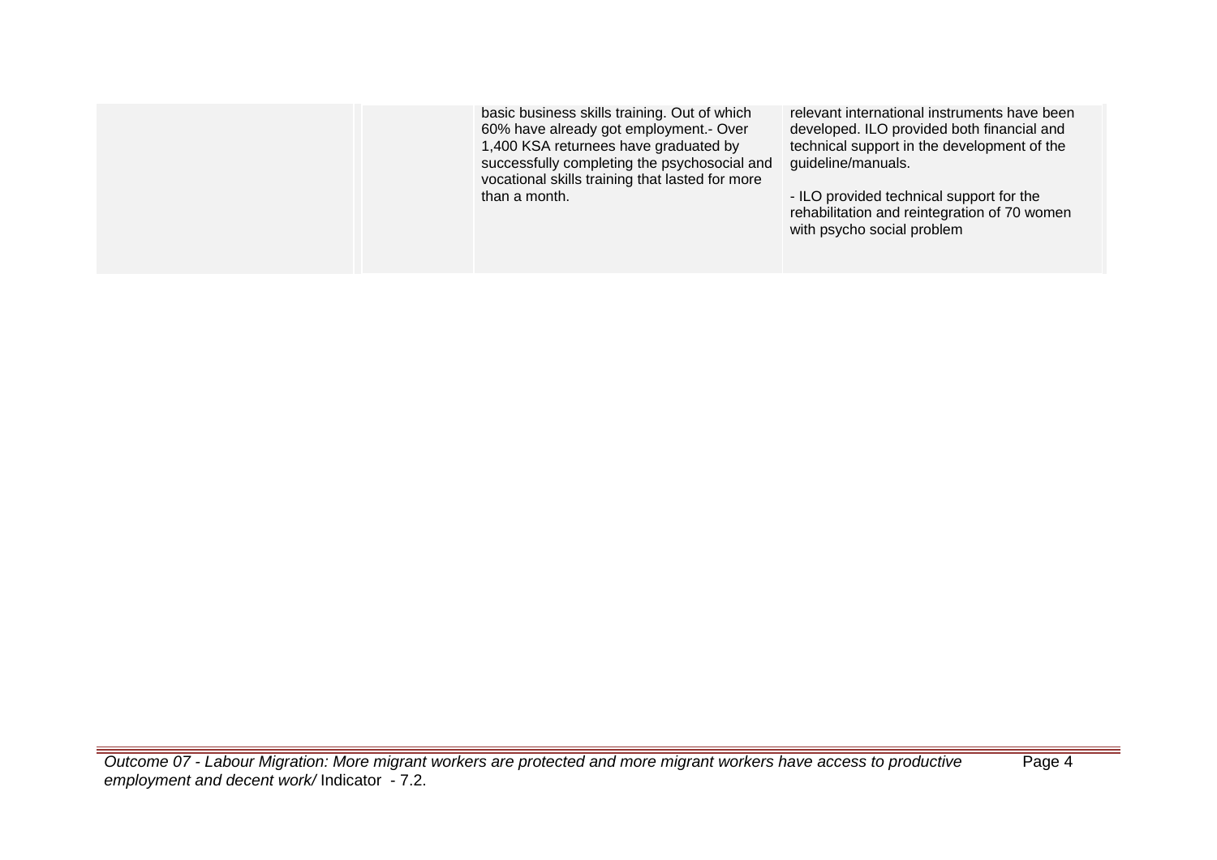| | | | |
|---|---|---|---|
| | | basic business skills training. Out of which 60% have already got employment.- Over 1,400 KSA returnees have graduated by successfully completing the psychosocial and vocational skills training that lasted for more than a month. | relevant international instruments have been developed. ILO provided both financial and technical support in the development of the guideline/manuals.<br><br>- ILO provided technical support for the rehabilitation and reintegration of 70 women with psycho social problem |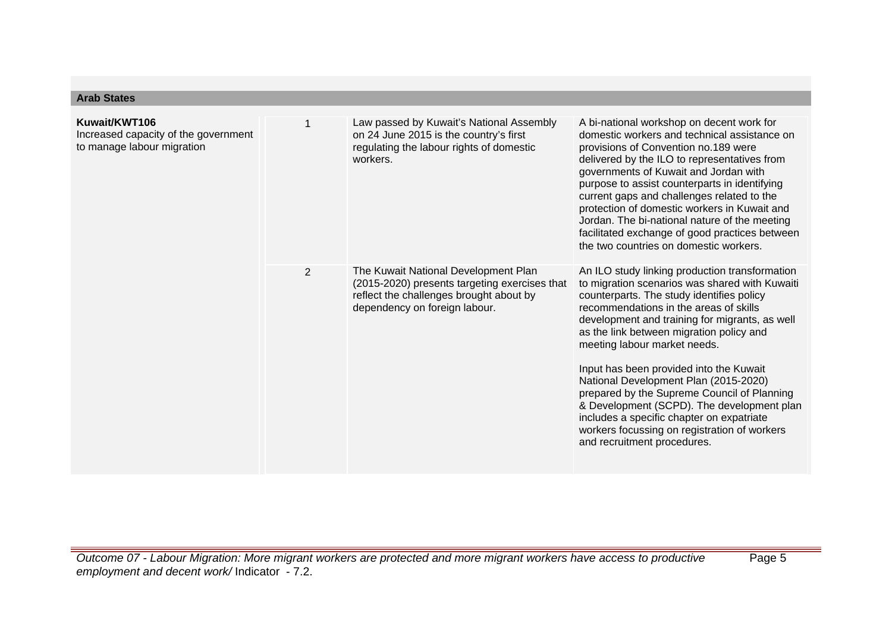| **Arab States** | | | |
|---|---|---|---|
| **Kuwait/KWT106**<br>Increased capacity of the government to manage labour migration | 1 | Law passed by Kuwait's National Assembly on 24 June 2015 is the country's first regulating the labour rights of domestic workers. | A bi-national workshop on decent work for domestic workers and technical assistance on provisions of Convention no.189 were delivered by the ILO to representatives from governments of Kuwait and Jordan with purpose to assist counterparts in identifying current gaps and challenges related to the protection of domestic workers in Kuwait and Jordan. The bi-national nature of the meeting facilitated exchange of good practices between the two countries on domestic workers. |
| | 2 | The Kuwait National Development Plan (2015-2020) presents targeting exercises that reflect the challenges brought about by dependency on foreign labour. | An ILO study linking production transformation to migration scenarios was shared with Kuwaiti counterparts. The study identifies policy recommendations in the areas of skills development and training for migrants, as well as the link between migration policy and meeting labour market needs.<br><br>Input has been provided into the Kuwait National Development Plan (2015-2020) prepared by the Supreme Council of Planning & Development (SCPD). The development plan includes a specific chapter on expatriate workers focussing on registration of workers and recruitment procedures. |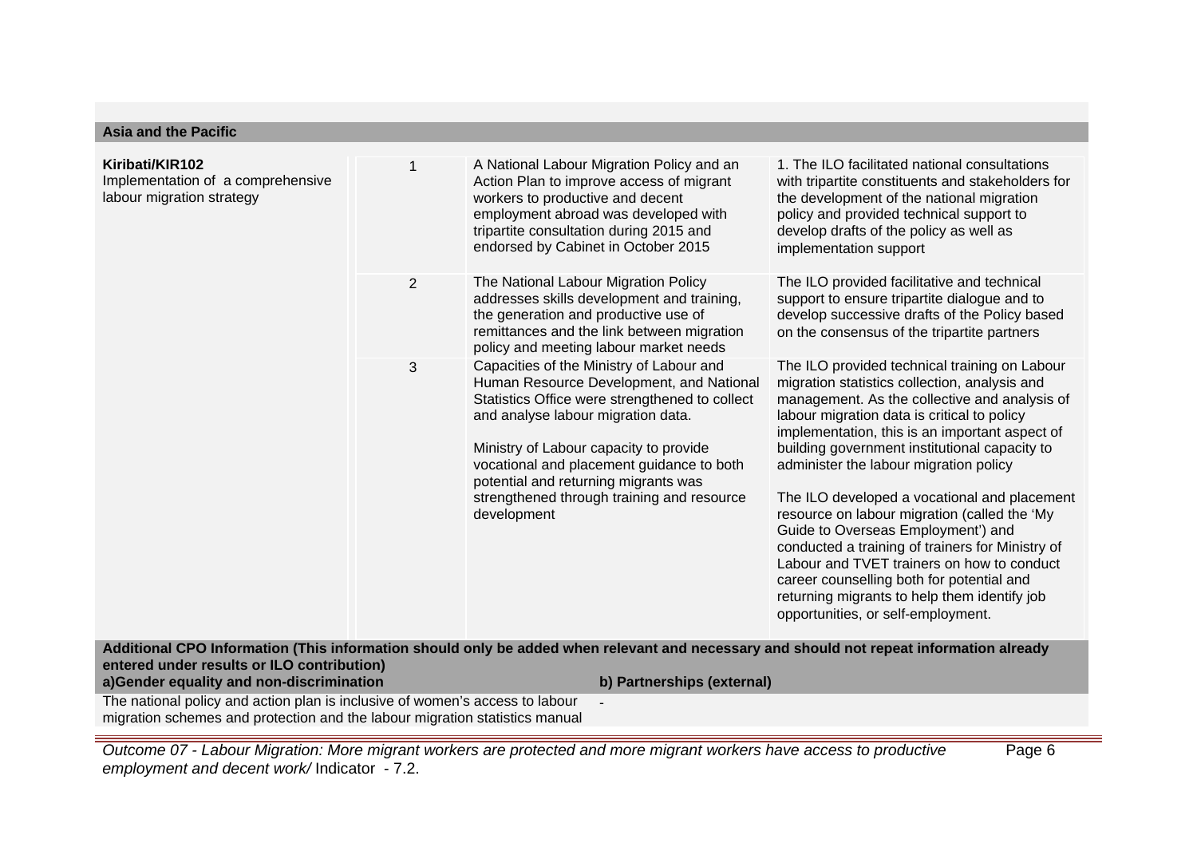**Asia and the Pacific**

| | | | |
|---|---|---|---|
| **Kiribati/KIR102**<br>Implementation of a comprehensive labour migration strategy | 1 | A National Labour Migration Policy and an Action Plan to improve access of migrant workers to productive and decent employment abroad was developed with tripartite consultation during 2015 and endorsed by Cabinet in October 2015 | 1. The ILO facilitated national consultations with tripartite constituents and stakeholders for the development of the national migration policy and provided technical support to develop drafts of the policy as well as implementation support |
| | 2 | The National Labour Migration Policy addresses skills development and training, the generation and productive use of remittances and the link between migration policy and meeting labour market needs | The ILO provided facilitative and technical support to ensure tripartite dialogue and to develop successive drafts of the Policy based on the consensus of the tripartite partners |
| | 3 | Capacities of the Ministry of Labour and Human Resource Development, and National Statistics Office were strengthened to collect and analyse labour migration data.<br><br>Ministry of Labour capacity to provide vocational and placement guidance to both potential and returning migrants was strengthened through training and resource development | The ILO provided technical training on Labour migration statistics collection, analysis and management. As the collective and analysis of labour migration data is critical to policy implementation, this is an important aspect of building government institutional capacity to administer the labour migration policy<br><br>The ILO developed a vocational and placement resource on labour migration (called the 'My Guide to Overseas Employment') and conducted a training of trainers for Ministry of Labour and TVET trainers on how to conduct career counselling both for potential and returning migrants to help them identify job opportunities, or self-employment. |

**Additional CPO Information (This information should only be added when relevant and necessary and should not repeat information already entered under results or ILO contribution)**

| a)Gender equality and non-discrimination | b) Partnerships (external) |
|---|---|
| The national policy and action plan is inclusive of women's access to labour migration schemes and protection and the labour migration statistics manual | - |

*Outcome 07 - Labour Migration: More migrant workers are protected and more migrant workers have access to productive employment and decent work/* Indicator - 7.2.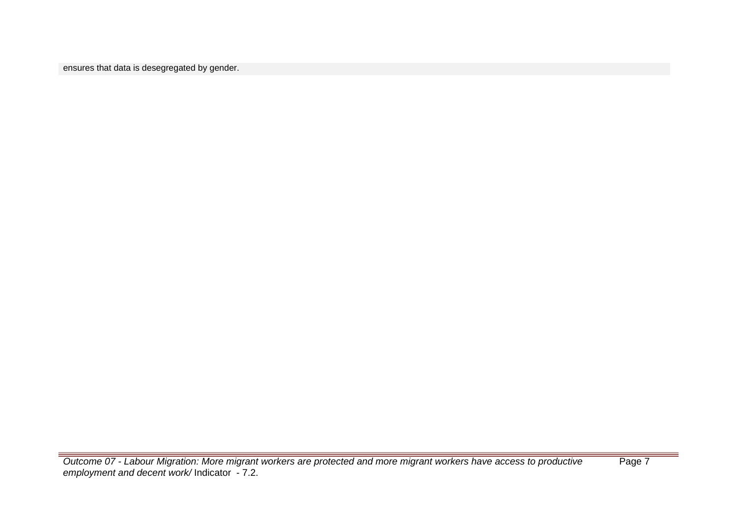ensures that data is desegregated by gender.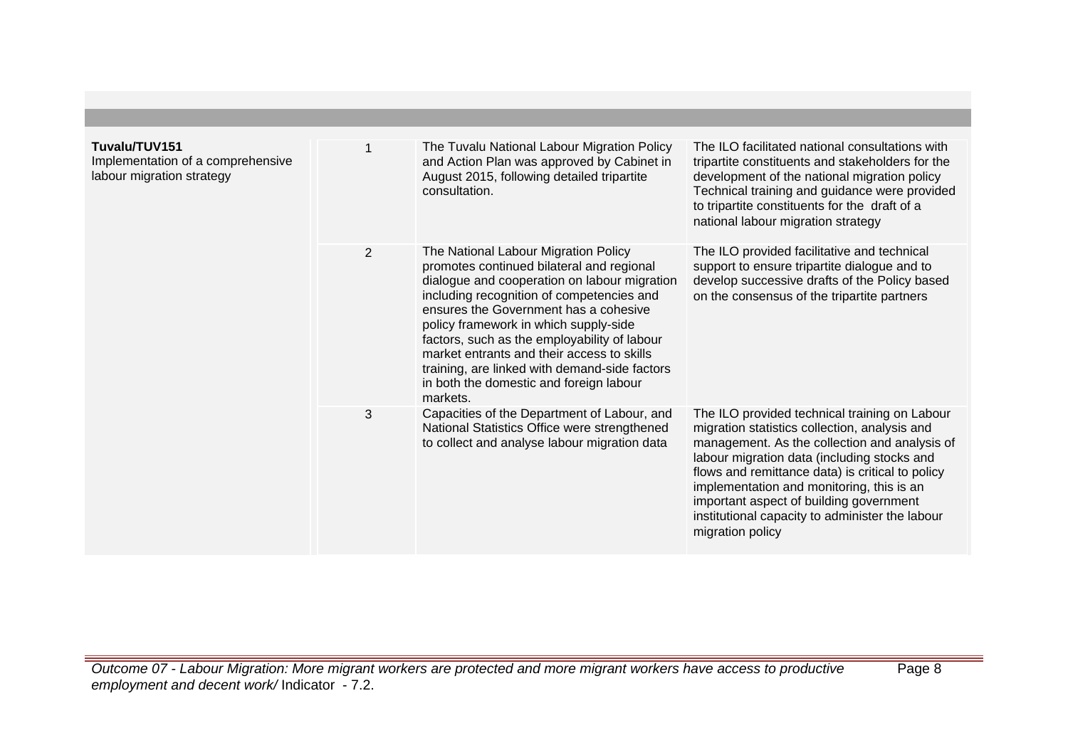| | | | |
|---|---|---|---|
| **Tuvalu/TUV151**<br>Implementation of a comprehensive labour migration strategy | 1 | The Tuvalu National Labour Migration Policy and Action Plan was approved by Cabinet in August 2015, following detailed tripartite consultation. | The ILO facilitated national consultations with tripartite constituents and stakeholders for the development of the national migration policy Technical training and guidance were provided to tripartite constituents for the draft of a national labour migration strategy |
| | 2 | The National Labour Migration Policy promotes continued bilateral and regional dialogue and cooperation on labour migration including recognition of competencies and ensures the Government has a cohesive policy framework in which supply-side factors, such as the employability of labour market entrants and their access to skills training, are linked with demand-side factors in both the domestic and foreign labour markets. | The ILO provided facilitative and technical support to ensure tripartite dialogue and to develop successive drafts of the Policy based on the consensus of the tripartite partners |
| | 3 | Capacities of the Department of Labour, and National Statistics Office were strengthened to collect and analyse labour migration data | The ILO provided technical training on Labour migration statistics collection, analysis and management. As the collection and analysis of labour migration data (including stocks and flows and remittance data) is critical to policy implementation and monitoring, this is an important aspect of building government institutional capacity to administer the labour migration policy |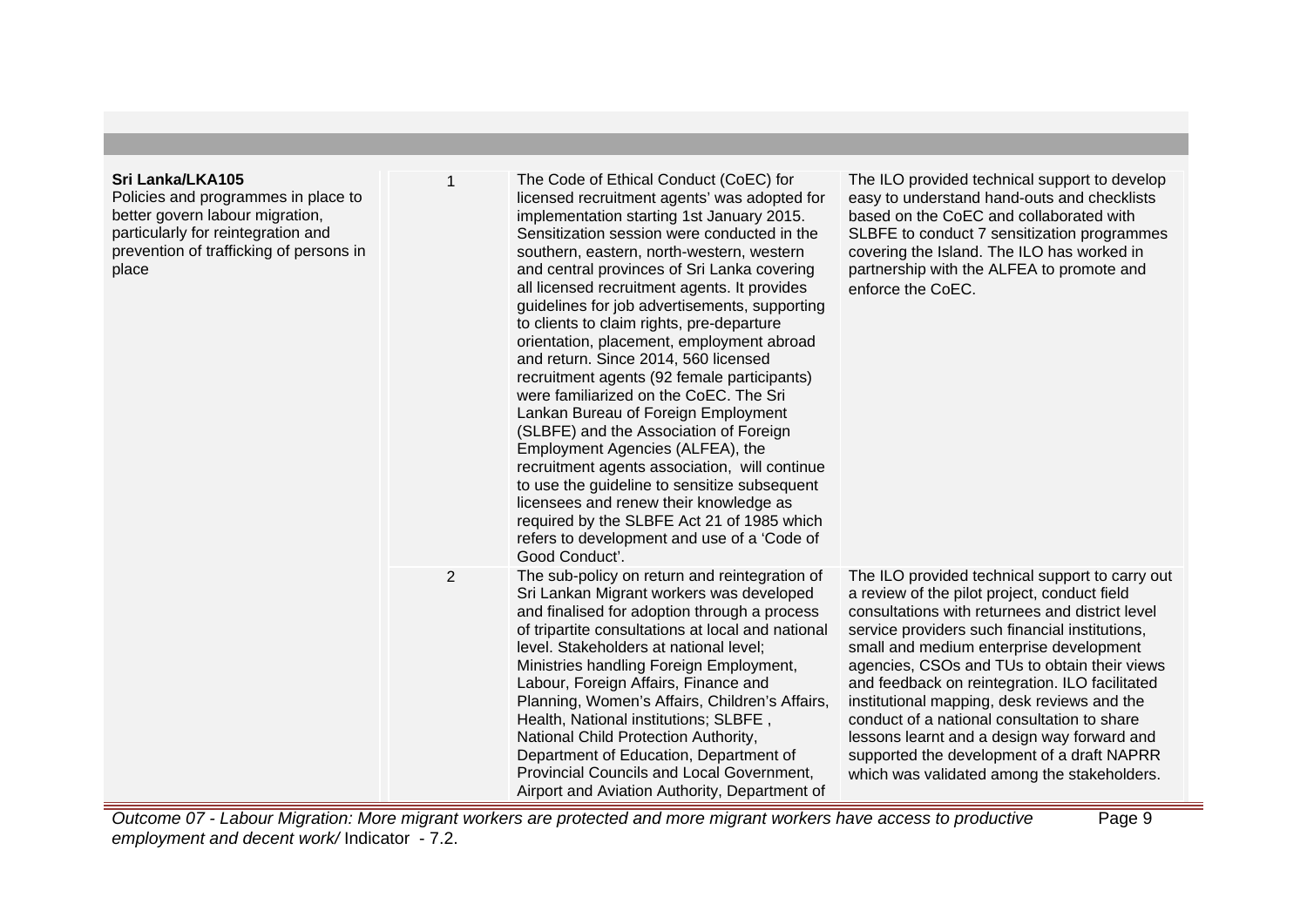| | | | |
|---|---|---|---|
| **Sri Lanka/LKA105**<br>Policies and programmes in place to better govern labour migration, particularly for reintegration and prevention of trafficking of persons in place | 1 | The Code of Ethical Conduct (CoEC) for licensed recruitment agents' was adopted for implementation starting 1st January 2015. Sensitization session were conducted in the southern, eastern, north-western, western and central provinces of Sri Lanka covering all licensed recruitment agents. It provides guidelines for job advertisements, supporting to clients to claim rights, pre-departure orientation, placement, employment abroad and return. Since 2014, 560 licensed recruitment agents (92 female participants) were familiarized on the CoEC. The Sri Lankan Bureau of Foreign Employment (SLBFE) and the Association of Foreign Employment Agencies (ALFEA), the recruitment agents association, will continue to use the guideline to sensitize subsequent licensees and renew their knowledge as required by the SLBFE Act 21 of 1985 which refers to development and use of a 'Code of Good Conduct'. | The ILO provided technical support to develop easy to understand hand-outs and checklists based on the CoEC and collaborated with SLBFE to conduct 7 sensitization programmes covering the Island. The ILO has worked in partnership with the ALFEA to promote and enforce the CoEC. |
| | 2 | The sub-policy on return and reintegration of Sri Lankan Migrant workers was developed and finalised for adoption through a process of tripartite consultations at local and national level. Stakeholders at national level; Ministries handling Foreign Employment, Labour, Foreign Affairs, Finance and Planning, Women's Affairs, Children's Affairs, Health, National institutions; SLBFE , National Child Protection Authority, Department of Education, Department of Provincial Councils and Local Government, Airport and Aviation Authority, Department of | The ILO provided technical support to carry out a review of the pilot project, conduct field consultations with returnees and district level service providers such financial institutions, small and medium enterprise development agencies, CSOs and TUs to obtain their views and feedback on reintegration. ILO facilitated institutional mapping, desk reviews and the conduct of a national consultation to share lessons learnt and a design way forward and supported the development of a draft NAPRR which was validated among the stakeholders. |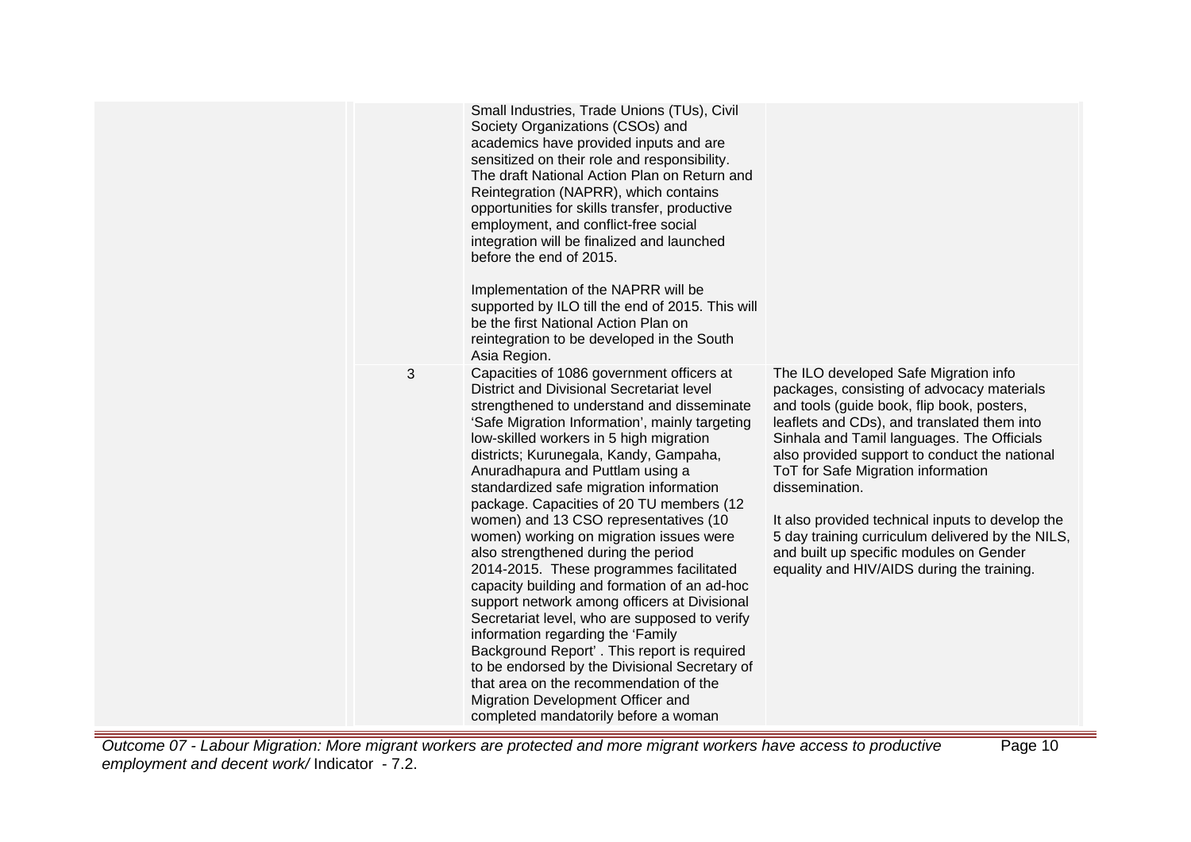| | | | |
|---|---|---|---|
| | | Small Industries, Trade Unions (TUs), Civil Society Organizations (CSOs) and academics have provided inputs and are sensitized on their role and responsibility. The draft National Action Plan on Return and Reintegration (NAPRR), which contains opportunities for skills transfer, productive employment, and conflict-free social integration will be finalized and launched before the end of 2015.<br><br>Implementation of the NAPRR will be supported by ILO till the end of 2015. This will be the first National Action Plan on reintegration to be developed in the South Asia Region. | |
| | 3 | Capacities of 1086 government officers at District and Divisional Secretariat level strengthened to understand and disseminate 'Safe Migration Information', mainly targeting low-skilled workers in 5 high migration districts; Kurunegala, Kandy, Gampaha, Anuradhapura and Puttlam using a standardized safe migration information package. Capacities of 20 TU members (12 women) and 13 CSO representatives (10 women) working on migration issues were also strengthened during the period 2014-2015. These programmes facilitated capacity building and formation of an ad-hoc support network among officers at Divisional Secretariat level, who are supposed to verify information regarding the 'Family Background Report' . This report is required to be endorsed by the Divisional Secretary of that area on the recommendation of the Migration Development Officer and completed mandatorily before a woman | The ILO developed Safe Migration info packages, consisting of advocacy materials and tools (guide book, flip book, posters, leaflets and CDs), and translated them into Sinhala and Tamil languages. The Officials also provided support to conduct the national ToT for Safe Migration information dissemination.<br><br>It also provided technical inputs to develop the 5 day training curriculum delivered by the NILS, and built up specific modules on Gender equality and HIV/AIDS during the training. |

*Outcome 07 - Labour Migration: More migrant workers are protected and more migrant workers have access to productive employment and decent work/* Indicator - 7.2.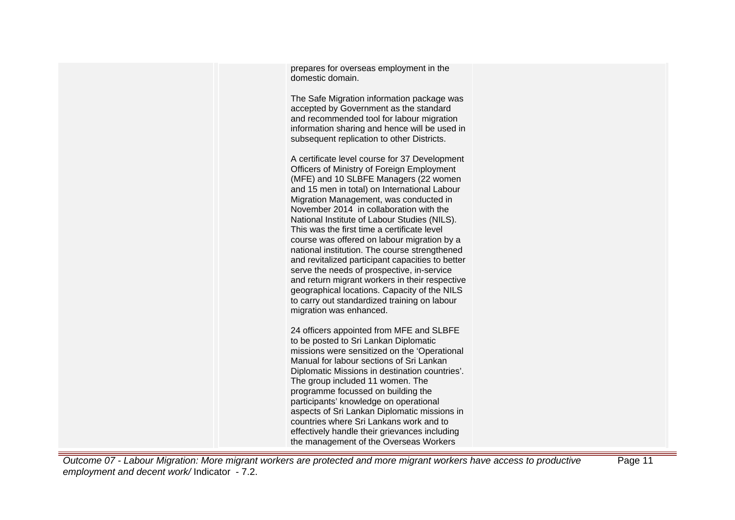| | | | |
|---|---|---|---|
| | | prepares for overseas employment in the domestic domain.<br><br>The Safe Migration information package was accepted by Government as the standard and recommended tool for labour migration information sharing and hence will be used in subsequent replication to other Districts.<br><br>A certificate level course for 37 Development Officers of Ministry of Foreign Employment (MFE) and 10 SLBFE Managers (22 women and 15 men in total) on International Labour Migration Management, was conducted in November 2014 in collaboration with the National Institute of Labour Studies (NILS). This was the first time a certificate level course was offered on labour migration by a national institution. The course strengthened and revitalized participant capacities to better serve the needs of prospective, in-service and return migrant workers in their respective geographical locations. Capacity of the NILS to carry out standardized training on labour migration was enhanced.<br><br>24 officers appointed from MFE and SLBFE to be posted to Sri Lankan Diplomatic missions were sensitized on the 'Operational Manual for labour sections of Sri Lankan Diplomatic Missions in destination countries'. The group included 11 women. The programme focussed on building the participants' knowledge on operational aspects of Sri Lankan Diplomatic missions in countries where Sri Lankans work and to effectively handle their grievances including the management of the Overseas Workers | |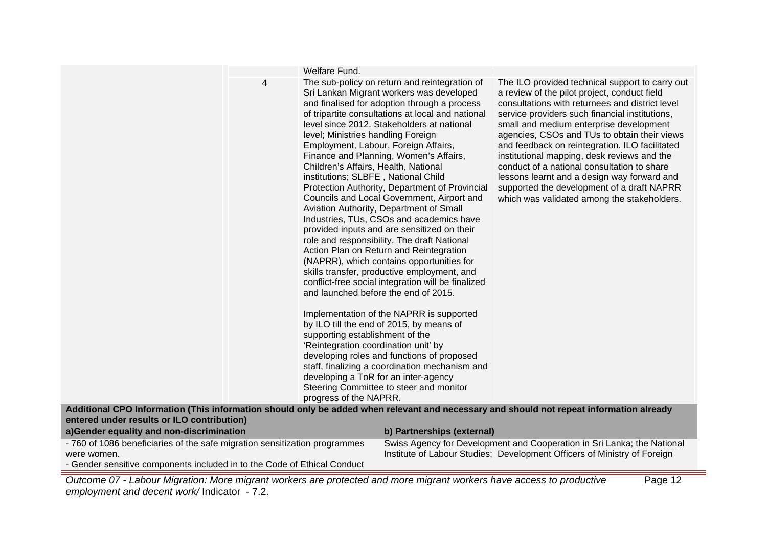| | | | |
|---|---|---|---|
| | | Welfare Fund. | |
| | 4 | The sub-policy on return and reintegration of Sri Lankan Migrant workers was developed and finalised for adoption through a process of tripartite consultations at local and national level since 2012. Stakeholders at national level; Ministries handling Foreign Employment, Labour, Foreign Affairs, Finance and Planning, Women's Affairs, Children's Affairs, Health, National institutions; SLBFE , National Child Protection Authority, Department of Provincial Councils and Local Government, Airport and Aviation Authority, Department of Small Industries, TUs, CSOs and academics have provided inputs and are sensitized on their role and responsibility. The draft National Action Plan on Return and Reintegration (NAPRR), which contains opportunities for skills transfer, productive employment, and conflict-free social integration will be finalized and launched before the end of 2015.<br><br>Implementation of the NAPRR is supported by ILO till the end of 2015, by means of supporting establishment of the 'Reintegration coordination unit' by developing roles and functions of proposed staff, finalizing a coordination mechanism and developing a ToR for an inter-agency Steering Committee to steer and monitor progress of the NAPRR. | The ILO provided technical support to carry out a review of the pilot project, conduct field consultations with returnees and district level service providers such financial institutions, small and medium enterprise development agencies, CSOs and TUs to obtain their views and feedback on reintegration. ILO facilitated institutional mapping, desk reviews and the conduct of a national consultation to share lessons learnt and a design way forward and supported the development of a draft NAPRR which was validated among the stakeholders. |

**Additional CPO Information (This information should only be added when relevant and necessary and should not repeat information already entered under results or ILO contribution)**

| a)Gender equality and non-discrimination | b) Partnerships (external) |
|---|---|
| - 760 of 1086 beneficiaries of the safe migration sensitization programmes were women.<br>- Gender sensitive components included in to the Code of Ethical Conduct | Swiss Agency for Development and Cooperation in Sri Lanka; the National Institute of Labour Studies; Development Officers of Ministry of Foreign |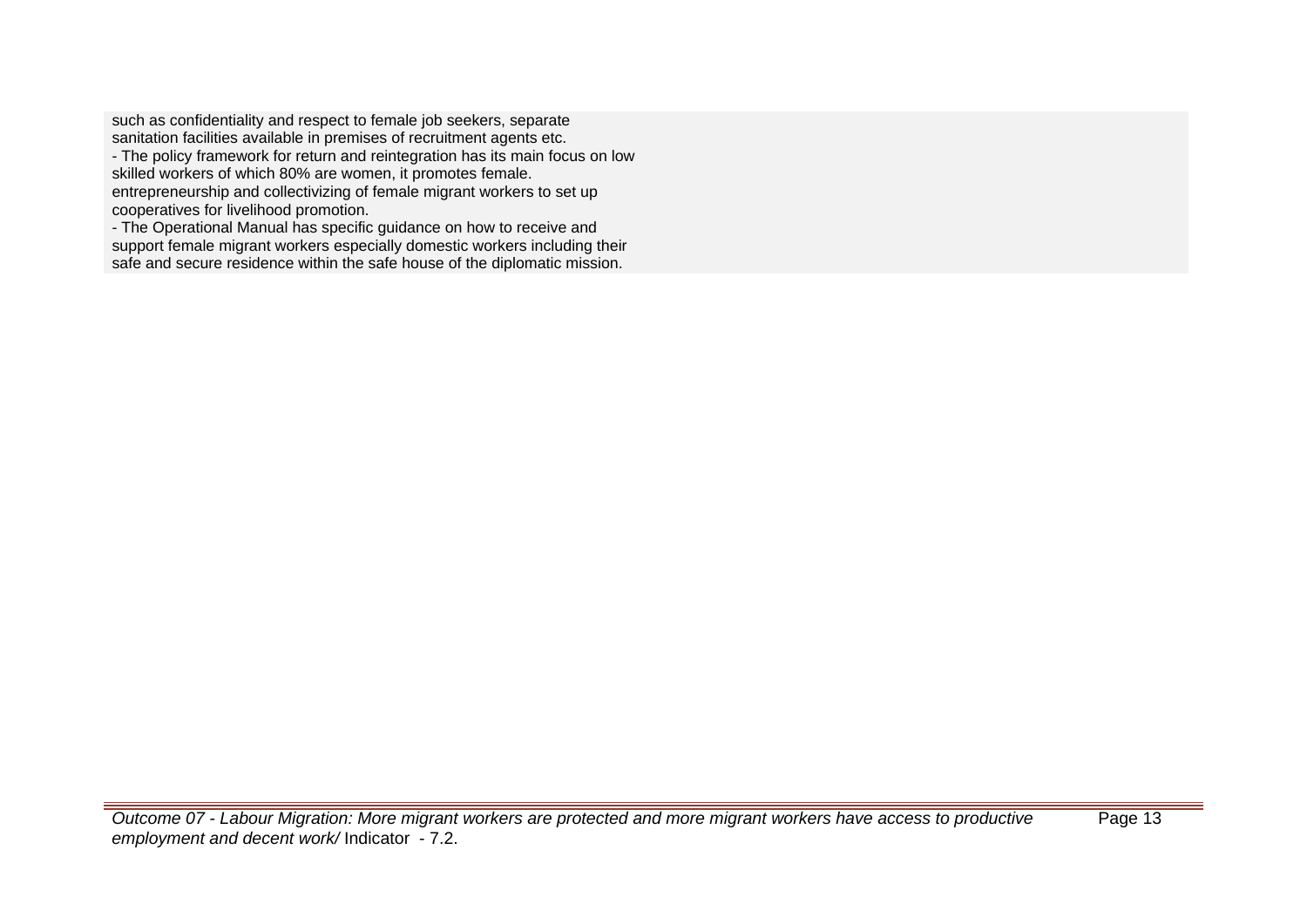such as confidentiality and respect to female job seekers, separate sanitation facilities available in premises of recruitment agents etc.

- The policy framework for return and reintegration has its main focus on low skilled workers of which 80% are women, it promotes female. entrepreneurship and collectivizing of female migrant workers to set up cooperatives for livelihood promotion.
- The Operational Manual has specific guidance on how to receive and support female migrant workers especially domestic workers including their safe and secure residence within the safe house of the diplomatic mission.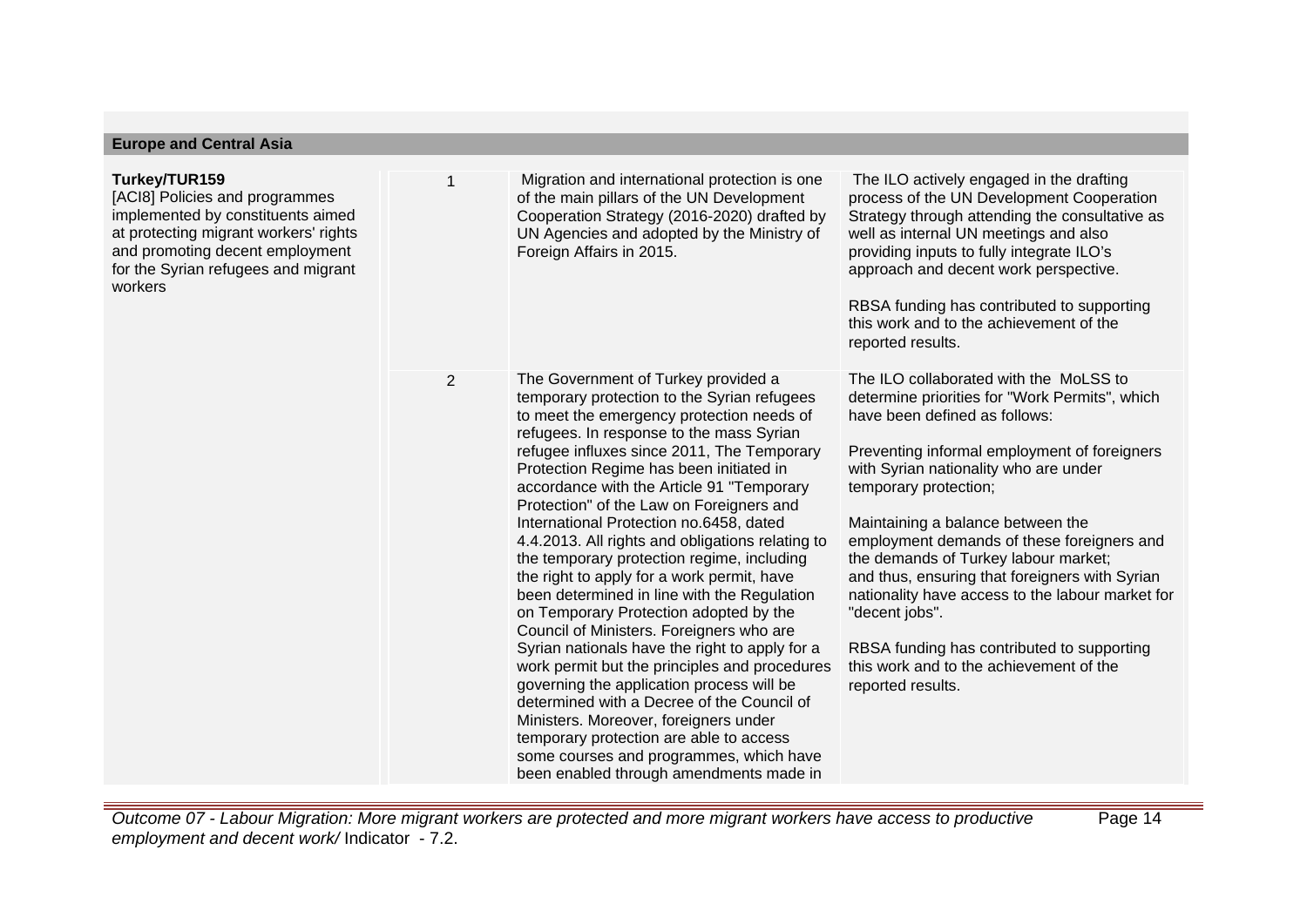## Europe and Central Asia

| | | | |
|---|---|---|---|
| **Turkey/TUR159**<br>[ACI8] Policies and programmes implemented by constituents aimed at protecting migrant workers' rights and promoting decent employment for the Syrian refugees and migrant workers | 1 | Migration and international protection is one of the main pillars of the UN Development Cooperation Strategy (2016-2020) drafted by UN Agencies and adopted by the Ministry of Foreign Affairs in 2015. | The ILO actively engaged in the drafting process of the UN Development Cooperation Strategy through attending the consultative as well as internal UN meetings and also providing inputs to fully integrate ILO's approach and decent work perspective.<br><br>RBSA funding has contributed to supporting this work and to the achievement of the reported results. |
| | 2 | The Government of Turkey provided a temporary protection to the Syrian refugees to meet the emergency protection needs of refugees. In response to the mass Syrian refugee influxes since 2011, The Temporary Protection Regime has been initiated in accordance with the Article 91 "Temporary Protection" of the Law on Foreigners and International Protection no.6458, dated 4.4.2013. All rights and obligations relating to the temporary protection regime, including the right to apply for a work permit, have been determined in line with the Regulation on Temporary Protection adopted by the Council of Ministers. Foreigners who are Syrian nationals have the right to apply for a work permit but the principles and procedures governing the application process will be determined with a Decree of the Council of Ministers. Moreover, foreigners under temporary protection are able to access some courses and programmes, which have been enabled through amendments made in | The ILO collaborated with the MoLSS to determine priorities for "Work Permits", which have been defined as follows:<br><br>Preventing informal employment of foreigners with Syrian nationality who are under temporary protection;<br><br>Maintaining a balance between the employment demands of these foreigners and the demands of Turkey labour market;<br>and thus, ensuring that foreigners with Syrian nationality have access to the labour market for "decent jobs".<br><br>RBSA funding has contributed to supporting this work and to the achievement of the reported results. |

*Outcome 07 - Labour Migration: More migrant workers are protected and more migrant workers have access to productive employment and decent work/* Indicator - 7.2.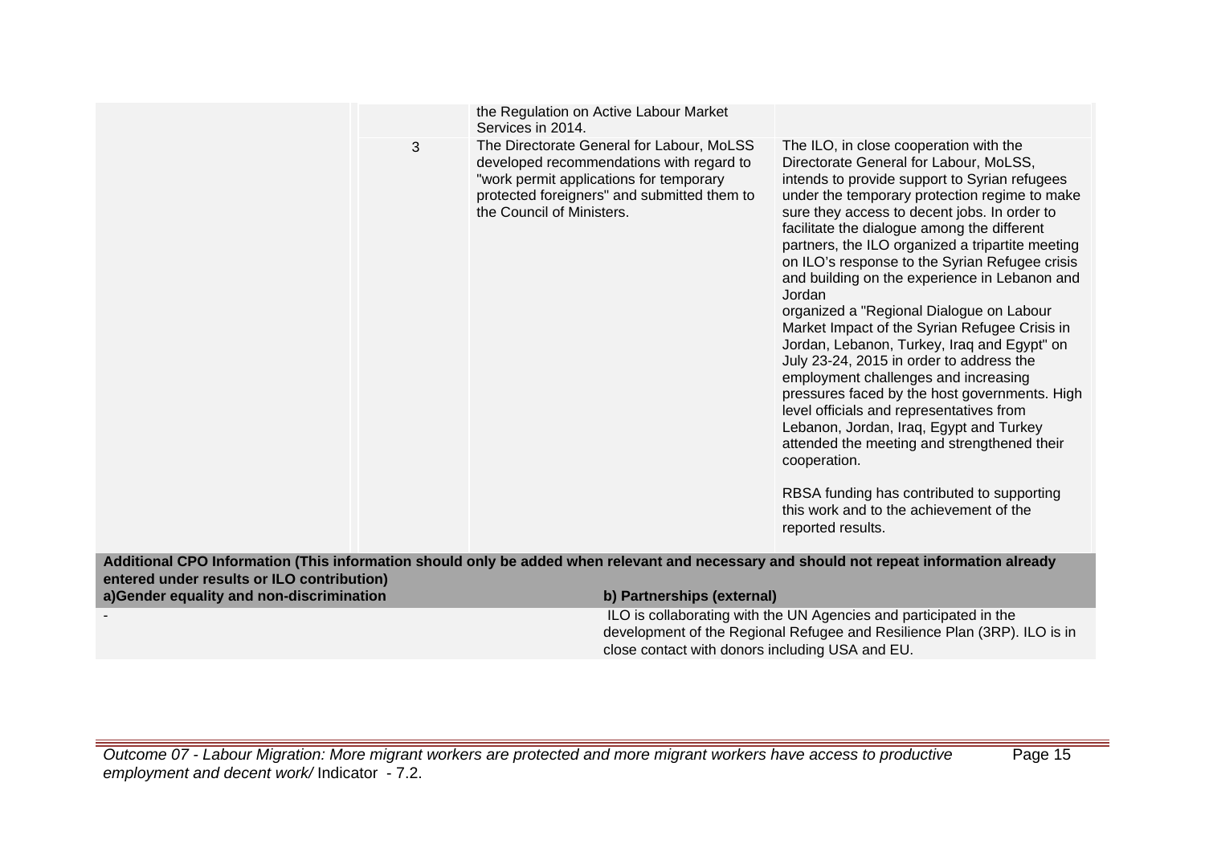| | | | |
|---|---|---|---|
| | | the Regulation on Active Labour Market Services in 2014. | |
| | 3 | The Directorate General for Labour, MoLSS developed recommendations with regard to "work permit applications for temporary protected foreigners" and submitted them to the Council of Ministers. | The ILO, in close cooperation with the Directorate General for Labour, MoLSS, intends to provide support to Syrian refugees under the temporary protection regime to make sure they access to decent jobs. In order to facilitate the dialogue among the different partners, the ILO organized a tripartite meeting on ILO's response to the Syrian Refugee crisis and building on the experience in Lebanon and Jordan organized a "Regional Dialogue on Labour Market Impact of the Syrian Refugee Crisis in Jordan, Lebanon, Turkey, Iraq and Egypt" on July 23-24, 2015 in order to address the employment challenges and increasing pressures faced by the host governments. High level officials and representatives from Lebanon, Jordan, Iraq, Egypt and Turkey attended the meeting and strengthened their cooperation.<br><br>RBSA funding has contributed to supporting this work and to the achievement of the reported results. |

**Additional CPO Information (This information should only be added when relevant and necessary and should not repeat information already entered under results or ILO contribution)**

| a)Gender equality and non-discrimination | b) Partnerships (external) |
|---|---|
| - | ILO is collaborating with the UN Agencies and participated in the development of the Regional Refugee and Resilience Plan (3RP). ILO is in close contact with donors including USA and EU. |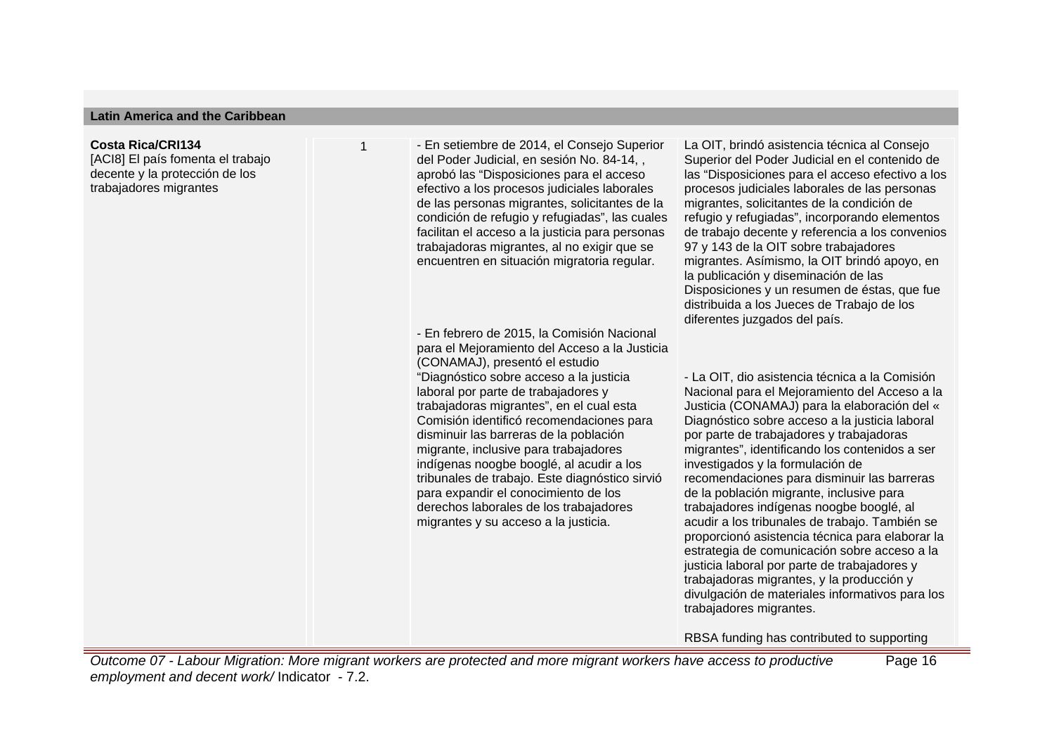**Latin America and the Caribbean**

| | | | |
|---|---|---|---|
| **Costa Rica/CRI134**<br>[ACI8] El país fomenta el trabajo decente y la protección de los trabajadores migrantes | 1 | - En setiembre de 2014, el Consejo Superior del Poder Judicial, en sesión No. 84-14, , aprobó las “Disposiciones para el acceso efectivo a los procesos judiciales laborales de las personas migrantes, solicitantes de la condición de refugio y refugiadas”, las cuales facilitan el acceso a la justicia para personas trabajadoras migrantes, al no exigir que se encuentren en situación migratoria regular.<br><br>- En febrero de 2015, la Comisión Nacional para el Mejoramiento del Acceso a la Justicia (CONAMAJ), presentó el estudio “Diagnóstico sobre acceso a la justicia laboral por parte de trabajadores y trabajadoras migrantes”, en el cual esta Comisión identificó recomendaciones para disminuir las barreras de la población migrante, inclusive para trabajadores indígenas noogbe booglé, al acudir a los tribunales de trabajo. Este diagnóstico sirvió para expandir el conocimiento de los derechos laborales de los trabajadores migrantes y su acceso a la justicia. | La OIT, brindó asistencia técnica al Consejo Superior del Poder Judicial en el contenido de las “Disposiciones para el acceso efectivo a los procesos judiciales laborales de las personas migrantes, solicitantes de la condición de refugio y refugiadas”, incorporando elementos de trabajo decente y referencia a los convenios 97 y 143 de la OIT sobre trabajadores migrantes. Asímismo, la OIT brindó apoyo, en la publicación y diseminación de las Disposiciones y un resumen de éstas, que fue distribuida a los Jueces de Trabajo de los diferentes juzgados del país.<br><br>- La OIT, dio asistencia técnica a la Comisión Nacional para el Mejoramiento del Acceso a la Justicia (CONAMAJ) para la elaboración del « Diagnóstico sobre acceso a la justicia laboral por parte de trabajadores y trabajadoras migrantes”, identificando los contenidos a ser investigados y la formulación de recomendaciones para disminuir las barreras de la población migrante, inclusive para trabajadores indígenas noogbe booglé, al acudir a los tribunales de trabajo. También se proporcionó asistencia técnica para elaborar la estrategia de comunicación sobre acceso a la justicia laboral por parte de trabajadores y trabajadoras migrantes, y la producción y divulgación de materiales informativos para los trabajadores migrantes.<br><br>RBSA funding has contributed to supporting |

*Outcome 07 - Labour Migration: More migrant workers are protected and more migrant workers have access to productive employment and decent work/* Indicator - 7.2.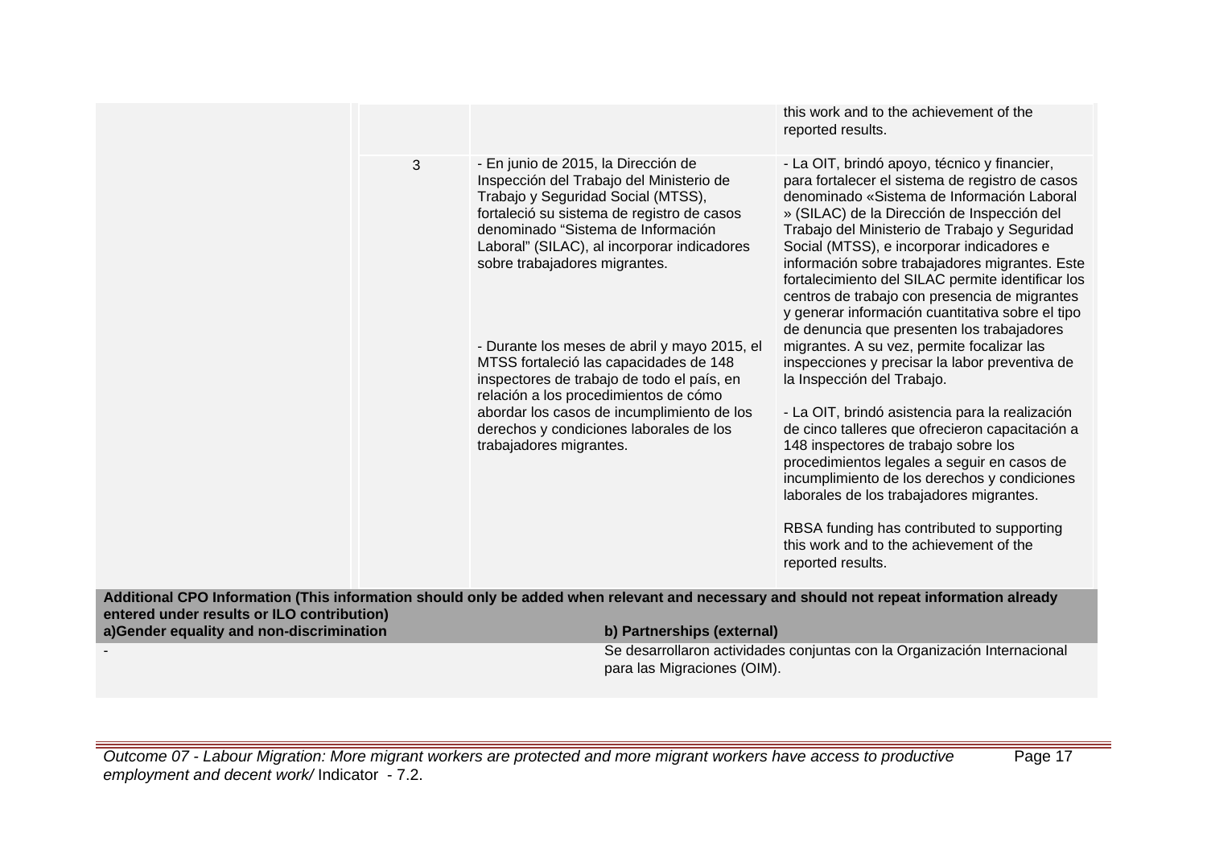| | | | |
|---|---|---|---|
| | | | this work and to the achievement of the reported results. |
| | 3 | - En junio de 2015, la Dirección de Inspección del Trabajo del Ministerio de Trabajo y Seguridad Social (MTSS), fortaleció su sistema de registro de casos denominado "Sistema de Información Laboral" (SILAC), al incorporar indicadores sobre trabajadores migrantes.<br><br>- Durante los meses de abril y mayo 2015, el MTSS fortaleció las capacidades de 148 inspectores de trabajo de todo el país, en relación a los procedimientos de cómo abordar los casos de incumplimiento de los derechos y condiciones laborales de los trabajadores migrantes. | - La OIT, brindó apoyo, técnico y financier, para fortalecer el sistema de registro de casos denominado «Sistema de Información Laboral » (SILAC) de la Dirección de Inspección del Trabajo del Ministerio de Trabajo y Seguridad Social (MTSS), e incorporar indicadores e información sobre trabajadores migrantes. Este fortalecimiento del SILAC permite identificar los centros de trabajo con presencia de migrantes y generar información cuantitativa sobre el tipo de denuncia que presenten los trabajadores migrantes. A su vez, permite focalizar las inspecciones y precisar la labor preventiva de la Inspección del Trabajo.<br><br>- La OIT, brindó asistencia para la realización de cinco talleres que ofrecieron capacitación a 148 inspectores de trabajo sobre los procedimientos legales a seguir en casos de incumplimiento de los derechos y condiciones laborales de los trabajadores migrantes.<br><br>RBSA funding has contributed to supporting this work and to the achievement of the reported results. |

**Additional CPO Information (This information should only be added when relevant and necessary and should not repeat information already entered under results or ILO contribution)**

| a)Gender equality and non-discrimination | b) Partnerships (external) |
|---|---|
| - | Se desarrollaron actividades conjuntas con la Organización Internacional para las Migraciones (OIM). |

*Outcome 07 - Labour Migration: More migrant workers are protected and more migrant workers have access to productive employment and decent work/* Indicator - 7.2.